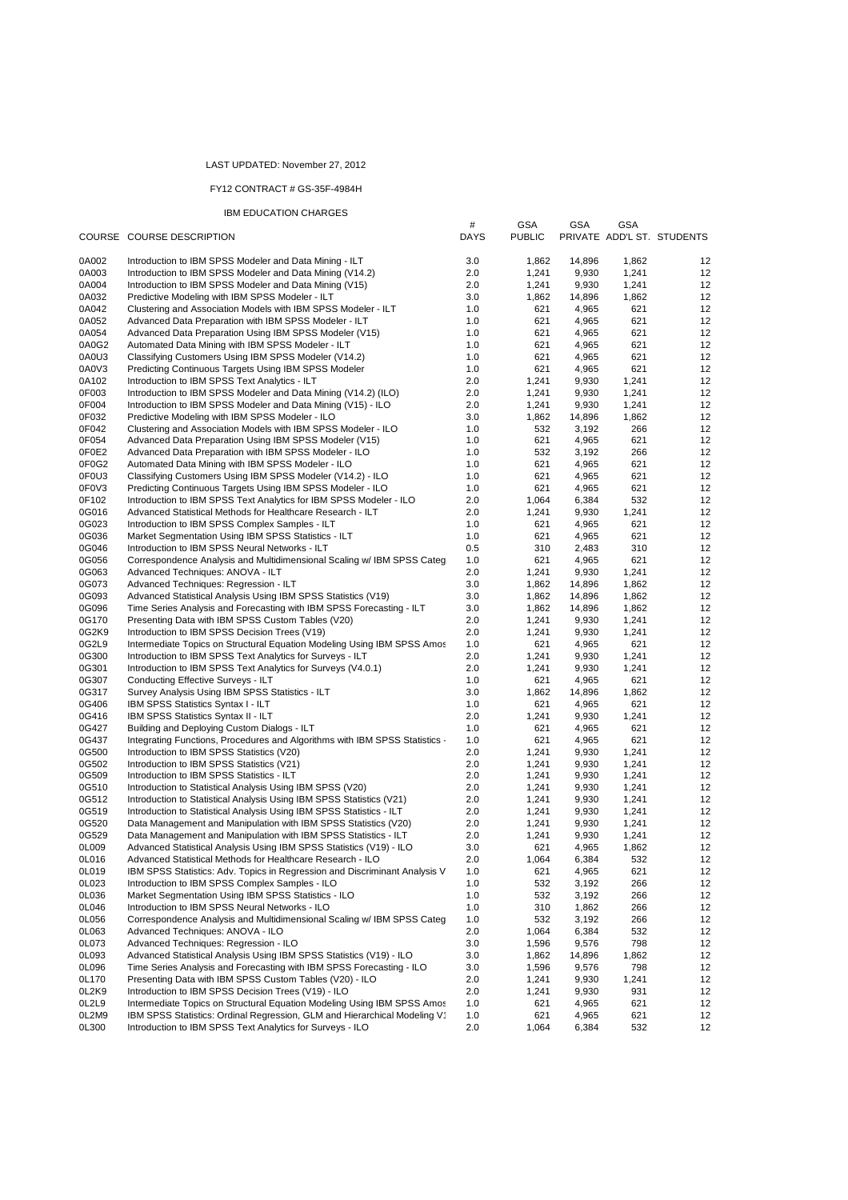LAST UPDATED: November 27, 2012

FY12 CONTRACT # GS-35F-4984H

IBM EDUCATION CHARGES

| COURSE | COURSE DESCRIPTION | # DAYS | GSA PUBLIC | GSA PRIVATE | GSA ADD'L ST. | STUDENTS |
|---|---|---|---|---|---|---|
| 0A002 | Introduction to IBM SPSS Modeler and Data Mining - ILT | 3.0 | 1,862 | 14,896 | 1,862 | 12 |
| 0A003 | Introduction to IBM SPSS Modeler and Data Mining (V14.2) | 2.0 | 1,241 | 9,930 | 1,241 | 12 |
| 0A004 | Introduction to IBM SPSS Modeler and Data Mining (V15) | 2.0 | 1,241 | 9,930 | 1,241 | 12 |
| 0A032 | Predictive Modeling with IBM SPSS Modeler - ILT | 3.0 | 1,862 | 14,896 | 1,862 | 12 |
| 0A042 | Clustering and Association Models with IBM SPSS Modeler - ILT | 1.0 | 621 | 4,965 | 621 | 12 |
| 0A052 | Advanced Data Preparation with IBM SPSS Modeler - ILT | 1.0 | 621 | 4,965 | 621 | 12 |
| 0A054 | Advanced Data Preparation Using IBM SPSS Modeler (V15) | 1.0 | 621 | 4,965 | 621 | 12 |
| 0A0G2 | Automated Data Mining with IBM SPSS Modeler - ILT | 1.0 | 621 | 4,965 | 621 | 12 |
| 0A0U3 | Classifying Customers Using IBM SPSS Modeler (V14.2) | 1.0 | 621 | 4,965 | 621 | 12 |
| 0A0V3 | Predicting Continuous Targets Using IBM SPSS Modeler | 1.0 | 621 | 4,965 | 621 | 12 |
| 0A102 | Introduction to IBM SPSS Text Analytics - ILT | 2.0 | 1,241 | 9,930 | 1,241 | 12 |
| 0F003 | Introduction to IBM SPSS Modeler and Data Mining (V14.2) (ILO) | 2.0 | 1,241 | 9,930 | 1,241 | 12 |
| 0F004 | Introduction to IBM SPSS Modeler and Data Mining (V15) - ILO | 2.0 | 1,241 | 9,930 | 1,241 | 12 |
| 0F032 | Predictive Modeling with IBM SPSS Modeler - ILO | 3.0 | 1,862 | 14,896 | 1,862 | 12 |
| 0F042 | Clustering and Association Models with IBM SPSS Modeler - ILO | 1.0 | 532 | 3,192 | 266 | 12 |
| 0F054 | Advanced Data Preparation Using IBM SPSS Modeler (V15) | 1.0 | 621 | 4,965 | 621 | 12 |
| 0F0E2 | Advanced Data Preparation with IBM SPSS Modeler - ILO | 1.0 | 532 | 3,192 | 266 | 12 |
| 0F0G2 | Automated Data Mining with IBM SPSS Modeler - ILO | 1.0 | 621 | 4,965 | 621 | 12 |
| 0F0U3 | Classifying Customers Using IBM SPSS Modeler (V14.2) - ILO | 1.0 | 621 | 4,965 | 621 | 12 |
| 0F0V3 | Predicting Continuous Targets Using IBM SPSS Modeler - ILO | 1.0 | 621 | 4,965 | 621 | 12 |
| 0F102 | Introduction to IBM SPSS Text Analytics for IBM SPSS Modeler - ILO | 2.0 | 1,064 | 6,384 | 532 | 12 |
| 0G016 | Advanced Statistical Methods for Healthcare Research - ILT | 2.0 | 1,241 | 9,930 | 1,241 | 12 |
| 0G023 | Introduction to IBM SPSS Complex Samples - ILT | 1.0 | 621 | 4,965 | 621 | 12 |
| 0G036 | Market Segmentation Using IBM SPSS Statistics - ILT | 1.0 | 621 | 4,965 | 621 | 12 |
| 0G046 | Introduction to IBM SPSS Neural Networks - ILT | 0.5 | 310 | 2,483 | 310 | 12 |
| 0G056 | Correspondence Analysis and Multidimensional Scaling w/ IBM SPSS Categ | 1.0 | 621 | 4,965 | 621 | 12 |
| 0G063 | Advanced Techniques: ANOVA - ILT | 2.0 | 1,241 | 9,930 | 1,241 | 12 |
| 0G073 | Advanced Techniques: Regression - ILT | 3.0 | 1,862 | 14,896 | 1,862 | 12 |
| 0G093 | Advanced Statistical Analysis Using IBM SPSS Statistics (V19) | 3.0 | 1,862 | 14,896 | 1,862 | 12 |
| 0G096 | Time Series Analysis and Forecasting with IBM SPSS Forecasting - ILT | 3.0 | 1,862 | 14,896 | 1,862 | 12 |
| 0G170 | Presenting Data with IBM SPSS Custom Tables (V20) | 2.0 | 1,241 | 9,930 | 1,241 | 12 |
| 0G2K9 | Introduction to IBM SPSS Decision Trees (V19) | 2.0 | 1,241 | 9,930 | 1,241 | 12 |
| 0G2L9 | Intermediate Topics on Structural Equation Modeling Using IBM SPSS Amos | 1.0 | 621 | 4,965 | 621 | 12 |
| 0G300 | Introduction to IBM SPSS Text Analytics for Surveys - ILT | 2.0 | 1,241 | 9,930 | 1,241 | 12 |
| 0G301 | Introduction to IBM SPSS Text Analytics for Surveys (V4.0.1) | 2.0 | 1,241 | 9,930 | 1,241 | 12 |
| 0G307 | Conducting Effective Surveys - ILT | 1.0 | 621 | 4,965 | 621 | 12 |
| 0G317 | Survey Analysis Using IBM SPSS Statistics - ILT | 3.0 | 1,862 | 14,896 | 1,862 | 12 |
| 0G406 | IBM SPSS Statistics Syntax I - ILT | 1.0 | 621 | 4,965 | 621 | 12 |
| 0G416 | IBM SPSS Statistics Syntax II - ILT | 2.0 | 1,241 | 9,930 | 1,241 | 12 |
| 0G427 | Building and Deploying Custom Dialogs - ILT | 1.0 | 621 | 4,965 | 621 | 12 |
| 0G437 | Integrating Functions, Procedures and Algorithms with IBM SPSS Statistics - | 1.0 | 621 | 4,965 | 621 | 12 |
| 0G500 | Introduction to IBM SPSS Statistics (V20) | 2.0 | 1,241 | 9,930 | 1,241 | 12 |
| 0G502 | Introduction to IBM SPSS Statistics (V21) | 2.0 | 1,241 | 9,930 | 1,241 | 12 |
| 0G509 | Introduction to IBM SPSS Statistics - ILT | 2.0 | 1,241 | 9,930 | 1,241 | 12 |
| 0G510 | Introduction to Statistical Analysis Using IBM SPSS (V20) | 2.0 | 1,241 | 9,930 | 1,241 | 12 |
| 0G512 | Introduction to Statistical Analysis Using IBM SPSS Statistics (V21) | 2.0 | 1,241 | 9,930 | 1,241 | 12 |
| 0G519 | Introduction to Statistical Analysis Using IBM SPSS Statistics - ILT | 2.0 | 1,241 | 9,930 | 1,241 | 12 |
| 0G520 | Data Management and Manipulation with IBM SPSS Statistics (V20) | 2.0 | 1,241 | 9,930 | 1,241 | 12 |
| 0G529 | Data Management and Manipulation with IBM SPSS Statistics - ILT | 2.0 | 1,241 | 9,930 | 1,241 | 12 |
| 0L009 | Advanced Statistical Analysis Using IBM SPSS Statistics (V19) - ILO | 3.0 | 621 | 4,965 | 1,862 | 12 |
| 0L016 | Advanced Statistical Methods for Healthcare Research - ILO | 2.0 | 1,064 | 6,384 | 532 | 12 |
| 0L019 | IBM SPSS Statistics: Adv. Topics in Regression and Discriminant Analysis V | 1.0 | 621 | 4,965 | 621 | 12 |
| 0L023 | Introduction to IBM SPSS Complex Samples - ILO | 1.0 | 532 | 3,192 | 266 | 12 |
| 0L036 | Market Segmentation Using IBM SPSS Statistics - ILO | 1.0 | 532 | 3,192 | 266 | 12 |
| 0L046 | Introduction to IBM SPSS Neural Networks - ILO | 1.0 | 310 | 1,862 | 266 | 12 |
| 0L056 | Correspondence Analysis and Multidimensional Scaling w/ IBM SPSS Categ | 1.0 | 532 | 3,192 | 266 | 12 |
| 0L063 | Advanced Techniques: ANOVA - ILO | 2.0 | 1,064 | 6,384 | 532 | 12 |
| 0L073 | Advanced Techniques: Regression - ILO | 3.0 | 1,596 | 9,576 | 798 | 12 |
| 0L093 | Advanced Statistical Analysis Using IBM SPSS Statistics (V19) - ILO | 3.0 | 1,862 | 14,896 | 1,862 | 12 |
| 0L096 | Time Series Analysis and Forecasting with IBM SPSS Forecasting - ILO | 3.0 | 1,596 | 9,576 | 798 | 12 |
| 0L170 | Presenting Data with IBM SPSS Custom Tables (V20) - ILO | 2.0 | 1,241 | 9,930 | 1,241 | 12 |
| 0L2K9 | Introduction to IBM SPSS Decision Trees (V19) - ILO | 2.0 | 1,241 | 9,930 | 931 | 12 |
| 0L2L9 | Intermediate Topics on Structural Equation Modeling Using IBM SPSS Amos | 1.0 | 621 | 4,965 | 621 | 12 |
| 0L2M9 | IBM SPSS Statistics: Ordinal Regression, GLM and Hierarchical Modeling V1 | 1.0 | 621 | 4,965 | 621 | 12 |
| 0L300 | Introduction to IBM SPSS Text Analytics for Surveys - ILO | 2.0 | 1,064 | 6,384 | 532 | 12 |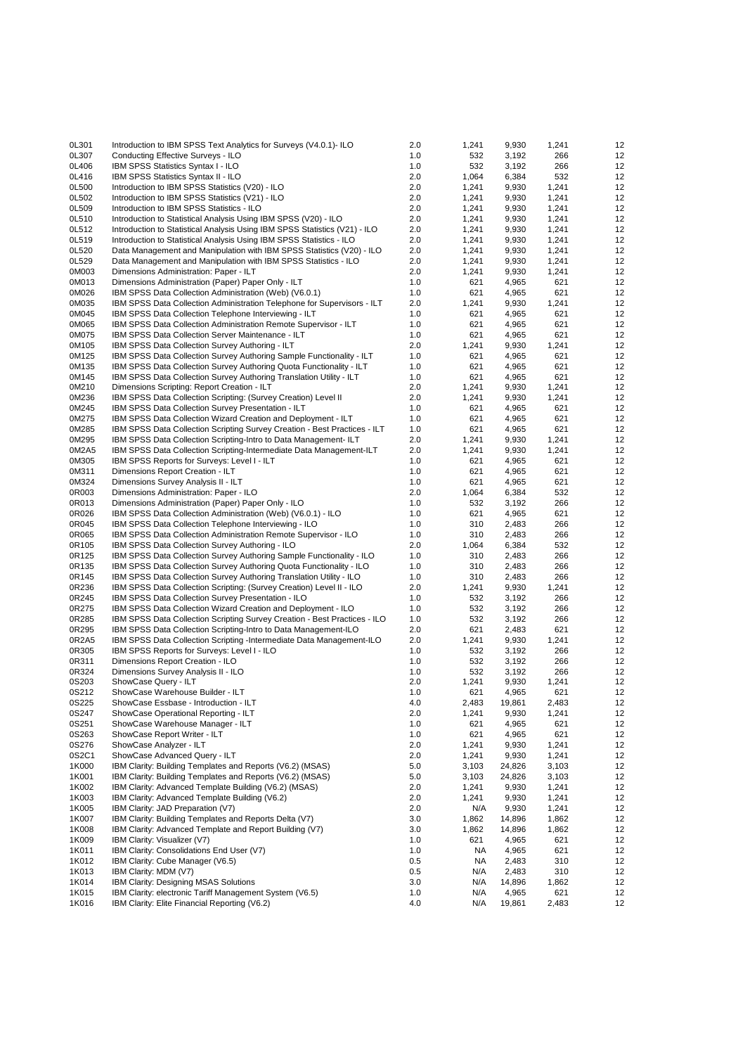| | | | | | | |
|---|---|---|---|---|---|---|
| 0L301 | Introduction to IBM SPSS Text Analytics for Surveys (V4.0.1)- ILO | 2.0 | 1,241 | 9,930 | 1,241 | 12 |
| 0L307 | Conducting Effective Surveys - ILO | 1.0 | 532 | 3,192 | 266 | 12 |
| 0L406 | IBM SPSS Statistics Syntax I - ILO | 1.0 | 532 | 3,192 | 266 | 12 |
| 0L416 | IBM SPSS Statistics Syntax II - ILO | 2.0 | 1,064 | 6,384 | 532 | 12 |
| 0L500 | Introduction to IBM SPSS Statistics (V20) - ILO | 2.0 | 1,241 | 9,930 | 1,241 | 12 |
| 0L502 | Introduction to IBM SPSS Statistics (V21) - ILO | 2.0 | 1,241 | 9,930 | 1,241 | 12 |
| 0L509 | Introduction to IBM SPSS Statistics - ILO | 2.0 | 1,241 | 9,930 | 1,241 | 12 |
| 0L510 | Introduction to Statistical Analysis Using IBM SPSS (V20) - ILO | 2.0 | 1,241 | 9,930 | 1,241 | 12 |
| 0L512 | Introduction to Statistical Analysis Using IBM SPSS Statistics (V21) - ILO | 2.0 | 1,241 | 9,930 | 1,241 | 12 |
| 0L519 | Introduction to Statistical Analysis Using IBM SPSS Statistics - ILO | 2.0 | 1,241 | 9,930 | 1,241 | 12 |
| 0L520 | Data Management and Manipulation with IBM SPSS Statistics (V20) - ILO | 2.0 | 1,241 | 9,930 | 1,241 | 12 |
| 0L529 | Data Management and Manipulation with IBM SPSS Statistics - ILO | 2.0 | 1,241 | 9,930 | 1,241 | 12 |
| 0M003 | Dimensions Administration: Paper - ILT | 2.0 | 1,241 | 9,930 | 1,241 | 12 |
| 0M013 | Dimensions Administration (Paper) Paper Only - ILT | 1.0 | 621 | 4,965 | 621 | 12 |
| 0M026 | IBM SPSS Data Collection Administration (Web) (V6.0.1) | 1.0 | 621 | 4,965 | 621 | 12 |
| 0M035 | IBM SPSS Data Collection Administration Telephone for Supervisors - ILT | 2.0 | 1,241 | 9,930 | 1,241 | 12 |
| 0M045 | IBM SPSS Data Collection Telephone Interviewing - ILT | 1.0 | 621 | 4,965 | 621 | 12 |
| 0M065 | IBM SPSS Data Collection Administration Remote Supervisor - ILT | 1.0 | 621 | 4,965 | 621 | 12 |
| 0M075 | IBM SPSS Data Collection Server Maintenance - ILT | 1.0 | 621 | 4,965 | 621 | 12 |
| 0M105 | IBM SPSS Data Collection Survey Authoring - ILT | 2.0 | 1,241 | 9,930 | 1,241 | 12 |
| 0M125 | IBM SPSS Data Collection Survey Authoring Sample Functionality - ILT | 1.0 | 621 | 4,965 | 621 | 12 |
| 0M135 | IBM SPSS Data Collection Survey Authoring Quota Functionality - ILT | 1.0 | 621 | 4,965 | 621 | 12 |
| 0M145 | IBM SPSS Data Collection Survey Authoring Translation Utility - ILT | 1.0 | 621 | 4,965 | 621 | 12 |
| 0M210 | Dimensions Scripting: Report Creation - ILT | 2.0 | 1,241 | 9,930 | 1,241 | 12 |
| 0M236 | IBM SPSS Data Collection Scripting: (Survey Creation) Level II | 2.0 | 1,241 | 9,930 | 1,241 | 12 |
| 0M245 | IBM SPSS Data Collection Survey Presentation - ILT | 1.0 | 621 | 4,965 | 621 | 12 |
| 0M275 | IBM SPSS Data Collection Wizard Creation and Deployment - ILT | 1.0 | 621 | 4,965 | 621 | 12 |
| 0M285 | IBM SPSS Data Collection Scripting Survey Creation - Best Practices - ILT | 1.0 | 621 | 4,965 | 621 | 12 |
| 0M295 | IBM SPSS Data Collection Scripting-Intro to Data Management- ILT | 2.0 | 1,241 | 9,930 | 1,241 | 12 |
| 0M2A5 | IBM SPSS Data Collection Scripting-Intermediate Data Management-ILT | 2.0 | 1,241 | 9,930 | 1,241 | 12 |
| 0M305 | IBM SPSS Reports for Surveys: Level I - ILT | 1.0 | 621 | 4,965 | 621 | 12 |
| 0M311 | Dimensions Report Creation - ILT | 1.0 | 621 | 4,965 | 621 | 12 |
| 0M324 | Dimensions Survey Analysis II - ILT | 1.0 | 621 | 4,965 | 621 | 12 |
| 0R003 | Dimensions Administration: Paper - ILO | 2.0 | 1,064 | 6,384 | 532 | 12 |
| 0R013 | Dimensions Administration (Paper) Paper Only - ILO | 1.0 | 532 | 3,192 | 266 | 12 |
| 0R026 | IBM SPSS Data Collection Administration (Web) (V6.0.1) - ILO | 1.0 | 621 | 4,965 | 621 | 12 |
| 0R045 | IBM SPSS Data Collection Telephone Interviewing - ILO | 1.0 | 310 | 2,483 | 266 | 12 |
| 0R065 | IBM SPSS Data Collection Administration Remote Supervisor - ILO | 1.0 | 310 | 2,483 | 266 | 12 |
| 0R105 | IBM SPSS Data Collection Survey Authoring - ILO | 2.0 | 1,064 | 6,384 | 532 | 12 |
| 0R125 | IBM SPSS Data Collection Survey Authoring Sample Functionality - ILO | 1.0 | 310 | 2,483 | 266 | 12 |
| 0R135 | IBM SPSS Data Collection Survey Authoring Quota Functionality - ILO | 1.0 | 310 | 2,483 | 266 | 12 |
| 0R145 | IBM SPSS Data Collection Survey Authoring Translation Utility - ILO | 1.0 | 310 | 2,483 | 266 | 12 |
| 0R236 | IBM SPSS Data Collection Scripting: (Survey Creation) Level II - ILO | 2.0 | 1,241 | 9,930 | 1,241 | 12 |
| 0R245 | IBM SPSS Data Collection Survey Presentation - ILO | 1.0 | 532 | 3,192 | 266 | 12 |
| 0R275 | IBM SPSS Data Collection Wizard Creation and Deployment - ILO | 1.0 | 532 | 3,192 | 266 | 12 |
| 0R285 | IBM SPSS Data Collection Scripting Survey Creation - Best Practices - ILO | 1.0 | 532 | 3,192 | 266 | 12 |
| 0R295 | IBM SPSS Data Collection Scripting-Intro to Data Management-ILO | 2.0 | 621 | 2,483 | 621 | 12 |
| 0R2A5 | IBM SPSS Data Collection Scripting -Intermediate Data Management-ILO | 2.0 | 1,241 | 9,930 | 1,241 | 12 |
| 0R305 | IBM SPSS Reports for Surveys: Level I - ILO | 1.0 | 532 | 3,192 | 266 | 12 |
| 0R311 | Dimensions Report Creation - ILO | 1.0 | 532 | 3,192 | 266 | 12 |
| 0R324 | Dimensions Survey Analysis II - ILO | 1.0 | 532 | 3,192 | 266 | 12 |
| 0S203 | ShowCase Query - ILT | 2.0 | 1,241 | 9,930 | 1,241 | 12 |
| 0S212 | ShowCase Warehouse Builder - ILT | 1.0 | 621 | 4,965 | 621 | 12 |
| 0S225 | ShowCase Essbase - Introduction - ILT | 4.0 | 2,483 | 19,861 | 2,483 | 12 |
| 0S247 | ShowCase Operational Reporting - ILT | 2.0 | 1,241 | 9,930 | 1,241 | 12 |
| 0S251 | ShowCase Warehouse Manager - ILT | 1.0 | 621 | 4,965 | 621 | 12 |
| 0S263 | ShowCase Report Writer - ILT | 1.0 | 621 | 4,965 | 621 | 12 |
| 0S276 | ShowCase Analyzer - ILT | 2.0 | 1,241 | 9,930 | 1,241 | 12 |
| 0S2C1 | ShowCase Advanced Query - ILT | 2.0 | 1,241 | 9,930 | 1,241 | 12 |
| 1K000 | IBM Clarity: Building Templates and Reports (V6.2) (MSAS) | 5.0 | 3,103 | 24,826 | 3,103 | 12 |
| 1K001 | IBM Clarity: Building Templates and Reports (V6.2) (MSAS) | 5.0 | 3,103 | 24,826 | 3,103 | 12 |
| 1K002 | IBM Clarity: Advanced Template Building (V6.2) (MSAS) | 2.0 | 1,241 | 9,930 | 1,241 | 12 |
| 1K003 | IBM Clarity: Advanced Template Building (V6.2) | 2.0 | 1,241 | 9,930 | 1,241 | 12 |
| 1K005 | IBM Clarity: JAD Preparation (V7) | 2.0 | N/A | 9,930 | 1,241 | 12 |
| 1K007 | IBM Clarity: Building Templates and Reports Delta (V7) | 3.0 | 1,862 | 14,896 | 1,862 | 12 |
| 1K008 | IBM Clarity: Advanced Template and Report Building (V7) | 3.0 | 1,862 | 14,896 | 1,862 | 12 |
| 1K009 | IBM Clarity: Visualizer (V7) | 1.0 | 621 | 4,965 | 621 | 12 |
| 1K011 | IBM Clarity: Consolidations End User (V7) | 1.0 | NA | 4,965 | 621 | 12 |
| 1K012 | IBM Clarity: Cube Manager (V6.5) | 0.5 | NA | 2,483 | 310 | 12 |
| 1K013 | IBM Clarity: MDM (V7) | 0.5 | N/A | 2,483 | 310 | 12 |
| 1K014 | IBM Clarity: Designing MSAS Solutions | 3.0 | N/A | 14,896 | 1,862 | 12 |
| 1K015 | IBM Clarity: electronic Tariff Management System (V6.5) | 1.0 | N/A | 4,965 | 621 | 12 |
| 1K016 | IBM Clarity: Elite Financial Reporting (V6.2) | 4.0 | N/A | 19,861 | 2,483 | 12 |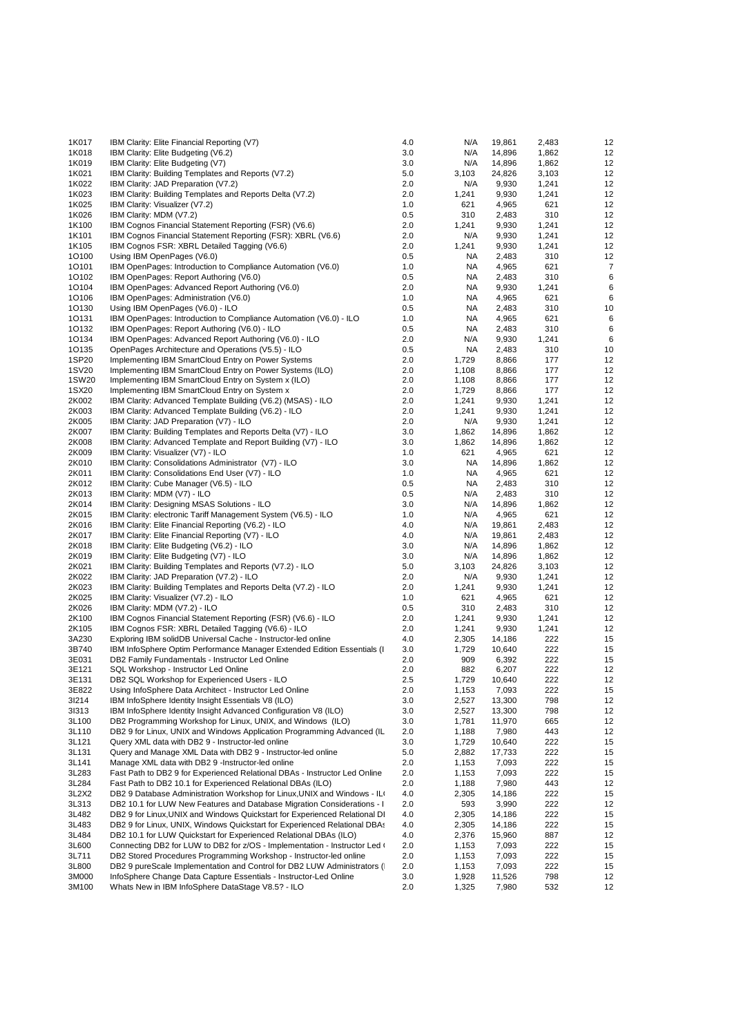| | | | | | | |
|---|---|---|---|---|---|---|
| 1K017 | IBM Clarity: Elite Financial Reporting (V7) | 4.0 | N/A | 19,861 | 2,483 | 12 |
| 1K018 | IBM Clarity: Elite Budgeting (V6.2) | 3.0 | N/A | 14,896 | 1,862 | 12 |
| 1K019 | IBM Clarity: Elite Budgeting (V7) | 3.0 | N/A | 14,896 | 1,862 | 12 |
| 1K021 | IBM Clarity: Building Templates and Reports (V7.2) | 5.0 | 3,103 | 24,826 | 3,103 | 12 |
| 1K022 | IBM Clarity: JAD Preparation (V7.2) | 2.0 | N/A | 9,930 | 1,241 | 12 |
| 1K023 | IBM Clarity: Building Templates and Reports Delta (V7.2) | 2.0 | 1,241 | 9,930 | 1,241 | 12 |
| 1K025 | IBM Clarity: Visualizer (V7.2) | 1.0 | 621 | 4,965 | 621 | 12 |
| 1K026 | IBM Clarity: MDM (V7.2) | 0.5 | 310 | 2,483 | 310 | 12 |
| 1K100 | IBM Cognos Financial Statement Reporting (FSR) (V6.6) | 2.0 | 1,241 | 9,930 | 1,241 | 12 |
| 1K101 | IBM Cognos Financial Statement Reporting (FSR): XBRL (V6.6) | 2.0 | N/A | 9,930 | 1,241 | 12 |
| 1K105 | IBM Cognos FSR: XBRL Detailed Tagging (V6.6) | 2.0 | 1,241 | 9,930 | 1,241 | 12 |
| 1O100 | Using IBM OpenPages (V6.0) | 0.5 | NA | 2,483 | 310 | 12 |
| 1O101 | IBM OpenPages: Introduction to Compliance Automation (V6.0) | 1.0 | NA | 4,965 | 621 | 7 |
| 1O102 | IBM OpenPages: Report Authoring (V6.0) | 0.5 | NA | 2,483 | 310 | 6 |
| 1O104 | IBM OpenPages: Advanced Report Authoring (V6.0) | 2.0 | NA | 9,930 | 1,241 | 6 |
| 1O106 | IBM OpenPages: Administration (V6.0) | 1.0 | NA | 4,965 | 621 | 6 |
| 1O130 | Using IBM OpenPages (V6.0) - ILO | 0.5 | NA | 2,483 | 310 | 10 |
| 1O131 | IBM OpenPages: Introduction to Compliance Automation (V6.0) - ILO | 1.0 | NA | 4,965 | 621 | 6 |
| 1O132 | IBM OpenPages: Report Authoring (V6.0) - ILO | 0.5 | NA | 2,483 | 310 | 6 |
| 1O134 | IBM OpenPages: Advanced Report Authoring (V6.0) - ILO | 2.0 | N/A | 9,930 | 1,241 | 6 |
| 1O135 | OpenPages Architecture and Operations (V5.5) - ILO | 0.5 | NA | 2,483 | 310 | 10 |
| 1SP20 | Implementing IBM SmartCloud Entry on Power Systems | 2.0 | 1,729 | 8,866 | 177 | 12 |
| 1SV20 | Implementing IBM SmartCloud Entry on Power Systems (ILO) | 2.0 | 1,108 | 8,866 | 177 | 12 |
| 1SW20 | Implementing IBM SmartCloud Entry on System x (ILO) | 2.0 | 1,108 | 8,866 | 177 | 12 |
| 1SX20 | Implementing IBM SmartCloud Entry on System x | 2.0 | 1,729 | 8,866 | 177 | 12 |
| 2K002 | IBM Clarity: Advanced Template Building (V6.2) (MSAS) - ILO | 2.0 | 1,241 | 9,930 | 1,241 | 12 |
| 2K003 | IBM Clarity: Advanced Template Building (V6.2) - ILO | 2.0 | 1,241 | 9,930 | 1,241 | 12 |
| 2K005 | IBM Clarity: JAD Preparation (V7) - ILO | 2.0 | N/A | 9,930 | 1,241 | 12 |
| 2K007 | IBM Clarity: Building Templates and Reports Delta (V7) - ILO | 3.0 | 1,862 | 14,896 | 1,862 | 12 |
| 2K008 | IBM Clarity: Advanced Template and Report Building (V7) - ILO | 3.0 | 1,862 | 14,896 | 1,862 | 12 |
| 2K009 | IBM Clarity: Visualizer (V7) - ILO | 1.0 | 621 | 4,965 | 621 | 12 |
| 2K010 | IBM Clarity: Consolidations Administrator (V7) - ILO | 3.0 | NA | 14,896 | 1,862 | 12 |
| 2K011 | IBM Clarity: Consolidations End User (V7) - ILO | 1.0 | NA | 4,965 | 621 | 12 |
| 2K012 | IBM Clarity: Cube Manager (V6.5) - ILO | 0.5 | NA | 2,483 | 310 | 12 |
| 2K013 | IBM Clarity: MDM (V7) - ILO | 0.5 | N/A | 2,483 | 310 | 12 |
| 2K014 | IBM Clarity: Designing MSAS Solutions - ILO | 3.0 | N/A | 14,896 | 1,862 | 12 |
| 2K015 | IBM Clarity: electronic Tariff Management System (V6.5) - ILO | 1.0 | N/A | 4,965 | 621 | 12 |
| 2K016 | IBM Clarity: Elite Financial Reporting (V6.2) - ILO | 4.0 | N/A | 19,861 | 2,483 | 12 |
| 2K017 | IBM Clarity: Elite Financial Reporting (V7) - ILO | 4.0 | N/A | 19,861 | 2,483 | 12 |
| 2K018 | IBM Clarity: Elite Budgeting (V6.2) - ILO | 3.0 | N/A | 14,896 | 1,862 | 12 |
| 2K019 | IBM Clarity: Elite Budgeting (V7) - ILO | 3.0 | N/A | 14,896 | 1,862 | 12 |
| 2K021 | IBM Clarity: Building Templates and Reports (V7.2) - ILO | 5.0 | 3,103 | 24,826 | 3,103 | 12 |
| 2K022 | IBM Clarity: JAD Preparation (V7.2) - ILO | 2.0 | N/A | 9,930 | 1,241 | 12 |
| 2K023 | IBM Clarity: Building Templates and Reports Delta (V7.2) - ILO | 2.0 | 1,241 | 9,930 | 1,241 | 12 |
| 2K025 | IBM Clarity: Visualizer (V7.2) - ILO | 1.0 | 621 | 4,965 | 621 | 12 |
| 2K026 | IBM Clarity: MDM (V7.2) - ILO | 0.5 | 310 | 2,483 | 310 | 12 |
| 2K100 | IBM Cognos Financial Statement Reporting (FSR) (V6.6) - ILO | 2.0 | 1,241 | 9,930 | 1,241 | 12 |
| 2K105 | IBM Cognos FSR: XBRL Detailed Tagging (V6.6) - ILO | 2.0 | 1,241 | 9,930 | 1,241 | 12 |
| 3A230 | Exploring IBM solidDB Universal Cache - Instructor-led online | 4.0 | 2,305 | 14,186 | 222 | 15 |
| 3B740 | IBM InfoSphere Optim Performance Manager Extended Edition Essentials (I | 3.0 | 1,729 | 10,640 | 222 | 15 |
| 3E031 | DB2 Family Fundamentals - Instructor Led Online | 2.0 | 909 | 6,392 | 222 | 15 |
| 3E121 | SQL Workshop - Instructor Led Online | 2.0 | 882 | 6,207 | 222 | 12 |
| 3E131 | DB2 SQL Workshop for Experienced Users - ILO | 2.5 | 1,729 | 10,640 | 222 | 12 |
| 3E822 | Using InfoSphere Data Architect - Instructor Led Online | 2.0 | 1,153 | 7,093 | 222 | 15 |
| 3I214 | IBM InfoSphere Identity Insight Essentials V8 (ILO) | 3.0 | 2,527 | 13,300 | 798 | 12 |
| 3I313 | IBM InfoSphere Identity Insight Advanced Configuration V8 (ILO) | 3.0 | 2,527 | 13,300 | 798 | 12 |
| 3L100 | DB2 Programming Workshop for Linux, UNIX, and Windows (ILO) | 3.0 | 1,781 | 11,970 | 665 | 12 |
| 3L110 | DB2 9 for Linux, UNIX and Windows Application Programming Advanced (IL | 2.0 | 1,188 | 7,980 | 443 | 12 |
| 3L121 | Query XML data with DB2 9 - Instructor-led online | 3.0 | 1,729 | 10,640 | 222 | 15 |
| 3L131 | Query and Manage XML Data with DB2 9 - Instructor-led online | 5.0 | 2,882 | 17,733 | 222 | 15 |
| 3L141 | Manage XML data with DB2 9 -Instructor-led online | 2.0 | 1,153 | 7,093 | 222 | 15 |
| 3L283 | Fast Path to DB2 9 for Experienced Relational DBAs - Instructor Led Online | 2.0 | 1,153 | 7,093 | 222 | 15 |
| 3L284 | Fast Path to DB2 10.1 for Experienced Relational DBAs (ILO) | 2.0 | 1,188 | 7,980 | 443 | 12 |
| 3L2X2 | DB2 9 Database Administration Workshop for Linux,UNIX and Windows - IL | 4.0 | 2,305 | 14,186 | 222 | 15 |
| 3L313 | DB2 10.1 for LUW New Features and Database Migration Considerations - I | 2.0 | 593 | 3,990 | 222 | 12 |
| 3L482 | DB2 9 for Linux,UNIX and Windows Quickstart for Experienced Relational DI | 4.0 | 2,305 | 14,186 | 222 | 15 |
| 3L483 | DB2 9 for Linux, UNIX, Windows Quickstart for Experienced Relational DBAs | 4.0 | 2,305 | 14,186 | 222 | 15 |
| 3L484 | DB2 10.1 for LUW Quickstart for Experienced Relational DBAs (ILO) | 4.0 | 2,376 | 15,960 | 887 | 12 |
| 3L600 | Connecting DB2 for LUW to DB2 for z/OS - Implementation - Instructor Led ( | 2.0 | 1,153 | 7,093 | 222 | 15 |
| 3L711 | DB2 Stored Procedures Programming Workshop - Instructor-led online | 2.0 | 1,153 | 7,093 | 222 | 15 |
| 3L800 | DB2 9 pureScale Implementation and Control for DB2 LUW Administrators (I | 2.0 | 1,153 | 7,093 | 222 | 15 |
| 3M000 | InfoSphere Change Data Capture Essentials - Instructor-Led Online | 3.0 | 1,928 | 11,526 | 798 | 12 |
| 3M100 | Whats New in IBM InfoSphere DataStage V8.5? - ILO | 2.0 | 1,325 | 7,980 | 532 | 12 |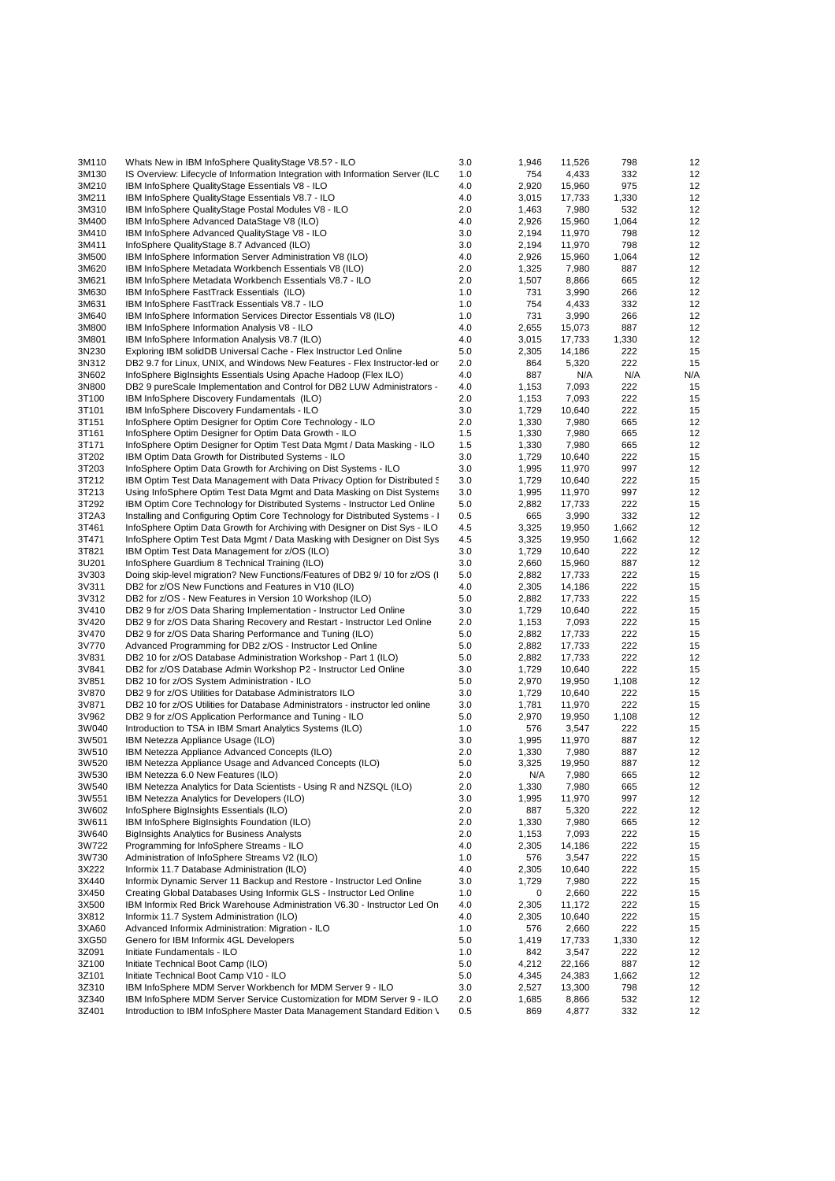| | | | | | | |
|---|---|---|---|---|---|---|
| 3M110 | Whats New in IBM InfoSphere QualityStage V8.5? - ILO | 3.0 | 1,946 | 11,526 | 798 | 12 |
| 3M130 | IS Overview: Lifecycle of Information Integration with Information Server (ILC | 1.0 | 754 | 4,433 | 332 | 12 |
| 3M210 | IBM InfoSphere QualityStage Essentials V8 - ILO | 4.0 | 2,920 | 15,960 | 975 | 12 |
| 3M211 | IBM InfoSphere QualityStage Essentials V8.7 - ILO | 4.0 | 3,015 | 17,733 | 1,330 | 12 |
| 3M310 | IBM InfoSphere QualityStage Postal Modules V8 - ILO | 2.0 | 1,463 | 7,980 | 532 | 12 |
| 3M400 | IBM InfoSphere Advanced DataStage V8 (ILO) | 4.0 | 2,926 | 15,960 | 1,064 | 12 |
| 3M410 | IBM InfoSphere Advanced QualityStage V8 - ILO | 3.0 | 2,194 | 11,970 | 798 | 12 |
| 3M411 | InfoSphere QualityStage 8.7 Advanced (ILO) | 3.0 | 2,194 | 11,970 | 798 | 12 |
| 3M500 | IBM InfoSphere Information Server Administration V8 (ILO) | 4.0 | 2,926 | 15,960 | 1,064 | 12 |
| 3M620 | IBM InfoSphere Metadata Workbench Essentials V8 (ILO) | 2.0 | 1,325 | 7,980 | 887 | 12 |
| 3M621 | IBM InfoSphere Metadata Workbench Essentials V8.7 - ILO | 2.0 | 1,507 | 8,866 | 665 | 12 |
| 3M630 | IBM InfoSphere FastTrack Essentials (ILO) | 1.0 | 731 | 3,990 | 266 | 12 |
| 3M631 | IBM InfoSphere FastTrack Essentials V8.7 - ILO | 1.0 | 754 | 4,433 | 332 | 12 |
| 3M640 | IBM InfoSphere Information Services Director Essentials V8 (ILO) | 1.0 | 731 | 3,990 | 266 | 12 |
| 3M800 | IBM InfoSphere Information Analysis V8 - ILO | 4.0 | 2,655 | 15,073 | 887 | 12 |
| 3M801 | IBM InfoSphere Information Analysis V8.7 (ILO) | 4.0 | 3,015 | 17,733 | 1,330 | 12 |
| 3N230 | Exploring IBM solidDB Universal Cache - Flex Instructor Led Online | 5.0 | 2,305 | 14,186 | 222 | 15 |
| 3N312 | DB2 9.7 for Linux, UNIX, and Windows New Features - Flex Instructor-led or | 2.0 | 864 | 5,320 | 222 | 15 |
| 3N602 | InfoSphere BigInsights Essentials Using Apache Hadoop (Flex ILO) | 4.0 | 887 | N/A | N/A | N/A |
| 3N800 | DB2 9 pureScale Implementation and Control for DB2 LUW Administrators - | 4.0 | 1,153 | 7,093 | 222 | 15 |
| 3T100 | IBM InfoSphere Discovery Fundamentals (ILO) | 2.0 | 1,153 | 7,093 | 222 | 15 |
| 3T101 | IBM InfoSphere Discovery Fundamentals - ILO | 3.0 | 1,729 | 10,640 | 222 | 15 |
| 3T151 | InfoSphere Optim Designer for Optim Core Technology - ILO | 2.0 | 1,330 | 7,980 | 665 | 12 |
| 3T161 | InfoSphere Optim Designer for Optim Data Growth - ILO | 1.5 | 1,330 | 7,980 | 665 | 12 |
| 3T171 | InfoSphere Optim Designer for Optim Test Data Mgmt / Data Masking - ILO | 1.5 | 1,330 | 7,980 | 665 | 12 |
| 3T202 | IBM Optim Data Growth for Distributed Systems - ILO | 3.0 | 1,729 | 10,640 | 222 | 15 |
| 3T203 | InfoSphere Optim Data Growth for Archiving on Dist Systems - ILO | 3.0 | 1,995 | 11,970 | 997 | 12 |
| 3T212 | IBM Optim Test Data Management with Data Privacy Option for Distributed S | 3.0 | 1,729 | 10,640 | 222 | 15 |
| 3T213 | Using InfoSphere Optim Test Data Mgmt and Data Masking on Dist Systems | 3.0 | 1,995 | 11,970 | 997 | 12 |
| 3T292 | IBM Optim Core Technology for Distributed Systems - Instructor Led Online | 5.0 | 2,882 | 17,733 | 222 | 15 |
| 3T2A3 | Installing and Configuring Optim Core Technology for Distributed Systems - I | 0.5 | 665 | 3,990 | 332 | 12 |
| 3T461 | InfoSphere Optim Data Growth for Archiving with Designer on Dist Sys - ILO | 4.5 | 3,325 | 19,950 | 1,662 | 12 |
| 3T471 | InfoSphere Optim Test Data Mgmt / Data Masking with Designer on Dist Sys | 4.5 | 3,325 | 19,950 | 1,662 | 12 |
| 3T821 | IBM Optim Test Data Management for z/OS (ILO) | 3.0 | 1,729 | 10,640 | 222 | 15 |
| 3U201 | InfoSphere Guardium 8 Technical Training (ILO) | 3.0 | 2,660 | 15,960 | 887 | 12 |
| 3V303 | Doing skip-level migration? New Functions/Features of DB2 9/ 10 for z/OS (I | 5.0 | 2,882 | 17,733 | 222 | 15 |
| 3V311 | DB2 for z/OS New Functions and Features in V10 (ILO) | 4.0 | 2,305 | 14,186 | 222 | 15 |
| 3V312 | DB2 for z/OS - New Features in Version 10 Workshop (ILO) | 5.0 | 2,882 | 17,733 | 222 | 15 |
| 3V410 | DB2 9 for z/OS Data Sharing Implementation - Instructor Led Online | 3.0 | 1,729 | 10,640 | 222 | 15 |
| 3V420 | DB2 9 for z/OS Data Sharing Recovery and Restart - Instructor Led Online | 2.0 | 1,153 | 7,093 | 222 | 15 |
| 3V470 | DB2 9 for z/OS Data Sharing Performance and Tuning (ILO) | 5.0 | 2,882 | 17,733 | 222 | 15 |
| 3V770 | Advanced Programming for DB2 z/OS - Instructor Led Online | 5.0 | 2,882 | 17,733 | 222 | 15 |
| 3V831 | DB2 10 for z/OS Database Administration Workshop - Part 1 (ILO) | 5.0 | 2,882 | 17,733 | 222 | 12 |
| 3V841 | DB2 for z/OS Database Admin Workshop P2 - Instructor Led Online | 3.0 | 1,729 | 10,640 | 222 | 15 |
| 3V851 | DB2 10 for z/OS System Administration - ILO | 5.0 | 2,970 | 19,950 | 1,108 | 12 |
| 3V870 | DB2 9 for z/OS Utilities for Database Administrators ILO | 3.0 | 1,729 | 10,640 | 222 | 15 |
| 3V871 | DB2 10 for z/OS Utilities for Database Administrators - instructor led online | 3.0 | 1,781 | 11,970 | 222 | 15 |
| 3V962 | DB2 9 for z/OS Application Performance and Tuning - ILO | 5.0 | 2,970 | 19,950 | 1,108 | 12 |
| 3W040 | Introduction to TSA in IBM Smart Analytics Systems (ILO) | 1.0 | 576 | 3,547 | 222 | 15 |
| 3W501 | IBM Netezza Appliance Usage (ILO) | 3.0 | 1,995 | 11,970 | 887 | 12 |
| 3W510 | IBM Netezza Appliance Advanced Concepts (ILO) | 2.0 | 1,330 | 7,980 | 887 | 12 |
| 3W520 | IBM Netezza Appliance Usage and Advanced Concepts (ILO) | 5.0 | 3,325 | 19,950 | 887 | 12 |
| 3W530 | IBM Netezza 6.0 New Features (ILO) | 2.0 | N/A | 7,980 | 665 | 12 |
| 3W540 | IBM Netezza Analytics for Data Scientists - Using R and NZSQL (ILO) | 2.0 | 1,330 | 7,980 | 665 | 12 |
| 3W551 | IBM Netezza Analytics for Developers (ILO) | 3.0 | 1,995 | 11,970 | 997 | 12 |
| 3W602 | InfoSphere BigInsights Essentials (ILO) | 2.0 | 887 | 5,320 | 222 | 12 |
| 3W611 | IBM InfoSphere BigInsights Foundation (ILO) | 2.0 | 1,330 | 7,980 | 665 | 12 |
| 3W640 | BigInsights Analytics for Business Analysts | 2.0 | 1,153 | 7,093 | 222 | 15 |
| 3W722 | Programming for InfoSphere Streams - ILO | 4.0 | 2,305 | 14,186 | 222 | 15 |
| 3W730 | Administration of InfoSphere Streams V2 (ILO) | 1.0 | 576 | 3,547 | 222 | 15 |
| 3X222 | Informix 11.7 Database Administration (ILO) | 4.0 | 2,305 | 10,640 | 222 | 15 |
| 3X440 | Informix Dynamic Server 11 Backup and Restore - Instructor Led Online | 3.0 | 1,729 | 7,980 | 222 | 15 |
| 3X450 | Creating Global Databases Using Informix GLS - Instructor Led Online | 1.0 | 0 | 2,660 | 222 | 15 |
| 3X500 | IBM Informix Red Brick Warehouse Administration V6.30 - Instructor Led On | 4.0 | 2,305 | 11,172 | 222 | 15 |
| 3X812 | Informix 11.7 System Administration (ILO) | 4.0 | 2,305 | 10,640 | 222 | 15 |
| 3XA60 | Advanced Informix Administration: Migration - ILO | 1.0 | 576 | 2,660 | 222 | 15 |
| 3XG50 | Genero for IBM Informix 4GL Developers | 5.0 | 1,419 | 17,733 | 1,330 | 12 |
| 3Z091 | Initiate Fundamentals - ILO | 1.0 | 842 | 3,547 | 222 | 12 |
| 3Z100 | Initiate Technical Boot Camp (ILO) | 5.0 | 4,212 | 22,166 | 887 | 12 |
| 3Z101 | Initiate Technical Boot Camp V10 - ILO | 5.0 | 4,345 | 24,383 | 1,662 | 12 |
| 3Z310 | IBM InfoSphere MDM Server Workbench for MDM Server 9 - ILO | 3.0 | 2,527 | 13,300 | 798 | 12 |
| 3Z340 | IBM InfoSphere MDM Server Service Customization for MDM Server 9 - ILO | 2.0 | 1,685 | 8,866 | 532 | 12 |
| 3Z401 | Introduction to IBM InfoSphere Master Data Management Standard Edition \ | 0.5 | 869 | 4,877 | 332 | 12 |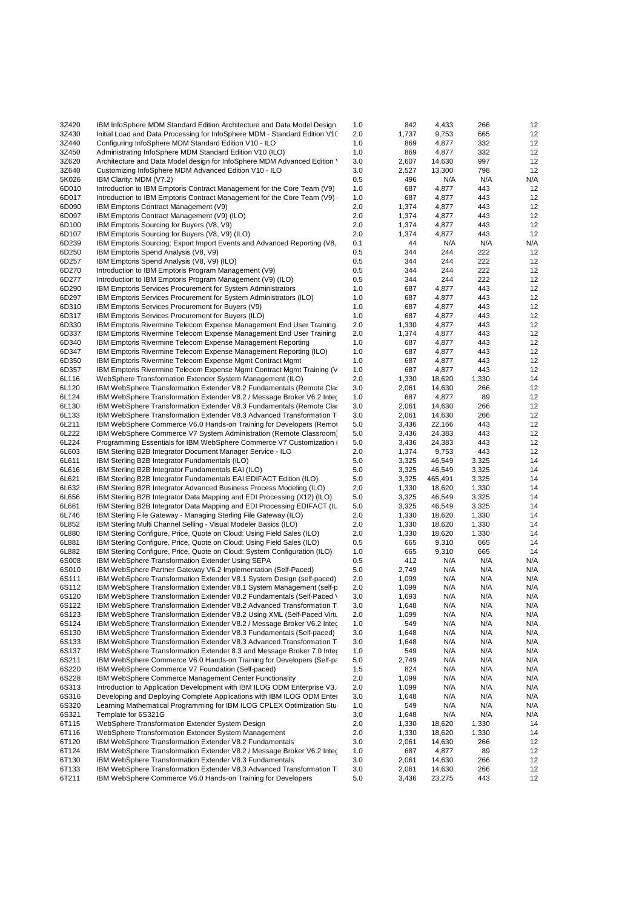| | | | | | | |
|---|---|---|---|---|---|---|
| 3Z420 | IBM InfoSphere MDM Standard Edition Architecture and Data Model Design | 1.0 | 842 | 4,433 | 266 | 12 |
| 3Z430 | Initial Load and Data Processing for InfoSphere MDM - Standard Edition V1( | 2.0 | 1,737 | 9,753 | 665 | 12 |
| 3Z440 | Configuring InfoSphere MDM Standard Edition V10 - ILO | 1.0 | 869 | 4,877 | 332 | 12 |
| 3Z450 | Administrating InfoSphere MDM Standard Edition V10 (ILO) | 1.0 | 869 | 4,877 | 332 | 12 |
| 3Z620 | Architecture and Data Model design for InfoSphere MDM Advanced Edition \ | 3.0 | 2,607 | 14,630 | 997 | 12 |
| 3Z640 | Customizing InfoSphere MDM Advanced Edition V10 - ILO | 3.0 | 2,527 | 13,300 | 798 | 12 |
| 5K026 | IBM Clarity: MDM (V7.2) | 0.5 | 496 | N/A | N/A | N/A |
| 6D010 | Introduction to IBM Emptoris Contract Management for the Core Team (V9) | 1.0 | 687 | 4,877 | 443 | 12 |
| 6D017 | Introduction to IBM Emptoris Contract Management for the Core Team (V9) | 1.0 | 687 | 4,877 | 443 | 12 |
| 6D090 | IBM Emptoris Contract Management (V9) | 2.0 | 1,374 | 4,877 | 443 | 12 |
| 6D097 | IBM Emptoris Contract Management (V9) (ILO) | 2.0 | 1,374 | 4,877 | 443 | 12 |
| 6D100 | IBM Emptoris Sourcing for Buyers (V8, V9) | 2.0 | 1,374 | 4,877 | 443 | 12 |
| 6D107 | IBM Emptoris Sourcing for Buyers (V8, V9) (ILO) | 2.0 | 1,374 | 4,877 | 443 | 12 |
| 6D239 | IBM Emptoris Sourcing: Export Import Events and Advanced Reporting (V8, | 0.1 | 44 | N/A | N/A | N/A |
| 6D250 | IBM Emptoris Spend Analysis (V8, V9) | 0.5 | 344 | 244 | 222 | 12 |
| 6D257 | IBM Emptoris Spend Analysis (V8, V9) (ILO) | 0.5 | 344 | 244 | 222 | 12 |
| 6D270 | Introduction to IBM Emptoris Program Management (V9) | 0.5 | 344 | 244 | 222 | 12 |
| 6D277 | Introduction to IBM Emptoris Program Management (V9) (ILO) | 0.5 | 344 | 244 | 222 | 12 |
| 6D290 | IBM Emptoris Services Procurement for System Administrators | 1.0 | 687 | 4,877 | 443 | 12 |
| 6D297 | IBM Emptoris Services Procurement for System Administrators (ILO) | 1.0 | 687 | 4,877 | 443 | 12 |
| 6D310 | IBM Emptoris Services Procurement for Buyers (V9) | 1.0 | 687 | 4,877 | 443 | 12 |
| 6D317 | IBM Emptoris Services Procurement for Buyers (ILO) | 1.0 | 687 | 4,877 | 443 | 12 |
| 6D330 | IBM Emptoris Rivermine Telecom Expense Management End User Training | 2.0 | 1,330 | 4,877 | 443 | 12 |
| 6D337 | IBM Emptoris Rivermine Telecom Expense Management End User Training | 2.0 | 1,374 | 4,877 | 443 | 12 |
| 6D340 | IBM Emptoris Rivermine Telecom Expense Management Reporting | 1.0 | 687 | 4,877 | 443 | 12 |
| 6D347 | IBM Emptoris Rivermine Telecom Expense Management Reporting (ILO) | 1.0 | 687 | 4,877 | 443 | 12 |
| 6D350 | IBM Emptoris Rivermine Telecom Expense Mgmt Contract Mgmt | 1.0 | 687 | 4,877 | 443 | 12 |
| 6D357 | IBM Emptoris Rivermine Telecom Expense Mgmt Contract Mgmt Training (V | 1.0 | 687 | 4,877 | 443 | 12 |
| 6L116 | WebSphere Transformation Extender System Management (ILO) | 2.0 | 1,330 | 18,620 | 1,330 | 14 |
| 6L120 | IBM WebSphere Transformation Extender V8.2 Fundamentals (Remote Cla: | 3.0 | 2,061 | 14,630 | 266 | 12 |
| 6L124 | IBM WebSphere Transformation Extender V8.2 / Message Broker V6.2 Integ | 1.0 | 687 | 4,877 | 89 | 12 |
| 6L130 | IBM WebSphere Transformation Extender V8.3 Fundamentals (Remote Cla: | 3.0 | 2,061 | 14,630 | 266 | 12 |
| 6L133 | IBM WebSphere Transformation Extender V8.3 Advanced Transformation T | 3.0 | 2,061 | 14,630 | 266 | 12 |
| 6L211 | IBM WebSphere Commerce V6.0 Hands-on Training for Developers (Remot | 5.0 | 3,436 | 22,166 | 443 | 12 |
| 6L222 | IBM WebSphere Commerce V7 System Administration (Remote Classroom) | 5.0 | 3,436 | 24,383 | 443 | 12 |
| 6L224 | Programming Essentials for IBM WebSphere Commerce V7 Customization ( | 5.0 | 3,436 | 24,383 | 443 | 12 |
| 6L603 | IBM Sterling B2B Integrator Document Manager Service - ILO | 2.0 | 1,374 | 9,753 | 443 | 12 |
| 6L611 | IBM Sterling B2B Integrator Fundamentals (ILO) | 5.0 | 3,325 | 46,549 | 3,325 | 14 |
| 6L616 | IBM Sterling B2B Integrator Fundamentals EAI (ILO) | 5.0 | 3,325 | 46,549 | 3,325 | 14 |
| 6L621 | IBM Sterling B2B Integrator Fundamentals EAI EDIFACT Edition (ILO) | 5.0 | 3,325 | 465,491 | 3,325 | 14 |
| 6L632 | IBM Sterling B2B Integrator Advanced Business Process Modeling (ILO) | 2.0 | 1,330 | 18,620 | 1,330 | 14 |
| 6L656 | IBM Sterling B2B Integrator Data Mapping and EDI Processing (X12) (ILO) | 5.0 | 3,325 | 46,549 | 3,325 | 14 |
| 6L661 | IBM Sterling B2B Integrator Data Mapping and EDI Processing EDIFACT (IL | 5.0 | 3,325 | 46,549 | 3,325 | 14 |
| 6L746 | IBM Sterling File Gateway - Managing Sterling File Gateway (ILO) | 2.0 | 1,330 | 18,620 | 1,330 | 14 |
| 6L852 | IBM Sterling Multi Channel Selling - Visual Modeler Basics (ILO) | 2.0 | 1,330 | 18,620 | 1,330 | 14 |
| 6L880 | IBM Sterling Configure, Price, Quote on Cloud: Using Field Sales (ILO) | 2.0 | 1,330 | 18,620 | 1,330 | 14 |
| 6L881 | IBM Sterling Configure, Price, Quote on Cloud: Using Field Sales (ILO) | 0.5 | 665 | 9,310 | 665 | 14 |
| 6L882 | IBM Sterling Configure, Price, Quote on Cloud: System Configuration (ILO) | 1.0 | 665 | 9,310 | 665 | 14 |
| 6S008 | IBM WebSphere Transformation Extender Using SEPA | 0.5 | 412 | N/A | N/A | N/A |
| 6S010 | IBM WebSphere Partner Gateway V6.2 Implementation (Self-Paced) | 5.0 | 2,749 | N/A | N/A | N/A |
| 6S111 | IBM WebSphere Transformation Extender V8.1 System Design (self-paced) | 2.0 | 1,099 | N/A | N/A | N/A |
| 6S112 | IBM WebSphere Transformation Extender V8.1 System Management (self-p | 2.0 | 1,099 | N/A | N/A | N/A |
| 6S120 | IBM WebSphere Transformation Extender V8.2 Fundamentals (Self-Paced \ | 3.0 | 1,693 | N/A | N/A | N/A |
| 6S122 | IBM WebSphere Transformation Extender V8.2 Advanced Transformation T | 3.0 | 1,648 | N/A | N/A | N/A |
| 6S123 | IBM WebSphere Transformation Extender V8.2 Using XML (Self-Paced Virtu | 2.0 | 1,099 | N/A | N/A | N/A |
| 6S124 | IBM WebSphere Transformation Extender V8.2 / Message Broker V6.2 Integ | 1.0 | 549 | N/A | N/A | N/A |
| 6S130 | IBM WebSphere Transformation Extender V8.3 Fundamentals (Self-paced) | 3.0 | 1,648 | N/A | N/A | N/A |
| 6S133 | IBM WebSphere Transformation Extender V8.3 Advanced Transformation T | 3.0 | 1,648 | N/A | N/A | N/A |
| 6S137 | IBM WebSphere Transformation Extender 8.3 and Message Broker 7.0 Integ | 1.0 | 549 | N/A | N/A | N/A |
| 6S211 | IBM WebSphere Commerce V6.0 Hands-on Training for Developers (Self-pa | 5.0 | 2,749 | N/A | N/A | N/A |
| 6S220 | IBM WebSphere Commerce V7 Foundation (Self-paced) | 1.5 | 824 | N/A | N/A | N/A |
| 6S228 | IBM WebSphere Commerce Management Center Functionality | 2.0 | 1,099 | N/A | N/A | N/A |
| 6S313 | Introduction to Application Development with IBM ILOG ODM Enterprise V3.4 | 2.0 | 1,099 | N/A | N/A | N/A |
| 6S316 | Developing and Deploying Complete Applications with IBM ILOG ODM Enter | 3.0 | 1,648 | N/A | N/A | N/A |
| 6S320 | Learning Mathematical Programming for IBM ILOG CPLEX Optimization Stu | 1.0 | 549 | N/A | N/A | N/A |
| 6S321 | Template for 6S321G | 3.0 | 1,648 | N/A | N/A | N/A |
| 6T115 | WebSphere Transformation Extender System Design | 2.0 | 1,330 | 18,620 | 1,330 | 14 |
| 6T116 | WebSphere Transformation Extender System Management | 2.0 | 1,330 | 18,620 | 1,330 | 14 |
| 6T120 | IBM WebSphere Transformation Extender V8.2 Fundamentals | 3.0 | 2,061 | 14,630 | 266 | 12 |
| 6T124 | IBM WebSphere Transformation Extender V8.2 / Message Broker V6.2 Integ | 1.0 | 687 | 4,877 | 89 | 12 |
| 6T130 | IBM WebSphere Transformation Extender V8.3 Fundamentals | 3.0 | 2,061 | 14,630 | 266 | 12 |
| 6T133 | IBM WebSphere Transformation Extender V8.3 Advanced Transformation T | 3.0 | 2,061 | 14,630 | 266 | 12 |
| 6T211 | IBM WebSphere Commerce V6.0 Hands-on Training for Developers | 5.0 | 3,436 | 23,275 | 443 | 12 |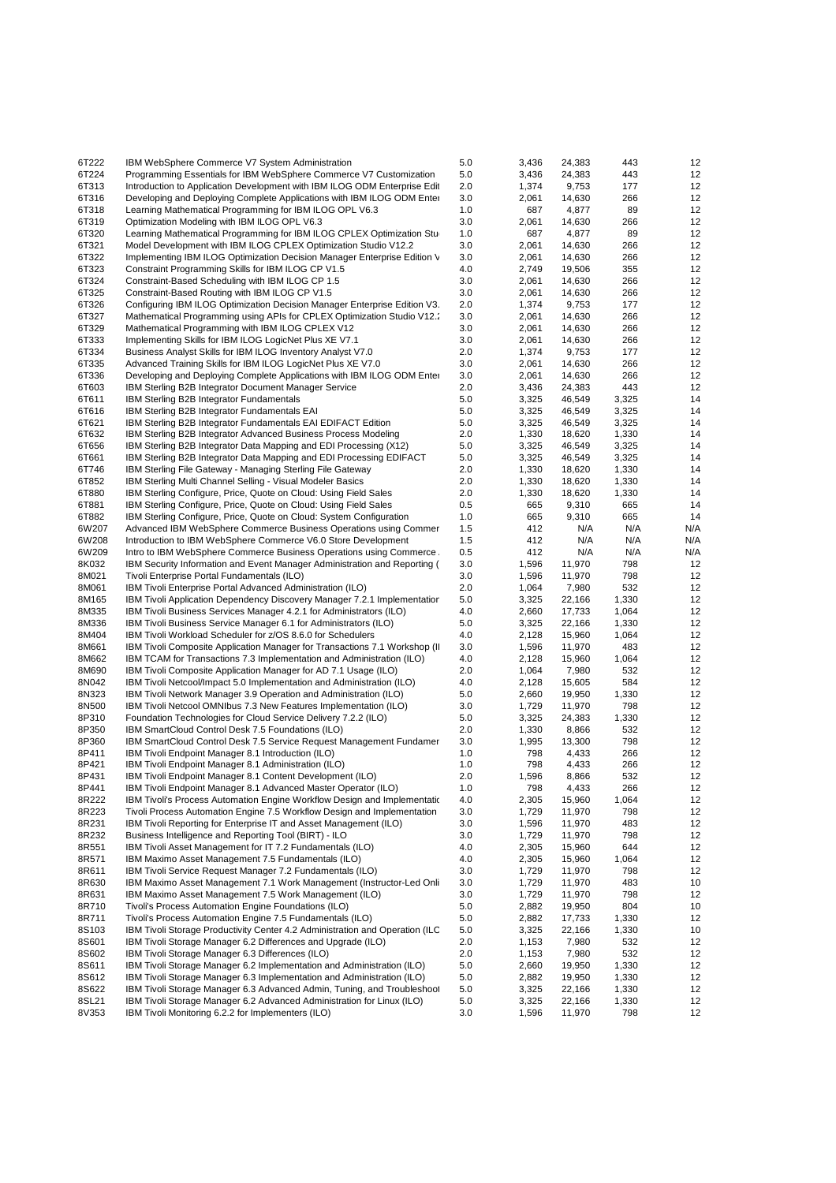| | | | | | | |
|---|---|---|---|---|---|---|
| 6T222 | IBM WebSphere Commerce V7 System Administration | 5.0 | 3,436 | 24,383 | 443 | 12 |
| 6T224 | Programming Essentials for IBM WebSphere Commerce V7 Customization | 5.0 | 3,436 | 24,383 | 443 | 12 |
| 6T313 | Introduction to Application Development with IBM ILOG ODM Enterprise Edit | 2.0 | 1,374 | 9,753 | 177 | 12 |
| 6T316 | Developing and Deploying Complete Applications with IBM ILOG ODM Enter | 3.0 | 2,061 | 14,630 | 266 | 12 |
| 6T318 | Learning Mathematical Programming for IBM ILOG OPL V6.3 | 1.0 | 687 | 4,877 | 89 | 12 |
| 6T319 | Optimization Modeling with IBM ILOG OPL V6.3 | 3.0 | 2,061 | 14,630 | 266 | 12 |
| 6T320 | Learning Mathematical Programming for IBM ILOG CPLEX Optimization Stu | 1.0 | 687 | 4,877 | 89 | 12 |
| 6T321 | Model Development with IBM ILOG CPLEX Optimization Studio V12.2 | 3.0 | 2,061 | 14,630 | 266 | 12 |
| 6T322 | Implementing IBM ILOG Optimization Decision Manager Enterprise Edition V | 3.0 | 2,061 | 14,630 | 266 | 12 |
| 6T323 | Constraint Programming Skills for IBM ILOG CP V1.5 | 4.0 | 2,749 | 19,506 | 355 | 12 |
| 6T324 | Constraint-Based Scheduling with IBM ILOG CP 1.5 | 3.0 | 2,061 | 14,630 | 266 | 12 |
| 6T325 | Constraint-Based Routing with IBM ILOG CP V1.5 | 3.0 | 2,061 | 14,630 | 266 | 12 |
| 6T326 | Configuring IBM ILOG Optimization Decision Manager Enterprise Edition V3. | 2.0 | 1,374 | 9,753 | 177 | 12 |
| 6T327 | Mathematical Programming using APIs for CPLEX Optimization Studio V12.2 | 3.0 | 2,061 | 14,630 | 266 | 12 |
| 6T329 | Mathematical Programming with IBM ILOG CPLEX V12 | 3.0 | 2,061 | 14,630 | 266 | 12 |
| 6T333 | Implementing Skills for IBM ILOG LogicNet Plus XE V7.1 | 3.0 | 2,061 | 14,630 | 266 | 12 |
| 6T334 | Business Analyst Skills for IBM ILOG Inventory Analyst V7.0 | 2.0 | 1,374 | 9,753 | 177 | 12 |
| 6T335 | Advanced Training Skills for IBM ILOG LogicNet Plus XE V7.0 | 3.0 | 2,061 | 14,630 | 266 | 12 |
| 6T336 | Developing and Deploying Complete Applications with IBM ILOG ODM Enter | 3.0 | 2,061 | 14,630 | 266 | 12 |
| 6T603 | IBM Sterling B2B Integrator Document Manager Service | 2.0 | 3,436 | 24,383 | 443 | 12 |
| 6T611 | IBM Sterling B2B Integrator Fundamentals | 5.0 | 3,325 | 46,549 | 3,325 | 14 |
| 6T616 | IBM Sterling B2B Integrator Fundamentals EAI | 5.0 | 3,325 | 46,549 | 3,325 | 14 |
| 6T621 | IBM Sterling B2B Integrator Fundamentals EAI EDIFACT Edition | 5.0 | 3,325 | 46,549 | 3,325 | 14 |
| 6T632 | IBM Sterling B2B Integrator Advanced Business Process Modeling | 2.0 | 1,330 | 18,620 | 1,330 | 14 |
| 6T656 | IBM Sterling B2B Integrator Data Mapping and EDI Processing (X12) | 5.0 | 3,325 | 46,549 | 3,325 | 14 |
| 6T661 | IBM Sterling B2B Integrator Data Mapping and EDI Processing EDIFACT | 5.0 | 3,325 | 46,549 | 3,325 | 14 |
| 6T746 | IBM Sterling File Gateway - Managing Sterling File Gateway | 2.0 | 1,330 | 18,620 | 1,330 | 14 |
| 6T852 | IBM Sterling Multi Channel Selling - Visual Modeler Basics | 2.0 | 1,330 | 18,620 | 1,330 | 14 |
| 6T880 | IBM Sterling Configure, Price, Quote on Cloud: Using Field Sales | 2.0 | 1,330 | 18,620 | 1,330 | 14 |
| 6T881 | IBM Sterling Configure, Price, Quote on Cloud: Using Field Sales | 0.5 | 665 | 9,310 | 665 | 14 |
| 6T882 | IBM Sterling Configure, Price, Quote on Cloud: System Configuration | 1.0 | 665 | 9,310 | 665 | 14 |
| 6W207 | Advanced IBM WebSphere Commerce Business Operations using Commer | 1.5 | 412 | N/A | N/A | N/A |
| 6W208 | Introduction to IBM WebSphere Commerce V6.0 Store Development | 1.5 | 412 | N/A | N/A | N/A |
| 6W209 | Intro to IBM WebSphere Commerce Business Operations using Commerce . | 0.5 | 412 | N/A | N/A | N/A |
| 8K032 | IBM Security Information and Event Manager Administration and Reporting ( | 3.0 | 1,596 | 11,970 | 798 | 12 |
| 8M021 | Tivoli Enterprise Portal Fundamentals (ILO) | 3.0 | 1,596 | 11,970 | 798 | 12 |
| 8M061 | IBM Tivoli Enterprise Portal Advanced Administration (ILO) | 2.0 | 1,064 | 7,980 | 532 | 12 |
| 8M165 | IBM Tivoli Application Dependency Discovery Manager 7.2.1 Implementatior | 5.0 | 3,325 | 22,166 | 1,330 | 12 |
| 8M335 | IBM Tivoli Business Services Manager 4.2.1 for Administrators (ILO) | 4.0 | 2,660 | 17,733 | 1,064 | 12 |
| 8M336 | IBM Tivoli Business Service Manager 6.1 for Administrators (ILO) | 5.0 | 3,325 | 22,166 | 1,330 | 12 |
| 8M404 | IBM Tivoli Workload Scheduler for z/OS 8.6.0 for Schedulers | 4.0 | 2,128 | 15,960 | 1,064 | 12 |
| 8M661 | IBM Tivoli Composite Application Manager for Transactions 7.1 Workshop (II | 3.0 | 1,596 | 11,970 | 483 | 12 |
| 8M662 | IBM TCAM for Transactions 7.3 Implementation and Administration (ILO) | 4.0 | 2,128 | 15,960 | 1,064 | 12 |
| 8M690 | IBM Tivoli Composite Application Manager for AD 7.1 Usage (ILO) | 2.0 | 1,064 | 7,980 | 532 | 12 |
| 8N042 | IBM Tivoli Netcool/Impact 5.0 Implementation and Administration (ILO) | 4.0 | 2,128 | 15,605 | 584 | 12 |
| 8N323 | IBM Tivoli Network Manager 3.9 Operation and Administration (ILO) | 5.0 | 2,660 | 19,950 | 1,330 | 12 |
| 8N500 | IBM Tivoli Netcool OMNIbus 7.3 New Features Implementation (ILO) | 3.0 | 1,729 | 11,970 | 798 | 12 |
| 8P310 | Foundation Technologies for Cloud Service Delivery 7.2.2 (ILO) | 5.0 | 3,325 | 24,383 | 1,330 | 12 |
| 8P350 | IBM SmartCloud Control Desk 7.5 Foundations (ILO) | 2.0 | 1,330 | 8,866 | 532 | 12 |
| 8P360 | IBM SmartCloud Control Desk 7.5 Service Request Management Fundamer | 3.0 | 1,995 | 13,300 | 798 | 12 |
| 8P411 | IBM Tivoli Endpoint Manager 8.1 Introduction (ILO) | 1.0 | 798 | 4,433 | 266 | 12 |
| 8P421 | IBM Tivoli Endpoint Manager 8.1 Administration (ILO) | 1.0 | 798 | 4,433 | 266 | 12 |
| 8P431 | IBM Tivoli Endpoint Manager 8.1 Content Development (ILO) | 2.0 | 1,596 | 8,866 | 532 | 12 |
| 8P441 | IBM Tivoli Endpoint Manager 8.1 Advanced Master Operator (ILO) | 1.0 | 798 | 4,433 | 266 | 12 |
| 8R222 | IBM Tivoli's Process Automation Engine Workflow Design and Implementatic | 4.0 | 2,305 | 15,960 | 1,064 | 12 |
| 8R223 | Tivoli Process Automation Engine 7.5 Workflow Design and Implementation | 3.0 | 1,729 | 11,970 | 798 | 12 |
| 8R231 | IBM Tivoli Reporting for Enterprise IT and Asset Management (ILO) | 3.0 | 1,596 | 11,970 | 483 | 12 |
| 8R232 | Business Intelligence and Reporting Tool (BIRT) - ILO | 3.0 | 1,729 | 11,970 | 798 | 12 |
| 8R551 | IBM Tivoli Asset Management for IT 7.2 Fundamentals (ILO) | 4.0 | 2,305 | 15,960 | 644 | 12 |
| 8R571 | IBM Maximo Asset Management 7.5 Fundamentals (ILO) | 4.0 | 2,305 | 15,960 | 1,064 | 12 |
| 8R611 | IBM Tivoli Service Request Manager 7.2 Fundamentals (ILO) | 3.0 | 1,729 | 11,970 | 798 | 12 |
| 8R630 | IBM Maximo Asset Management 7.1 Work Management (Instructor-Led Onli | 3.0 | 1,729 | 11,970 | 483 | 10 |
| 8R631 | IBM Maximo Asset Management 7.5 Work Management (ILO) | 3.0 | 1,729 | 11,970 | 798 | 12 |
| 8R710 | Tivoli's Process Automation Engine Foundations (ILO) | 5.0 | 2,882 | 19,950 | 804 | 10 |
| 8R711 | Tivoli's Process Automation Engine 7.5 Fundamentals (ILO) | 5.0 | 2,882 | 17,733 | 1,330 | 12 |
| 8S103 | IBM Tivoli Storage Productivity Center 4.2 Administration and Operation (ILC | 5.0 | 3,325 | 22,166 | 1,330 | 10 |
| 8S601 | IBM Tivoli Storage Manager 6.2 Differences and Upgrade (ILO) | 2.0 | 1,153 | 7,980 | 532 | 12 |
| 8S602 | IBM Tivoli Storage Manager 6.3 Differences (ILO) | 2.0 | 1,153 | 7,980 | 532 | 12 |
| 8S611 | IBM Tivoli Storage Manager 6.2 Implementation and Administration (ILO) | 5.0 | 2,660 | 19,950 | 1,330 | 12 |
| 8S612 | IBM Tivoli Storage Manager 6.3 Implementation and Administration (ILO) | 5.0 | 2,882 | 19,950 | 1,330 | 12 |
| 8S622 | IBM Tivoli Storage Manager 6.3 Advanced Admin, Tuning, and Troubleshoot | 5.0 | 3,325 | 22,166 | 1,330 | 12 |
| 8SL21 | IBM Tivoli Storage Manager 6.2 Advanced Administration for Linux (ILO) | 5.0 | 3,325 | 22,166 | 1,330 | 12 |
| 8V353 | IBM Tivoli Monitoring 6.2.2 for Implementers (ILO) | 3.0 | 1,596 | 11,970 | 798 | 12 |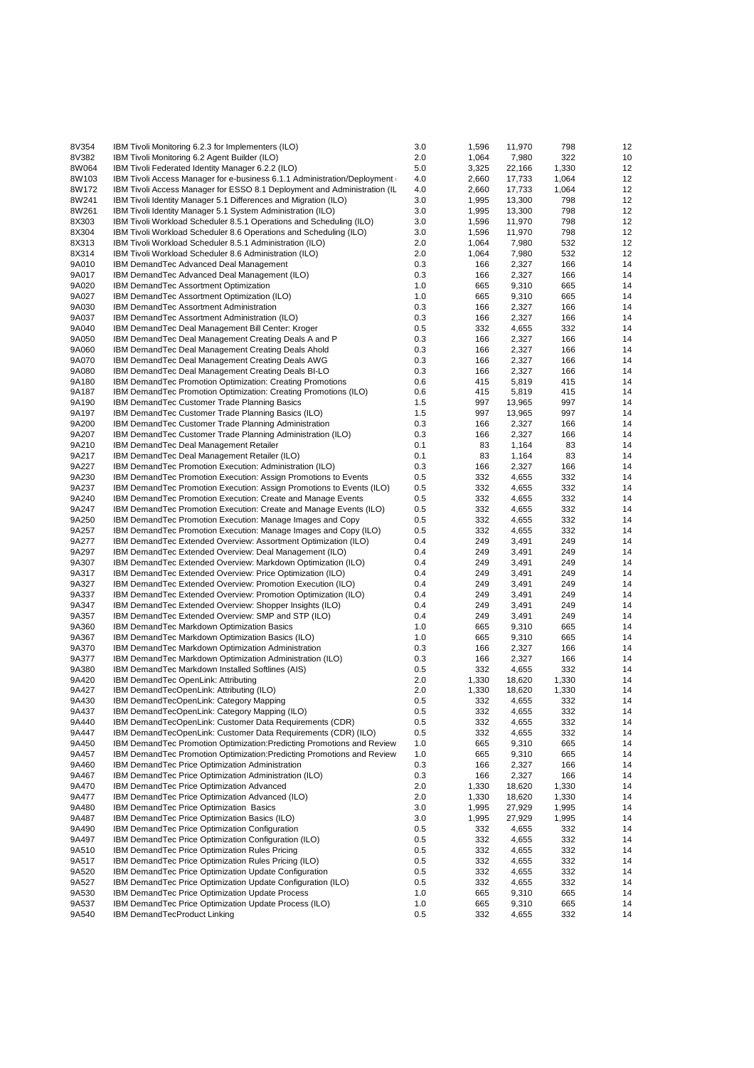| | | | | | | |
|---|---|---|---|---|---|---|
| 8V354 | IBM Tivoli Monitoring 6.2.3 for Implementers (ILO) | 3.0 | 1,596 | 11,970 | 798 | 12 |
| 8V382 | IBM Tivoli Monitoring 6.2 Agent Builder (ILO) | 2.0 | 1,064 | 7,980 | 322 | 10 |
| 8W064 | IBM Tivoli Federated Identity Manager 6.2.2 (ILO) | 5.0 | 3,325 | 22,166 | 1,330 | 12 |
| 8W103 | IBM Tivoli Access Manager for e-business 6.1.1 Administration/Deployment | 4.0 | 2,660 | 17,733 | 1,064 | 12 |
| 8W172 | IBM Tivoli Access Manager for ESSO 8.1 Deployment and Administration (IL | 4.0 | 2,660 | 17,733 | 1,064 | 12 |
| 8W241 | IBM Tivoli Identity Manager 5.1 Differences and Migration (ILO) | 3.0 | 1,995 | 13,300 | 798 | 12 |
| 8W261 | IBM Tivoli Identity Manager 5.1 System Administration (ILO) | 3.0 | 1,995 | 13,300 | 798 | 12 |
| 8X303 | IBM Tivoli Workload Scheduler 8.5.1 Operations and Scheduling (ILO) | 3.0 | 1,596 | 11,970 | 798 | 12 |
| 8X304 | IBM Tivoli Workload Scheduler 8.6 Operations and Scheduling (ILO) | 3.0 | 1,596 | 11,970 | 798 | 12 |
| 8X313 | IBM Tivoli Workload Scheduler 8.5.1 Administration (ILO) | 2.0 | 1,064 | 7,980 | 532 | 12 |
| 8X314 | IBM Tivoli Workload Scheduler 8.6 Administration (ILO) | 2.0 | 1,064 | 7,980 | 532 | 12 |
| 9A010 | IBM DemandTec Advanced Deal Management | 0.3 | 166 | 2,327 | 166 | 14 |
| 9A017 | IBM DemandTec Advanced Deal Management (ILO) | 0.3 | 166 | 2,327 | 166 | 14 |
| 9A020 | IBM DemandTec Assortment Optimization | 1.0 | 665 | 9,310 | 665 | 14 |
| 9A027 | IBM DemandTec Assortment Optimization (ILO) | 1.0 | 665 | 9,310 | 665 | 14 |
| 9A030 | IBM DemandTec Assortment Administration | 0.3 | 166 | 2,327 | 166 | 14 |
| 9A037 | IBM DemandTec Assortment Administration (ILO) | 0.3 | 166 | 2,327 | 166 | 14 |
| 9A040 | IBM DemandTec Deal Management Bill Center: Kroger | 0.5 | 332 | 4,655 | 332 | 14 |
| 9A050 | IBM DemandTec Deal Management Creating Deals A and P | 0.3 | 166 | 2,327 | 166 | 14 |
| 9A060 | IBM DemandTec Deal Management Creating Deals Ahold | 0.3 | 166 | 2,327 | 166 | 14 |
| 9A070 | IBM DemandTec Deal Management Creating Deals AWG | 0.3 | 166 | 2,327 | 166 | 14 |
| 9A080 | IBM DemandTec Deal Management Creating Deals BI-LO | 0.3 | 166 | 2,327 | 166 | 14 |
| 9A180 | IBM DemandTec Promotion Optimization: Creating Promotions | 0.6 | 415 | 5,819 | 415 | 14 |
| 9A187 | IBM DemandTec Promotion Optimization: Creating Promotions (ILO) | 0.6 | 415 | 5,819 | 415 | 14 |
| 9A190 | IBM DemandTec Customer Trade Planning Basics | 1.5 | 997 | 13,965 | 997 | 14 |
| 9A197 | IBM DemandTec Customer Trade Planning Basics (ILO) | 1.5 | 997 | 13,965 | 997 | 14 |
| 9A200 | IBM DemandTec Customer Trade Planning Administration | 0.3 | 166 | 2,327 | 166 | 14 |
| 9A207 | IBM DemandTec Customer Trade Planning Administration (ILO) | 0.3 | 166 | 2,327 | 166 | 14 |
| 9A210 | IBM DemandTec Deal Management Retailer | 0.1 | 83 | 1,164 | 83 | 14 |
| 9A217 | IBM DemandTec Deal Management Retailer (ILO) | 0.1 | 83 | 1,164 | 83 | 14 |
| 9A227 | IBM DemandTec Promotion Execution: Administration (ILO) | 0.3 | 166 | 2,327 | 166 | 14 |
| 9A230 | IBM DemandTec Promotion Execution: Assign Promotions to Events | 0.5 | 332 | 4,655 | 332 | 14 |
| 9A237 | IBM DemandTec Promotion Execution: Assign Promotions to Events (ILO) | 0.5 | 332 | 4,655 | 332 | 14 |
| 9A240 | IBM DemandTec Promotion Execution: Create and Manage Events | 0.5 | 332 | 4,655 | 332 | 14 |
| 9A247 | IBM DemandTec Promotion Execution: Create and Manage Events (ILO) | 0.5 | 332 | 4,655 | 332 | 14 |
| 9A250 | IBM DemandTec Promotion Execution: Manage Images and Copy | 0.5 | 332 | 4,655 | 332 | 14 |
| 9A257 | IBM DemandTec Promotion Execution: Manage Images and Copy (ILO) | 0.5 | 332 | 4,655 | 332 | 14 |
| 9A277 | IBM DemandTec Extended Overview: Assortment Optimization (ILO) | 0.4 | 249 | 3,491 | 249 | 14 |
| 9A297 | IBM DemandTec Extended Overview: Deal Management (ILO) | 0.4 | 249 | 3,491 | 249 | 14 |
| 9A307 | IBM DemandTec Extended Overview: Markdown Optimization (ILO) | 0.4 | 249 | 3,491 | 249 | 14 |
| 9A317 | IBM DemandTec Extended Overview: Price Optimization (ILO) | 0.4 | 249 | 3,491 | 249 | 14 |
| 9A327 | IBM DemandTec Extended Overview: Promotion Execution (ILO) | 0.4 | 249 | 3,491 | 249 | 14 |
| 9A337 | IBM DemandTec Extended Overview: Promotion Optimization (ILO) | 0.4 | 249 | 3,491 | 249 | 14 |
| 9A347 | IBM DemandTec Extended Overview: Shopper Insights (ILO) | 0.4 | 249 | 3,491 | 249 | 14 |
| 9A357 | IBM DemandTec Extended Overview: SMP and STP (ILO) | 0.4 | 249 | 3,491 | 249 | 14 |
| 9A360 | IBM DemandTec Markdown Optimization Basics | 1.0 | 665 | 9,310 | 665 | 14 |
| 9A367 | IBM DemandTec Markdown Optimization Basics (ILO) | 1.0 | 665 | 9,310 | 665 | 14 |
| 9A370 | IBM DemandTec Markdown Optimization Administration | 0.3 | 166 | 2,327 | 166 | 14 |
| 9A377 | IBM DemandTec Markdown Optimization Administration (ILO) | 0.3 | 166 | 2,327 | 166 | 14 |
| 9A380 | IBM DemandTec Markdown Installed Softlines (AIS) | 0.5 | 332 | 4,655 | 332 | 14 |
| 9A420 | IBM DemandTec OpenLink: Attributing | 2.0 | 1,330 | 18,620 | 1,330 | 14 |
| 9A427 | IBM DemandTecOpenLink: Attributing (ILO) | 2.0 | 1,330 | 18,620 | 1,330 | 14 |
| 9A430 | IBM DemandTecOpenLink: Category Mapping | 0.5 | 332 | 4,655 | 332 | 14 |
| 9A437 | IBM DemandTecOpenLink: Category Mapping (ILO) | 0.5 | 332 | 4,655 | 332 | 14 |
| 9A440 | IBM DemandTecOpenLink: Customer Data Requirements (CDR) | 0.5 | 332 | 4,655 | 332 | 14 |
| 9A447 | IBM DemandTecOpenLink: Customer Data Requirements (CDR) (ILO) | 0.5 | 332 | 4,655 | 332 | 14 |
| 9A450 | IBM DemandTec Promotion Optimization:Predicting Promotions and Review | 1.0 | 665 | 9,310 | 665 | 14 |
| 9A457 | IBM DemandTec Promotion Optimization:Predicting Promotions and Review | 1.0 | 665 | 9,310 | 665 | 14 |
| 9A460 | IBM DemandTec Price Optimization Administration | 0.3 | 166 | 2,327 | 166 | 14 |
| 9A467 | IBM DemandTec Price Optimization Administration (ILO) | 0.3 | 166 | 2,327 | 166 | 14 |
| 9A470 | IBM DemandTec Price Optimization Advanced | 2.0 | 1,330 | 18,620 | 1,330 | 14 |
| 9A477 | IBM DemandTec Price Optimization Advanced (ILO) | 2.0 | 1,330 | 18,620 | 1,330 | 14 |
| 9A480 | IBM DemandTec Price Optimization Basics | 3.0 | 1,995 | 27,929 | 1,995 | 14 |
| 9A487 | IBM DemandTec Price Optimization Basics (ILO) | 3.0 | 1,995 | 27,929 | 1,995 | 14 |
| 9A490 | IBM DemandTec Price Optimization Configuration | 0.5 | 332 | 4,655 | 332 | 14 |
| 9A497 | IBM DemandTec Price Optimization Configuration (ILO) | 0.5 | 332 | 4,655 | 332 | 14 |
| 9A510 | IBM DemandTec Price Optimization Rules Pricing | 0.5 | 332 | 4,655 | 332 | 14 |
| 9A517 | IBM DemandTec Price Optimization Rules Pricing (ILO) | 0.5 | 332 | 4,655 | 332 | 14 |
| 9A520 | IBM DemandTec Price Optimization Update Configuration | 0.5 | 332 | 4,655 | 332 | 14 |
| 9A527 | IBM DemandTec Price Optimization Update Configuration (ILO) | 0.5 | 332 | 4,655 | 332 | 14 |
| 9A530 | IBM DemandTec Price Optimization Update Process | 1.0 | 665 | 9,310 | 665 | 14 |
| 9A537 | IBM DemandTec Price Optimization Update Process (ILO) | 1.0 | 665 | 9,310 | 665 | 14 |
| 9A540 | IBM DemandTecProduct Linking | 0.5 | 332 | 4,655 | 332 | 14 |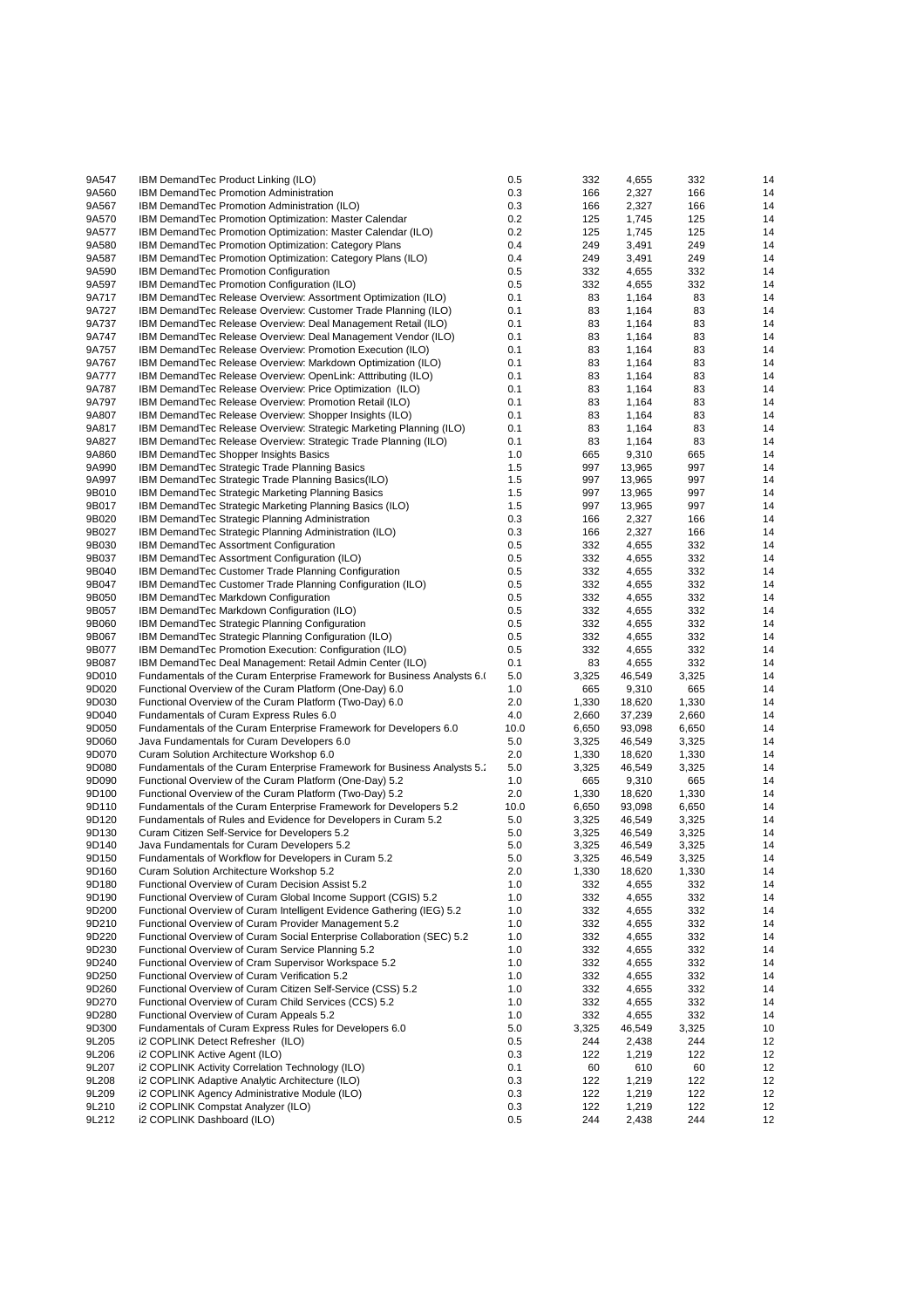| | | | | | | |
|---|---|---|---|---|---|---|
| 9A547 | IBM DemandTec Product Linking (ILO) | 0.5 | 332 | 4,655 | 332 | 14 |
| 9A560 | IBM DemandTec Promotion Administration | 0.3 | 166 | 2,327 | 166 | 14 |
| 9A567 | IBM DemandTec Promotion Administration (ILO) | 0.3 | 166 | 2,327 | 166 | 14 |
| 9A570 | IBM DemandTec Promotion Optimization: Master Calendar | 0.2 | 125 | 1,745 | 125 | 14 |
| 9A577 | IBM DemandTec Promotion Optimization: Master Calendar (ILO) | 0.2 | 125 | 1,745 | 125 | 14 |
| 9A580 | IBM DemandTec Promotion Optimization: Category Plans | 0.4 | 249 | 3,491 | 249 | 14 |
| 9A587 | IBM DemandTec Promotion Optimization: Category Plans (ILO) | 0.4 | 249 | 3,491 | 249 | 14 |
| 9A590 | IBM DemandTec Promotion Configuration | 0.5 | 332 | 4,655 | 332 | 14 |
| 9A597 | IBM DemandTec Promotion Configuration (ILO) | 0.5 | 332 | 4,655 | 332 | 14 |
| 9A717 | IBM DemandTec Release Overview: Assortment Optimization (ILO) | 0.1 | 83 | 1,164 | 83 | 14 |
| 9A727 | IBM DemandTec Release Overview: Customer Trade Planning (ILO) | 0.1 | 83 | 1,164 | 83 | 14 |
| 9A737 | IBM DemandTec Release Overview: Deal Management Retail (ILO) | 0.1 | 83 | 1,164 | 83 | 14 |
| 9A747 | IBM DemandTec Release Overview: Deal Management Vendor (ILO) | 0.1 | 83 | 1,164 | 83 | 14 |
| 9A757 | IBM DemandTec Release Overview: Promotion Execution (ILO) | 0.1 | 83 | 1,164 | 83 | 14 |
| 9A767 | IBM DemandTec Release Overview: Markdown Optimization (ILO) | 0.1 | 83 | 1,164 | 83 | 14 |
| 9A777 | IBM DemandTec Release Overview: OpenLink: Atttributing (ILO) | 0.1 | 83 | 1,164 | 83 | 14 |
| 9A787 | IBM DemandTec Release Overview: Price Optimization (ILO) | 0.1 | 83 | 1,164 | 83 | 14 |
| 9A797 | IBM DemandTec Release Overview: Promotion Retail (ILO) | 0.1 | 83 | 1,164 | 83 | 14 |
| 9A807 | IBM DemandTec Release Overview: Shopper Insights (ILO) | 0.1 | 83 | 1,164 | 83 | 14 |
| 9A817 | IBM DemandTec Release Overview: Strategic Marketing Planning (ILO) | 0.1 | 83 | 1,164 | 83 | 14 |
| 9A827 | IBM DemandTec Release Overview: Strategic Trade Planning (ILO) | 0.1 | 83 | 1,164 | 83 | 14 |
| 9A860 | IBM DemandTec Shopper Insights Basics | 1.0 | 665 | 9,310 | 665 | 14 |
| 9A990 | IBM DemandTec Strategic Trade Planning Basics | 1.5 | 997 | 13,965 | 997 | 14 |
| 9A997 | IBM DemandTec Strategic Trade Planning Basics(ILO) | 1.5 | 997 | 13,965 | 997 | 14 |
| 9B010 | IBM DemandTec Strategic Marketing Planning Basics | 1.5 | 997 | 13,965 | 997 | 14 |
| 9B017 | IBM DemandTec Strategic Marketing Planning Basics (ILO) | 1.5 | 997 | 13,965 | 997 | 14 |
| 9B020 | IBM DemandTec Strategic Planning Administration | 0.3 | 166 | 2,327 | 166 | 14 |
| 9B027 | IBM DemandTec Strategic Planning Administration (ILO) | 0.3 | 166 | 2,327 | 166 | 14 |
| 9B030 | IBM DemandTec Assortment Configuration | 0.5 | 332 | 4,655 | 332 | 14 |
| 9B037 | IBM DemandTec Assortment Configuration (ILO) | 0.5 | 332 | 4,655 | 332 | 14 |
| 9B040 | IBM DemandTec Customer Trade Planning Configuration | 0.5 | 332 | 4,655 | 332 | 14 |
| 9B047 | IBM DemandTec Customer Trade Planning Configuration (ILO) | 0.5 | 332 | 4,655 | 332 | 14 |
| 9B050 | IBM DemandTec Markdown Configuration | 0.5 | 332 | 4,655 | 332 | 14 |
| 9B057 | IBM DemandTec Markdown Configuration (ILO) | 0.5 | 332 | 4,655 | 332 | 14 |
| 9B060 | IBM DemandTec Strategic Planning Configuration | 0.5 | 332 | 4,655 | 332 | 14 |
| 9B067 | IBM DemandTec Strategic Planning Configuration (ILO) | 0.5 | 332 | 4,655 | 332 | 14 |
| 9B077 | IBM DemandTec Promotion Execution: Configuration (ILO) | 0.5 | 332 | 4,655 | 332 | 14 |
| 9B087 | IBM DemandTec Deal Management: Retail Admin Center (ILO) | 0.1 | 83 | 4,655 | 332 | 14 |
| 9D010 | Fundamentals of the Curam Enterprise Framework for Business Analysts 6.( | 5.0 | 3,325 | 46,549 | 3,325 | 14 |
| 9D020 | Functional Overview of the Curam Platform (One-Day) 6.0 | 1.0 | 665 | 9,310 | 665 | 14 |
| 9D030 | Functional Overview of the Curam Platform (Two-Day) 6.0 | 2.0 | 1,330 | 18,620 | 1,330 | 14 |
| 9D040 | Fundamentals of Curam Express Rules 6.0 | 4.0 | 2,660 | 37,239 | 2,660 | 14 |
| 9D050 | Fundamentals of the Curam Enterprise Framework for Developers 6.0 | 10.0 | 6,650 | 93,098 | 6,650 | 14 |
| 9D060 | Java Fundamentals for Curam Developers 6.0 | 5.0 | 3,325 | 46,549 | 3,325 | 14 |
| 9D070 | Curam Solution Architecture Workshop 6.0 | 2.0 | 1,330 | 18,620 | 1,330 | 14 |
| 9D080 | Fundamentals of the Curam Enterprise Framework for Business Analysts 5.: | 5.0 | 3,325 | 46,549 | 3,325 | 14 |
| 9D090 | Functional Overview of the Curam Platform (One-Day) 5.2 | 1.0 | 665 | 9,310 | 665 | 14 |
| 9D100 | Functional Overview of the Curam Platform (Two-Day) 5.2 | 2.0 | 1,330 | 18,620 | 1,330 | 14 |
| 9D110 | Fundamentals of the Curam Enterprise Framework for Developers 5.2 | 10.0 | 6,650 | 93,098 | 6,650 | 14 |
| 9D120 | Fundamentals of Rules and Evidence for Developers in Curam 5.2 | 5.0 | 3,325 | 46,549 | 3,325 | 14 |
| 9D130 | Curam Citizen Self-Service for Developers 5.2 | 5.0 | 3,325 | 46,549 | 3,325 | 14 |
| 9D140 | Java Fundamentals for Curam Developers 5.2 | 5.0 | 3,325 | 46,549 | 3,325 | 14 |
| 9D150 | Fundamentals of Workflow for Developers in Curam 5.2 | 5.0 | 3,325 | 46,549 | 3,325 | 14 |
| 9D160 | Curam Solution Architecture Workshop 5.2 | 2.0 | 1,330 | 18,620 | 1,330 | 14 |
| 9D180 | Functional Overview of Curam Decision Assist 5.2 | 1.0 | 332 | 4,655 | 332 | 14 |
| 9D190 | Functional Overview of Curam Global Income Support (CGIS) 5.2 | 1.0 | 332 | 4,655 | 332 | 14 |
| 9D200 | Functional Overview of Curam Intelligent Evidence Gathering (IEG) 5.2 | 1.0 | 332 | 4,655 | 332 | 14 |
| 9D210 | Functional Overview of Curam Provider Management 5.2 | 1.0 | 332 | 4,655 | 332 | 14 |
| 9D220 | Functional Overview of Curam Social Enterprise Collaboration (SEC) 5.2 | 1.0 | 332 | 4,655 | 332 | 14 |
| 9D230 | Functional Overview of Curam Service Planning 5.2 | 1.0 | 332 | 4,655 | 332 | 14 |
| 9D240 | Functional Overview of Cram Supervisor Workspace 5.2 | 1.0 | 332 | 4,655 | 332 | 14 |
| 9D250 | Functional Overview of Curam Verification 5.2 | 1.0 | 332 | 4,655 | 332 | 14 |
| 9D260 | Functional Overview of Curam Citizen Self-Service (CSS) 5.2 | 1.0 | 332 | 4,655 | 332 | 14 |
| 9D270 | Functional Overview of Curam Child Services (CCS) 5.2 | 1.0 | 332 | 4,655 | 332 | 14 |
| 9D280 | Functional Overview of Curam Appeals 5.2 | 1.0 | 332 | 4,655 | 332 | 14 |
| 9D300 | Fundamentals of Curam Express Rules for Developers 6.0 | 5.0 | 3,325 | 46,549 | 3,325 | 10 |
| 9L205 | i2 COPLINK Detect Refresher (ILO) | 0.5 | 244 | 2,438 | 244 | 12 |
| 9L206 | i2 COPLINK Active Agent (ILO) | 0.3 | 122 | 1,219 | 122 | 12 |
| 9L207 | i2 COPLINK Activity Correlation Technology (ILO) | 0.1 | 60 | 610 | 60 | 12 |
| 9L208 | i2 COPLINK Adaptive Analytic Architecture (ILO) | 0.3 | 122 | 1,219 | 122 | 12 |
| 9L209 | i2 COPLINK Agency Administrative Module (ILO) | 0.3 | 122 | 1,219 | 122 | 12 |
| 9L210 | i2 COPLINK Compstat Analyzer (ILO) | 0.3 | 122 | 1,219 | 122 | 12 |
| 9L212 | i2 COPLINK Dashboard (ILO) | 0.5 | 244 | 2,438 | 244 | 12 |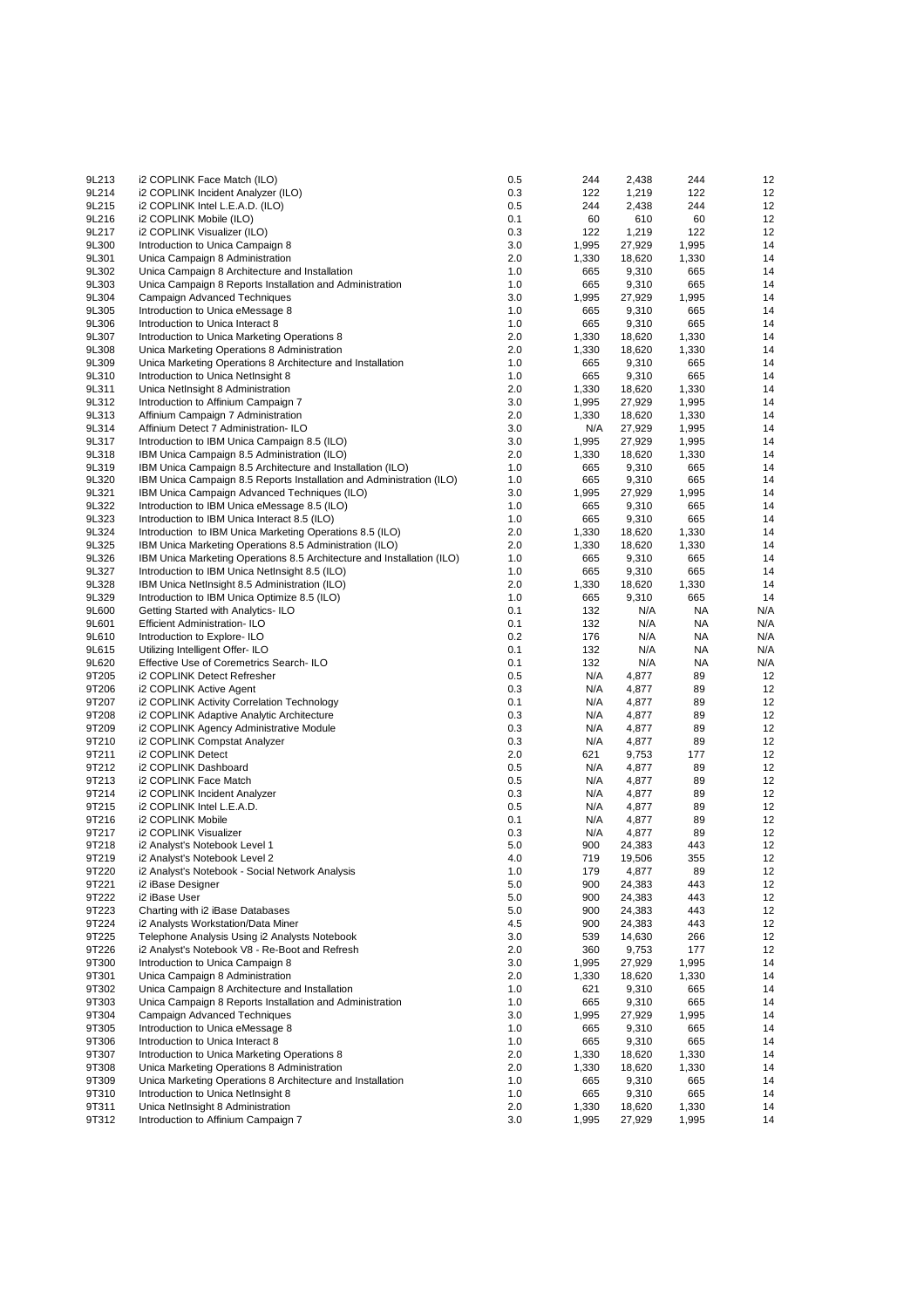| | | | | | | |
|---|---|---|---|---|---|---|
| 9L213 | i2 COPLINK Face Match (ILO) | 0.5 | 244 | 2,438 | 244 | 12 |
| 9L214 | i2 COPLINK Incident Analyzer (ILO) | 0.3 | 122 | 1,219 | 122 | 12 |
| 9L215 | i2 COPLINK Intel L.E.A.D. (ILO) | 0.5 | 244 | 2,438 | 244 | 12 |
| 9L216 | i2 COPLINK Mobile (ILO) | 0.1 | 60 | 610 | 60 | 12 |
| 9L217 | i2 COPLINK Visualizer (ILO) | 0.3 | 122 | 1,219 | 122 | 12 |
| 9L300 | Introduction to Unica Campaign 8 | 3.0 | 1,995 | 27,929 | 1,995 | 14 |
| 9L301 | Unica Campaign 8 Administration | 2.0 | 1,330 | 18,620 | 1,330 | 14 |
| 9L302 | Unica Campaign 8 Architecture and Installation | 1.0 | 665 | 9,310 | 665 | 14 |
| 9L303 | Unica Campaign 8 Reports Installation and Administration | 1.0 | 665 | 9,310 | 665 | 14 |
| 9L304 | Campaign Advanced Techniques | 3.0 | 1,995 | 27,929 | 1,995 | 14 |
| 9L305 | Introduction to Unica eMessage 8 | 1.0 | 665 | 9,310 | 665 | 14 |
| 9L306 | Introduction to Unica Interact 8 | 1.0 | 665 | 9,310 | 665 | 14 |
| 9L307 | Introduction to Unica Marketing Operations 8 | 2.0 | 1,330 | 18,620 | 1,330 | 14 |
| 9L308 | Unica Marketing Operations 8 Administration | 2.0 | 1,330 | 18,620 | 1,330 | 14 |
| 9L309 | Unica Marketing Operations 8 Architecture and Installation | 1.0 | 665 | 9,310 | 665 | 14 |
| 9L310 | Introduction to Unica NetInsight 8 | 1.0 | 665 | 9,310 | 665 | 14 |
| 9L311 | Unica NetInsight 8 Administration | 2.0 | 1,330 | 18,620 | 1,330 | 14 |
| 9L312 | Introduction to Affinium Campaign 7 | 3.0 | 1,995 | 27,929 | 1,995 | 14 |
| 9L313 | Affinium Campaign 7 Administration | 2.0 | 1,330 | 18,620 | 1,330 | 14 |
| 9L314 | Affinium Detect 7 Administration- ILO | 3.0 | N/A | 27,929 | 1,995 | 14 |
| 9L317 | Introduction to IBM Unica Campaign 8.5 (ILO) | 3.0 | 1,995 | 27,929 | 1,995 | 14 |
| 9L318 | IBM Unica Campaign 8.5 Administration (ILO) | 2.0 | 1,330 | 18,620 | 1,330 | 14 |
| 9L319 | IBM Unica Campaign 8.5 Architecture and Installation (ILO) | 1.0 | 665 | 9,310 | 665 | 14 |
| 9L320 | IBM Unica Campaign 8.5 Reports Installation and Administration (ILO) | 1.0 | 665 | 9,310 | 665 | 14 |
| 9L321 | IBM Unica Campaign Advanced Techniques (ILO) | 3.0 | 1,995 | 27,929 | 1,995 | 14 |
| 9L322 | Introduction to IBM Unica eMessage 8.5 (ILO) | 1.0 | 665 | 9,310 | 665 | 14 |
| 9L323 | Introduction to IBM Unica Interact 8.5 (ILO) | 1.0 | 665 | 9,310 | 665 | 14 |
| 9L324 | Introduction to IBM Unica Marketing Operations 8.5 (ILO) | 2.0 | 1,330 | 18,620 | 1,330 | 14 |
| 9L325 | IBM Unica Marketing Operations 8.5 Administration (ILO) | 2.0 | 1,330 | 18,620 | 1,330 | 14 |
| 9L326 | IBM Unica Marketing Operations 8.5 Architecture and Installation (ILO) | 1.0 | 665 | 9,310 | 665 | 14 |
| 9L327 | Introduction to IBM Unica NetInsight 8.5 (ILO) | 1.0 | 665 | 9,310 | 665 | 14 |
| 9L328 | IBM Unica NetInsight 8.5 Administration (ILO) | 2.0 | 1,330 | 18,620 | 1,330 | 14 |
| 9L329 | Introduction to IBM Unica Optimize 8.5 (ILO) | 1.0 | 665 | 9,310 | 665 | 14 |
| 9L600 | Getting Started with Analytics- ILO | 0.1 | 132 | N/A | NA | N/A |
| 9L601 | Efficient Administration- ILO | 0.1 | 132 | N/A | NA | N/A |
| 9L610 | Introduction to Explore- ILO | 0.2 | 176 | N/A | NA | N/A |
| 9L615 | Utilizing Intelligent Offer- ILO | 0.1 | 132 | N/A | NA | N/A |
| 9L620 | Effective Use of Coremetrics Search- ILO | 0.1 | 132 | N/A | NA | N/A |
| 9T205 | i2 COPLINK Detect Refresher | 0.5 | N/A | 4,877 | 89 | 12 |
| 9T206 | i2 COPLINK Active Agent | 0.3 | N/A | 4,877 | 89 | 12 |
| 9T207 | i2 COPLINK Activity Correlation Technology | 0.1 | N/A | 4,877 | 89 | 12 |
| 9T208 | i2 COPLINK Adaptive Analytic Architecture | 0.3 | N/A | 4,877 | 89 | 12 |
| 9T209 | i2 COPLINK Agency Administrative Module | 0.3 | N/A | 4,877 | 89 | 12 |
| 9T210 | i2 COPLINK Compstat Analyzer | 0.3 | N/A | 4,877 | 89 | 12 |
| 9T211 | i2 COPLINK Detect | 2.0 | 621 | 9,753 | 177 | 12 |
| 9T212 | i2 COPLINK Dashboard | 0.5 | N/A | 4,877 | 89 | 12 |
| 9T213 | i2 COPLINK Face Match | 0.5 | N/A | 4,877 | 89 | 12 |
| 9T214 | i2 COPLINK Incident Analyzer | 0.3 | N/A | 4,877 | 89 | 12 |
| 9T215 | i2 COPLINK Intel L.E.A.D. | 0.5 | N/A | 4,877 | 89 | 12 |
| 9T216 | i2 COPLINK Mobile | 0.1 | N/A | 4,877 | 89 | 12 |
| 9T217 | i2 COPLINK Visualizer | 0.3 | N/A | 4,877 | 89 | 12 |
| 9T218 | i2 Analyst's Notebook Level 1 | 5.0 | 900 | 24,383 | 443 | 12 |
| 9T219 | i2 Analyst's Notebook Level 2 | 4.0 | 719 | 19,506 | 355 | 12 |
| 9T220 | i2 Analyst's Notebook - Social Network Analysis | 1.0 | 179 | 4,877 | 89 | 12 |
| 9T221 | i2 iBase Designer | 5.0 | 900 | 24,383 | 443 | 12 |
| 9T222 | i2 iBase User | 5.0 | 900 | 24,383 | 443 | 12 |
| 9T223 | Charting with i2 iBase Databases | 5.0 | 900 | 24,383 | 443 | 12 |
| 9T224 | i2 Analysts Workstation/Data Miner | 4.5 | 900 | 24,383 | 443 | 12 |
| 9T225 | Telephone Analysis Using i2 Analysts Notebook | 3.0 | 539 | 14,630 | 266 | 12 |
| 9T226 | i2 Analyst's Notebook V8 - Re-Boot and Refresh | 2.0 | 360 | 9,753 | 177 | 12 |
| 9T300 | Introduction to Unica Campaign 8 | 3.0 | 1,995 | 27,929 | 1,995 | 14 |
| 9T301 | Unica Campaign 8 Administration | 2.0 | 1,330 | 18,620 | 1,330 | 14 |
| 9T302 | Unica Campaign 8 Architecture and Installation | 1.0 | 621 | 9,310 | 665 | 14 |
| 9T303 | Unica Campaign 8 Reports Installation and Administration | 1.0 | 665 | 9,310 | 665 | 14 |
| 9T304 | Campaign Advanced Techniques | 3.0 | 1,995 | 27,929 | 1,995 | 14 |
| 9T305 | Introduction to Unica eMessage 8 | 1.0 | 665 | 9,310 | 665 | 14 |
| 9T306 | Introduction to Unica Interact 8 | 1.0 | 665 | 9,310 | 665 | 14 |
| 9T307 | Introduction to Unica Marketing Operations 8 | 2.0 | 1,330 | 18,620 | 1,330 | 14 |
| 9T308 | Unica Marketing Operations 8 Administration | 2.0 | 1,330 | 18,620 | 1,330 | 14 |
| 9T309 | Unica Marketing Operations 8 Architecture and Installation | 1.0 | 665 | 9,310 | 665 | 14 |
| 9T310 | Introduction to Unica NetInsight 8 | 1.0 | 665 | 9,310 | 665 | 14 |
| 9T311 | Unica NetInsight 8 Administration | 2.0 | 1,330 | 18,620 | 1,330 | 14 |
| 9T312 | Introduction to Affinium Campaign 7 | 3.0 | 1,995 | 27,929 | 1,995 | 14 |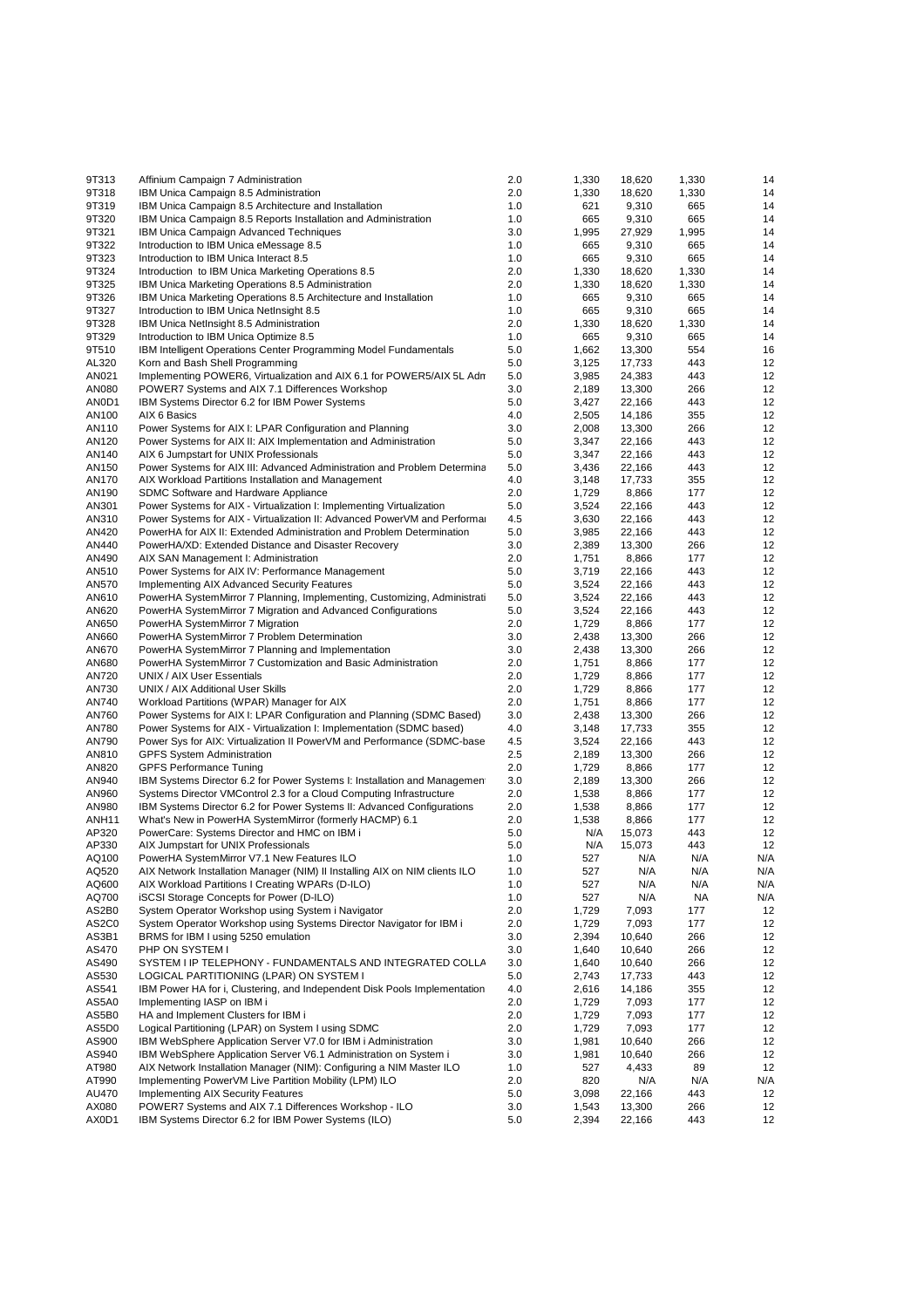| | | | | | | |
|---|---|---|---|---|---|---|
| 9T313 | Affinium Campaign 7 Administration | 2.0 | 1,330 | 18,620 | 1,330 | 14 |
| 9T318 | IBM Unica Campaign 8.5 Administration | 2.0 | 1,330 | 18,620 | 1,330 | 14 |
| 9T319 | IBM Unica Campaign 8.5 Architecture and Installation | 1.0 | 621 | 9,310 | 665 | 14 |
| 9T320 | IBM Unica Campaign 8.5 Reports Installation and Administration | 1.0 | 665 | 9,310 | 665 | 14 |
| 9T321 | IBM Unica Campaign Advanced Techniques | 3.0 | 1,995 | 27,929 | 1,995 | 14 |
| 9T322 | Introduction to IBM Unica eMessage 8.5 | 1.0 | 665 | 9,310 | 665 | 14 |
| 9T323 | Introduction to IBM Unica Interact 8.5 | 1.0 | 665 | 9,310 | 665 | 14 |
| 9T324 | Introduction to IBM Unica Marketing Operations 8.5 | 2.0 | 1,330 | 18,620 | 1,330 | 14 |
| 9T325 | IBM Unica Marketing Operations 8.5 Administration | 2.0 | 1,330 | 18,620 | 1,330 | 14 |
| 9T326 | IBM Unica Marketing Operations 8.5 Architecture and Installation | 1.0 | 665 | 9,310 | 665 | 14 |
| 9T327 | Introduction to IBM Unica NetInsight 8.5 | 1.0 | 665 | 9,310 | 665 | 14 |
| 9T328 | IBM Unica NetInsight 8.5 Administration | 2.0 | 1,330 | 18,620 | 1,330 | 14 |
| 9T329 | Introduction to IBM Unica Optimize 8.5 | 1.0 | 665 | 9,310 | 665 | 14 |
| 9T510 | IBM Intelligent Operations Center Programming Model Fundamentals | 5.0 | 1,662 | 13,300 | 554 | 16 |
| AL320 | Korn and Bash Shell Programming | 5.0 | 3,125 | 17,733 | 443 | 12 |
| AN021 | Implementing POWER6, Virtualization and AIX 6.1 for POWER5/AIX 5L Adm | 5.0 | 3,985 | 24,383 | 443 | 12 |
| AN080 | POWER7 Systems and AIX 7.1 Differences Workshop | 3.0 | 2,189 | 13,300 | 266 | 12 |
| AN0D1 | IBM Systems Director 6.2 for IBM Power Systems | 5.0 | 3,427 | 22,166 | 443 | 12 |
| AN100 | AIX 6 Basics | 4.0 | 2,505 | 14,186 | 355 | 12 |
| AN110 | Power Systems for AIX I: LPAR Configuration and Planning | 3.0 | 2,008 | 13,300 | 266 | 12 |
| AN120 | Power Systems for AIX II: AIX Implementation and Administration | 5.0 | 3,347 | 22,166 | 443 | 12 |
| AN140 | AIX 6 Jumpstart for UNIX Professionals | 5.0 | 3,347 | 22,166 | 443 | 12 |
| AN150 | Power Systems for AIX III: Advanced Administration and Problem Determina | 5.0 | 3,436 | 22,166 | 443 | 12 |
| AN170 | AIX Workload Partitions Installation and Management | 4.0 | 3,148 | 17,733 | 355 | 12 |
| AN190 | SDMC Software and Hardware Appliance | 2.0 | 1,729 | 8,866 | 177 | 12 |
| AN301 | Power Systems for AIX - Virtualization I: Implementing Virtualization | 5.0 | 3,524 | 22,166 | 443 | 12 |
| AN310 | Power Systems for AIX - Virtualization II: Advanced PowerVM and Performa | 4.5 | 3,630 | 22,166 | 443 | 12 |
| AN420 | PowerHA for AIX II: Extended Administration and Problem Determination | 5.0 | 3,985 | 22,166 | 443 | 12 |
| AN440 | PowerHA/XD: Extended Distance and Disaster Recovery | 3.0 | 2,389 | 13,300 | 266 | 12 |
| AN490 | AIX SAN Management I: Administration | 2.0 | 1,751 | 8,866 | 177 | 12 |
| AN510 | Power Systems for AIX IV: Performance Management | 5.0 | 3,719 | 22,166 | 443 | 12 |
| AN570 | Implementing AIX Advanced Security Features | 5.0 | 3,524 | 22,166 | 443 | 12 |
| AN610 | PowerHA SystemMirror 7 Planning, Implementing, Customizing, Administrati | 5.0 | 3,524 | 22,166 | 443 | 12 |
| AN620 | PowerHA SystemMirror 7 Migration and Advanced Configurations | 5.0 | 3,524 | 22,166 | 443 | 12 |
| AN650 | PowerHA SystemMirror 7 Migration | 2.0 | 1,729 | 8,866 | 177 | 12 |
| AN660 | PowerHA SystemMirror 7 Problem Determination | 3.0 | 2,438 | 13,300 | 266 | 12 |
| AN670 | PowerHA SystemMirror 7 Planning and Implementation | 3.0 | 2,438 | 13,300 | 266 | 12 |
| AN680 | PowerHA SystemMirror 7 Customization and Basic Administration | 2.0 | 1,751 | 8,866 | 177 | 12 |
| AN720 | UNIX / AIX User Essentials | 2.0 | 1,729 | 8,866 | 177 | 12 |
| AN730 | UNIX / AIX Additional User Skills | 2.0 | 1,729 | 8,866 | 177 | 12 |
| AN740 | Workload Partitions (WPAR) Manager for AIX | 2.0 | 1,751 | 8,866 | 177 | 12 |
| AN760 | Power Systems for AIX I: LPAR Configuration and Planning (SDMC Based) | 3.0 | 2,438 | 13,300 | 266 | 12 |
| AN780 | Power Systems for AIX - Virtualization I: Implementation (SDMC based) | 4.0 | 3,148 | 17,733 | 355 | 12 |
| AN790 | Power Sys for AIX: Virtualization II PowerVM and Performance (SDMC-base | 4.5 | 3,524 | 22,166 | 443 | 12 |
| AN810 | GPFS System Administration | 2.5 | 2,189 | 13,300 | 266 | 12 |
| AN820 | GPFS Performance Tuning | 2.0 | 1,729 | 8,866 | 177 | 12 |
| AN940 | IBM Systems Director 6.2 for Power Systems I: Installation and Managemen | 3.0 | 2,189 | 13,300 | 266 | 12 |
| AN960 | Systems Director VMControl 2.3 for a Cloud Computing Infrastructure | 2.0 | 1,538 | 8,866 | 177 | 12 |
| AN980 | IBM Systems Director 6.2 for Power Systems II: Advanced Configurations | 2.0 | 1,538 | 8,866 | 177 | 12 |
| ANH11 | What's New in PowerHA SystemMirror (formerly HACMP) 6.1 | 2.0 | 1,538 | 8,866 | 177 | 12 |
| AP320 | PowerCare: Systems Director and HMC on IBM i | 5.0 | N/A | 15,073 | 443 | 12 |
| AP330 | AIX Jumpstart for UNIX Professionals | 5.0 | N/A | 15,073 | 443 | 12 |
| AQ100 | PowerHA SystemMirror V7.1 New Features ILO | 1.0 | 527 | N/A | N/A | N/A |
| AQ520 | AIX Network Installation Manager (NIM) II Installing AIX on NIM clients ILO | 1.0 | 527 | N/A | N/A | N/A |
| AQ600 | AIX Workload Partitions I Creating WPARs (D-ILO) | 1.0 | 527 | N/A | N/A | N/A |
| AQ700 | iSCSI Storage Concepts for Power (D-ILO) | 1.0 | 527 | N/A | NA | N/A |
| AS2B0 | System Operator Workshop using System i Navigator | 2.0 | 1,729 | 7,093 | 177 | 12 |
| AS2C0 | System Operator Workshop using Systems Director Navigator for IBM i | 2.0 | 1,729 | 7,093 | 177 | 12 |
| AS3B1 | BRMS for IBM I using 5250 emulation | 3.0 | 2,394 | 10,640 | 266 | 12 |
| AS470 | PHP ON SYSTEM I | 3.0 | 1,640 | 10,640 | 266 | 12 |
| AS490 | SYSTEM I IP TELEPHONY - FUNDAMENTALS AND INTEGRATED COLLA | 3.0 | 1,640 | 10,640 | 266 | 12 |
| AS530 | LOGICAL PARTITIONING (LPAR) ON SYSTEM I | 5.0 | 2,743 | 17,733 | 443 | 12 |
| AS541 | IBM Power HA for i, Clustering, and Independent Disk Pools Implementation | 4.0 | 2,616 | 14,186 | 355 | 12 |
| AS5A0 | Implementing IASP on IBM i | 2.0 | 1,729 | 7,093 | 177 | 12 |
| AS5B0 | HA and Implement Clusters for IBM i | 2.0 | 1,729 | 7,093 | 177 | 12 |
| AS5D0 | Logical Partitioning (LPAR) on System I using SDMC | 2.0 | 1,729 | 7,093 | 177 | 12 |
| AS900 | IBM WebSphere Application Server V7.0 for IBM i Administration | 3.0 | 1,981 | 10,640 | 266 | 12 |
| AS940 | IBM WebSphere Application Server V6.1 Administration on System i | 3.0 | 1,981 | 10,640 | 266 | 12 |
| AT980 | AIX Network Installation Manager (NIM): Configuring a NIM Master ILO | 1.0 | 527 | 4,433 | 89 | 12 |
| AT990 | Implementing PowerVM Live Partition Mobility (LPM) ILO | 2.0 | 820 | N/A | N/A | N/A |
| AU470 | Implementing AIX Security Features | 5.0 | 3,098 | 22,166 | 443 | 12 |
| AX080 | POWER7 Systems and AIX 7.1 Differences Workshop - ILO | 3.0 | 1,543 | 13,300 | 266 | 12 |
| AX0D1 | IBM Systems Director 6.2 for IBM Power Systems (ILO) | 5.0 | 2,394 | 22,166 | 443 | 12 |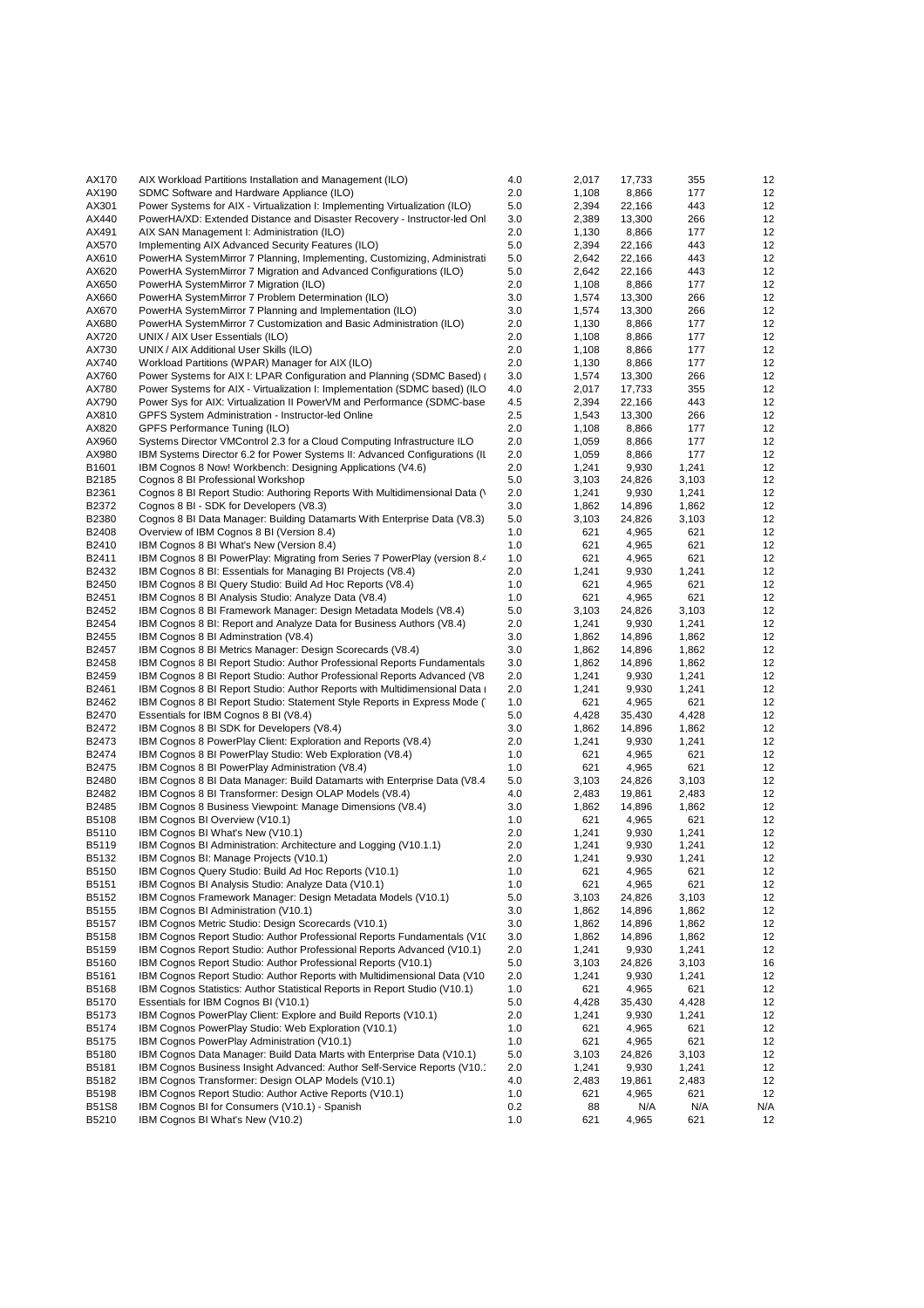| | | | | | | |
|---|---|---|---|---|---|---|
| AX170 | AIX Workload Partitions Installation and Management (ILO) | 4.0 | 2,017 | 17,733 | 355 | 12 |
| AX190 | SDMC Software and Hardware Appliance (ILO) | 2.0 | 1,108 | 8,866 | 177 | 12 |
| AX301 | Power Systems for AIX - Virtualization I: Implementing Virtualization (ILO) | 5.0 | 2,394 | 22,166 | 443 | 12 |
| AX440 | PowerHA/XD: Extended Distance and Disaster Recovery - Instructor-led Onl | 3.0 | 2,389 | 13,300 | 266 | 12 |
| AX491 | AIX SAN Management I: Administration (ILO) | 2.0 | 1,130 | 8,866 | 177 | 12 |
| AX570 | Implementing AIX Advanced Security Features (ILO) | 5.0 | 2,394 | 22,166 | 443 | 12 |
| AX610 | PowerHA SystemMirror 7 Planning, Implementing, Customizing, Administrati | 5.0 | 2,642 | 22,166 | 443 | 12 |
| AX620 | PowerHA SystemMirror 7 Migration and Advanced Configurations (ILO) | 5.0 | 2,642 | 22,166 | 443 | 12 |
| AX650 | PowerHA SystemMirror 7 Migration (ILO) | 2.0 | 1,108 | 8,866 | 177 | 12 |
| AX660 | PowerHA SystemMirror 7 Problem Determination (ILO) | 3.0 | 1,574 | 13,300 | 266 | 12 |
| AX670 | PowerHA SystemMirror 7 Planning and Implementation (ILO) | 3.0 | 1,574 | 13,300 | 266 | 12 |
| AX680 | PowerHA SystemMirror 7 Customization and Basic Administration (ILO) | 2.0 | 1,130 | 8,866 | 177 | 12 |
| AX720 | UNIX / AIX User Essentials (ILO) | 2.0 | 1,108 | 8,866 | 177 | 12 |
| AX730 | UNIX / AIX Additional User Skills (ILO) | 2.0 | 1,108 | 8,866 | 177 | 12 |
| AX740 | Workload Partitions (WPAR) Manager for AIX (ILO) | 2.0 | 1,130 | 8,866 | 177 | 12 |
| AX760 | Power Systems for AIX I: LPAR Configuration and Planning (SDMC Based) ( | 3.0 | 1,574 | 13,300 | 266 | 12 |
| AX780 | Power Systems for AIX - Virtualization I: Implementation (SDMC based) (ILO | 4.0 | 2,017 | 17,733 | 355 | 12 |
| AX790 | Power Sys for AIX: Virtualization II PowerVM and Performance (SDMC-base | 4.5 | 2,394 | 22,166 | 443 | 12 |
| AX810 | GPFS System Administration - Instructor-led Online | 2.5 | 1,543 | 13,300 | 266 | 12 |
| AX820 | GPFS Performance Tuning (ILO) | 2.0 | 1,108 | 8,866 | 177 | 12 |
| AX960 | Systems Director VMControl 2.3 for a Cloud Computing Infrastructure ILO | 2.0 | 1,059 | 8,866 | 177 | 12 |
| AX980 | IBM Systems Director 6.2 for Power Systems II: Advanced Configurations (IL | 2.0 | 1,059 | 8,866 | 177 | 12 |
| B1601 | IBM Cognos 8 Now! Workbench: Designing Applications (V4.6) | 2.0 | 1,241 | 9,930 | 1,241 | 12 |
| B2185 | Cognos 8 BI Professional Workshop | 5.0 | 3,103 | 24,826 | 3,103 | 12 |
| B2361 | Cognos 8 BI Report Studio: Authoring Reports With Multidimensional Data (V | 2.0 | 1,241 | 9,930 | 1,241 | 12 |
| B2372 | Cognos 8 BI - SDK for Developers (V8.3) | 3.0 | 1,862 | 14,896 | 1,862 | 12 |
| B2380 | Cognos 8 BI Data Manager: Building Datamarts With Enterprise Data (V8.3) | 5.0 | 3,103 | 24,826 | 3,103 | 12 |
| B2408 | Overview of IBM Cognos 8 BI (Version 8.4) | 1.0 | 621 | 4,965 | 621 | 12 |
| B2410 | IBM Cognos 8 BI What's New (Version 8.4) | 1.0 | 621 | 4,965 | 621 | 12 |
| B2411 | IBM Cognos 8 BI PowerPlay: Migrating from Series 7 PowerPlay (version 8.4 | 1.0 | 621 | 4,965 | 621 | 12 |
| B2432 | IBM Cognos 8 BI: Essentials for Managing BI Projects (V8.4) | 2.0 | 1,241 | 9,930 | 1,241 | 12 |
| B2450 | IBM Cognos 8 BI Query Studio: Build Ad Hoc Reports (V8.4) | 1.0 | 621 | 4,965 | 621 | 12 |
| B2451 | IBM Cognos 8 BI Analysis Studio: Analyze Data (V8.4) | 1.0 | 621 | 4,965 | 621 | 12 |
| B2452 | IBM Cognos 8 BI Framework Manager: Design Metadata Models (V8.4) | 5.0 | 3,103 | 24,826 | 3,103 | 12 |
| B2454 | IBM Cognos 8 BI: Report and Analyze Data for Business Authors (V8.4) | 2.0 | 1,241 | 9,930 | 1,241 | 12 |
| B2455 | IBM Cognos 8 BI Adminstration (V8.4) | 3.0 | 1,862 | 14,896 | 1,862 | 12 |
| B2457 | IBM Cognos 8 BI Metrics Manager: Design Scorecards (V8.4) | 3.0 | 1,862 | 14,896 | 1,862 | 12 |
| B2458 | IBM Cognos 8 BI Report Studio: Author Professional Reports Fundamentals | 3.0 | 1,862 | 14,896 | 1,862 | 12 |
| B2459 | IBM Cognos 8 BI Report Studio: Author Professional Reports Advanced (V8 | 2.0 | 1,241 | 9,930 | 1,241 | 12 |
| B2461 | IBM Cognos 8 BI Report Studio: Author Reports with Multidimensional Data ( | 2.0 | 1,241 | 9,930 | 1,241 | 12 |
| B2462 | IBM Cognos 8 BI Report Studio: Statement Style Reports in Express Mode ( | 1.0 | 621 | 4,965 | 621 | 12 |
| B2470 | Essentials for IBM Cognos 8 BI (V8.4) | 5.0 | 4,428 | 35,430 | 4,428 | 12 |
| B2472 | IBM Cognos 8 BI SDK for Developers (V8.4) | 3.0 | 1,862 | 14,896 | 1,862 | 12 |
| B2473 | IBM Cognos 8 PowerPlay Client: Exploration and Reports (V8.4) | 2.0 | 1,241 | 9,930 | 1,241 | 12 |
| B2474 | IBM Cognos 8 BI PowerPlay Studio: Web Exploration (V8.4) | 1.0 | 621 | 4,965 | 621 | 12 |
| B2475 | IBM Cognos 8 BI PowerPlay Administration (V8.4) | 1.0 | 621 | 4,965 | 621 | 12 |
| B2480 | IBM Cognos 8 BI Data Manager: Build Datamarts with Enterprise Data (V8.4 | 5.0 | 3,103 | 24,826 | 3,103 | 12 |
| B2482 | IBM Cognos 8 BI Transformer: Design OLAP Models (V8.4) | 4.0 | 2,483 | 19,861 | 2,483 | 12 |
| B2485 | IBM Cognos 8 Business Viewpoint: Manage Dimensions (V8.4) | 3.0 | 1,862 | 14,896 | 1,862 | 12 |
| B5108 | IBM Cognos BI Overview (V10.1) | 1.0 | 621 | 4,965 | 621 | 12 |
| B5110 | IBM Cognos BI What's New (V10.1) | 2.0 | 1,241 | 9,930 | 1,241 | 12 |
| B5119 | IBM Cognos BI Administration: Architecture and Logging (V10.1.1) | 2.0 | 1,241 | 9,930 | 1,241 | 12 |
| B5132 | IBM Cognos BI: Manage Projects (V10.1) | 2.0 | 1,241 | 9,930 | 1,241 | 12 |
| B5150 | IBM Cognos Query Studio: Build Ad Hoc Reports (V10.1) | 1.0 | 621 | 4,965 | 621 | 12 |
| B5151 | IBM Cognos BI Analysis Studio: Analyze Data (V10.1) | 1.0 | 621 | 4,965 | 621 | 12 |
| B5152 | IBM Cognos Framework Manager: Design Metadata Models (V10.1) | 5.0 | 3,103 | 24,826 | 3,103 | 12 |
| B5155 | IBM Cognos BI Administration (V10.1) | 3.0 | 1,862 | 14,896 | 1,862 | 12 |
| B5157 | IBM Cognos Metric Studio: Design Scorecards (V10.1) | 3.0 | 1,862 | 14,896 | 1,862 | 12 |
| B5158 | IBM Cognos Report Studio: Author Professional Reports Fundamentals (V10 | 3.0 | 1,862 | 14,896 | 1,862 | 12 |
| B5159 | IBM Cognos Report Studio: Author Professional Reports Advanced (V10.1) | 2.0 | 1,241 | 9,930 | 1,241 | 12 |
| B5160 | IBM Cognos Report Studio: Author Professional Reports (V10.1) | 5.0 | 3,103 | 24,826 | 3,103 | 16 |
| B5161 | IBM Cognos Report Studio: Author Reports with Multidimensional Data (V10 | 2.0 | 1,241 | 9,930 | 1,241 | 12 |
| B5168 | IBM Cognos Statistics: Author Statistical Reports in Report Studio (V10.1) | 1.0 | 621 | 4,965 | 621 | 12 |
| B5170 | Essentials for IBM Cognos BI (V10.1) | 5.0 | 4,428 | 35,430 | 4,428 | 12 |
| B5173 | IBM Cognos PowerPlay Client: Explore and Build Reports (V10.1) | 2.0 | 1,241 | 9,930 | 1,241 | 12 |
| B5174 | IBM Cognos PowerPlay Studio: Web Exploration (V10.1) | 1.0 | 621 | 4,965 | 621 | 12 |
| B5175 | IBM Cognos PowerPlay Administration (V10.1) | 1.0 | 621 | 4,965 | 621 | 12 |
| B5180 | IBM Cognos Data Manager: Build Data Marts with Enterprise Data (V10.1) | 5.0 | 3,103 | 24,826 | 3,103 | 12 |
| B5181 | IBM Cognos Business Insight Advanced: Author Self-Service Reports (V10.1 | 2.0 | 1,241 | 9,930 | 1,241 | 12 |
| B5182 | IBM Cognos Transformer: Design OLAP Models (V10.1) | 4.0 | 2,483 | 19,861 | 2,483 | 12 |
| B5198 | IBM Cognos Report Studio: Author Active Reports (V10.1) | 1.0 | 621 | 4,965 | 621 | 12 |
| B51S8 | IBM Cognos BI for Consumers (V10.1) - Spanish | 0.2 | 88 | N/A | N/A | N/A |
| B5210 | IBM Cognos BI What's New (V10.2) | 1.0 | 621 | 4,965 | 621 | 12 |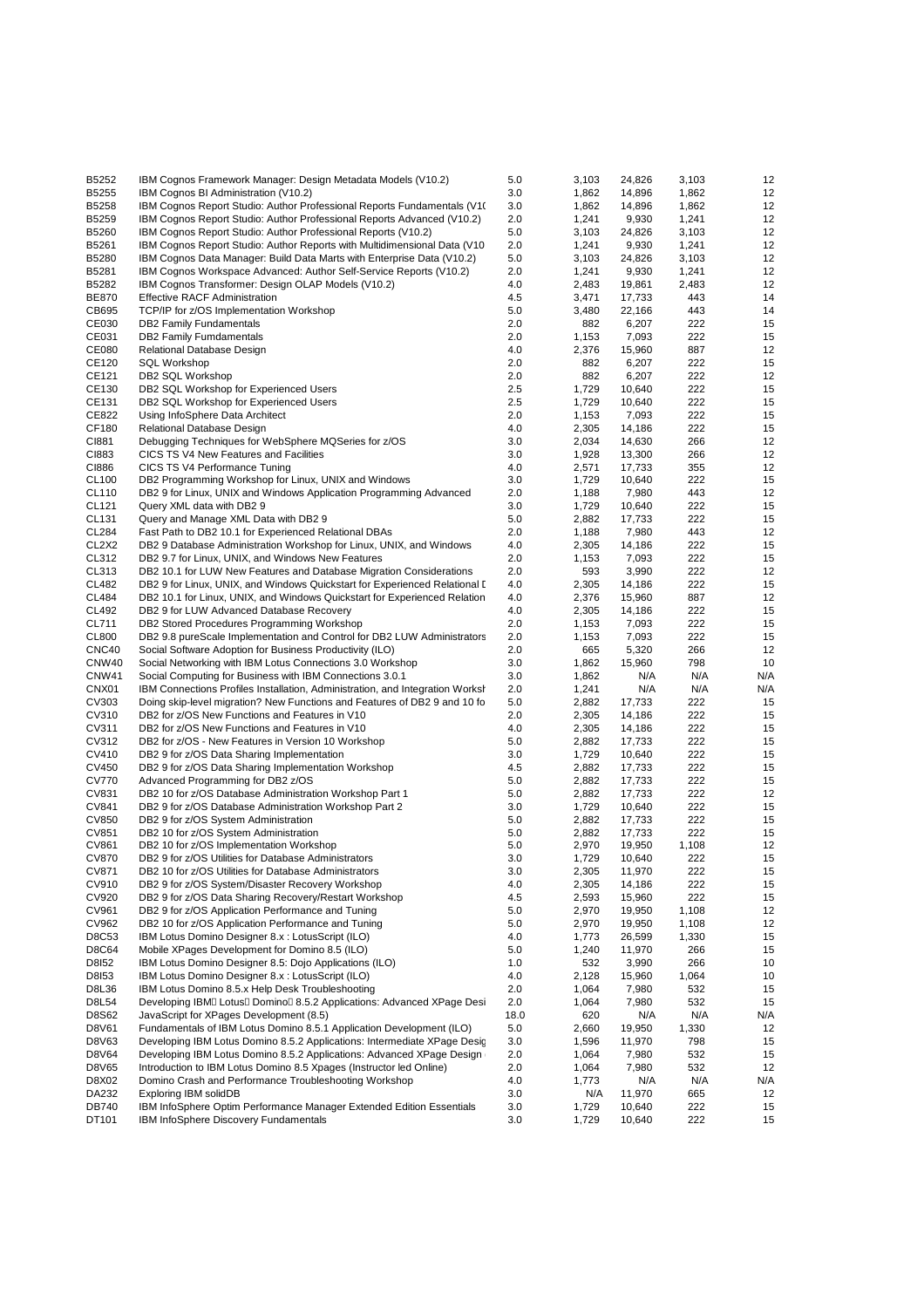| | | | | | | |
|---|---|---|---|---|---|---|
| B5252 | IBM Cognos Framework Manager: Design Metadata Models (V10.2) | 5.0 | 3,103 | 24,826 | 3,103 | 12 |
| B5255 | IBM Cognos BI Administration (V10.2) | 3.0 | 1,862 | 14,896 | 1,862 | 12 |
| B5258 | IBM Cognos Report Studio: Author Professional Reports Fundamentals (V1( | 3.0 | 1,862 | 14,896 | 1,862 | 12 |
| B5259 | IBM Cognos Report Studio: Author Professional Reports Advanced (V10.2) | 2.0 | 1,241 | 9,930 | 1,241 | 12 |
| B5260 | IBM Cognos Report Studio: Author Professional Reports (V10.2) | 5.0 | 3,103 | 24,826 | 3,103 | 12 |
| B5261 | IBM Cognos Report Studio: Author Reports with Multidimensional Data (V10 | 2.0 | 1,241 | 9,930 | 1,241 | 12 |
| B5280 | IBM Cognos Data Manager: Build Data Marts with Enterprise Data (V10.2) | 5.0 | 3,103 | 24,826 | 3,103 | 12 |
| B5281 | IBM Cognos Workspace Advanced: Author Self-Service Reports (V10.2) | 2.0 | 1,241 | 9,930 | 1,241 | 12 |
| B5282 | IBM Cognos Transformer: Design OLAP Models (V10.2) | 4.0 | 2,483 | 19,861 | 2,483 | 12 |
| BE870 | Effective RACF Administration | 4.5 | 3,471 | 17,733 | 443 | 14 |
| CB695 | TCP/IP for z/OS Implementation Workshop | 5.0 | 3,480 | 22,166 | 443 | 14 |
| CE030 | DB2 Family Fundamentals | 2.0 | 882 | 6,207 | 222 | 15 |
| CE031 | DB2 Family Fumdamentals | 2.0 | 1,153 | 7,093 | 222 | 15 |
| CE080 | Relational Database Design | 4.0 | 2,376 | 15,960 | 887 | 12 |
| CE120 | SQL Workshop | 2.0 | 882 | 6,207 | 222 | 15 |
| CE121 | DB2 SQL Workshop | 2.0 | 882 | 6,207 | 222 | 12 |
| CE130 | DB2 SQL Workshop for Experienced Users | 2.5 | 1,729 | 10,640 | 222 | 15 |
| CE131 | DB2 SQL Workshop for Experienced Users | 2.5 | 1,729 | 10,640 | 222 | 15 |
| CE822 | Using InfoSphere Data Architect | 2.0 | 1,153 | 7,093 | 222 | 15 |
| CF180 | Relational Database Design | 4.0 | 2,305 | 14,186 | 222 | 15 |
| CI881 | Debugging Techniques for WebSphere MQSeries for z/OS | 3.0 | 2,034 | 14,630 | 266 | 12 |
| CI883 | CICS TS V4 New Features and Facilities | 3.0 | 1,928 | 13,300 | 266 | 12 |
| CI886 | CICS TS V4 Performance Tuning | 4.0 | 2,571 | 17,733 | 355 | 12 |
| CL100 | DB2 Programming Workshop for Linux, UNIX and Windows | 3.0 | 1,729 | 10,640 | 222 | 15 |
| CL110 | DB2 9 for Linux, UNIX and Windows Application Programming Advanced | 2.0 | 1,188 | 7,980 | 443 | 12 |
| CL121 | Query XML data with DB2 9 | 3.0 | 1,729 | 10,640 | 222 | 15 |
| CL131 | Query and Manage XML Data with DB2 9 | 5.0 | 2,882 | 17,733 | 222 | 15 |
| CL284 | Fast Path to DB2 10.1 for Experienced Relational DBAs | 2.0 | 1,188 | 7,980 | 443 | 12 |
| CL2X2 | DB2 9 Database Administration Workshop for Linux, UNIX, and Windows | 4.0 | 2,305 | 14,186 | 222 | 15 |
| CL312 | DB2 9.7 for Linux, UNIX, and Windows New Features | 2.0 | 1,153 | 7,093 | 222 | 15 |
| CL313 | DB2 10.1 for LUW New Features and Database Migration Considerations | 2.0 | 593 | 3,990 | 222 | 12 |
| CL482 | DB2 9 for Linux, UNIX, and Windows Quickstart for Experienced Relational [ | 4.0 | 2,305 | 14,186 | 222 | 15 |
| CL484 | DB2 10.1 for Linux, UNIX, and Windows Quickstart for Experienced Relation | 4.0 | 2,376 | 15,960 | 887 | 12 |
| CL492 | DB2 9 for LUW Advanced Database Recovery | 4.0 | 2,305 | 14,186 | 222 | 15 |
| CL711 | DB2 Stored Procedures Programming Workshop | 2.0 | 1,153 | 7,093 | 222 | 15 |
| CL800 | DB2 9.8 pureScale Implementation and Control for DB2 LUW Administrators | 2.0 | 1,153 | 7,093 | 222 | 15 |
| CNC40 | Social Software Adoption for Business Productivity (ILO) | 2.0 | 665 | 5,320 | 266 | 12 |
| CNW40 | Social Networking with IBM Lotus Connections 3.0 Workshop | 3.0 | 1,862 | 15,960 | 798 | 10 |
| CNW41 | Social Computing for Business with IBM Connections 3.0.1 | 3.0 | 1,862 | N/A | N/A | N/A |
| CNX01 | IBM Connections Profiles Installation, Administration, and Integration Worksh | 2.0 | 1,241 | N/A | N/A | N/A |
| CV303 | Doing skip-level migration? New Functions and Features of DB2 9 and 10 fo | 5.0 | 2,882 | 17,733 | 222 | 15 |
| CV310 | DB2 for z/OS New Functions and Features in V10 | 2.0 | 2,305 | 14,186 | 222 | 15 |
| CV311 | DB2 for z/OS New Functions and Features in V10 | 4.0 | 2,305 | 14,186 | 222 | 15 |
| CV312 | DB2 for z/OS - New Features in Version 10 Workshop | 5.0 | 2,882 | 17,733 | 222 | 15 |
| CV410 | DB2 9 for z/OS Data Sharing Implementation | 3.0 | 1,729 | 10,640 | 222 | 15 |
| CV450 | DB2 9 for z/OS Data Sharing Implementation Workshop | 4.5 | 2,882 | 17,733 | 222 | 15 |
| CV770 | Advanced Programming for DB2 z/OS | 5.0 | 2,882 | 17,733 | 222 | 15 |
| CV831 | DB2 10 for z/OS Database Administration Workshop Part 1 | 5.0 | 2,882 | 17,733 | 222 | 12 |
| CV841 | DB2 9 for z/OS Database Administration Workshop Part 2 | 3.0 | 1,729 | 10,640 | 222 | 15 |
| CV850 | DB2 9 for z/OS System Administration | 5.0 | 2,882 | 17,733 | 222 | 15 |
| CV851 | DB2 10 for z/OS System Administration | 5.0 | 2,882 | 17,733 | 222 | 15 |
| CV861 | DB2 10 for z/OS Implementation Workshop | 5.0 | 2,970 | 19,950 | 1,108 | 12 |
| CV870 | DB2 9 for z/OS Utilities for Database Administrators | 3.0 | 1,729 | 10,640 | 222 | 15 |
| CV871 | DB2 10 for z/OS Utilities for Database Administrators | 3.0 | 2,305 | 11,970 | 222 | 15 |
| CV910 | DB2 9 for z/OS System/Disaster Recovery Workshop | 4.0 | 2,305 | 14,186 | 222 | 15 |
| CV920 | DB2 9 for z/OS Data Sharing Recovery/Restart Workshop | 4.5 | 2,593 | 15,960 | 222 | 15 |
| CV961 | DB2 9 for z/OS Application Performance and Tuning | 5.0 | 2,970 | 19,950 | 1,108 | 12 |
| CV962 | DB2 10 for z/OS Application Performance and Tuning | 5.0 | 2,970 | 19,950 | 1,108 | 12 |
| D8C53 | IBM Lotus Domino Designer 8.x : LotusScript (ILO) | 4.0 | 1,773 | 26,599 | 1,330 | 15 |
| D8C64 | Mobile XPages Development for Domino 8.5 (ILO) | 5.0 | 1,240 | 11,970 | 266 | 15 |
| D8I52 | IBM Lotus Domino Designer 8.5: Dojo Applications (ILO) | 1.0 | 532 | 3,990 | 266 | 10 |
| D8I53 | IBM Lotus Domino Designer 8.x : LotusScript (ILO) | 4.0 | 2,128 | 15,960 | 1,064 | 10 |
| D8L36 | IBM Lotus Domino 8.5.x Help Desk Troubleshooting | 2.0 | 1,064 | 7,980 | 532 | 15 |
| D8L54 | Developing IBM Lotus Domino 8.5.2 Applications: Advanced XPage Desi | 2.0 | 1,064 | 7,980 | 532 | 15 |
| D8S62 | JavaScript for XPages Development (8.5) | 18.0 | 620 | N/A | N/A | N/A |
| D8V61 | Fundamentals of IBM Lotus Domino 8.5.1 Application Development (ILO) | 5.0 | 2,660 | 19,950 | 1,330 | 12 |
| D8V63 | Developing IBM Lotus Domino 8.5.2 Applications: Intermediate XPage Desig | 3.0 | 1,596 | 11,970 | 798 | 15 |
| D8V64 | Developing IBM Lotus Domino 8.5.2 Applications: Advanced XPage Design | 2.0 | 1,064 | 7,980 | 532 | 15 |
| D8V65 | Introduction to IBM Lotus Domino 8.5 Xpages (Instructor led Online) | 2.0 | 1,064 | 7,980 | 532 | 12 |
| D8X02 | Domino Crash and Performance Troubleshooting Workshop | 4.0 | 1,773 | N/A | N/A | N/A |
| DA232 | Exploring IBM solidDB | 3.0 | N/A | 11,970 | 665 | 12 |
| DB740 | IBM InfoSphere Optim Performance Manager Extended Edition Essentials | 3.0 | 1,729 | 10,640 | 222 | 15 |
| DT101 | IBM InfoSphere Discovery Fundamentals | 3.0 | 1,729 | 10,640 | 222 | 15 |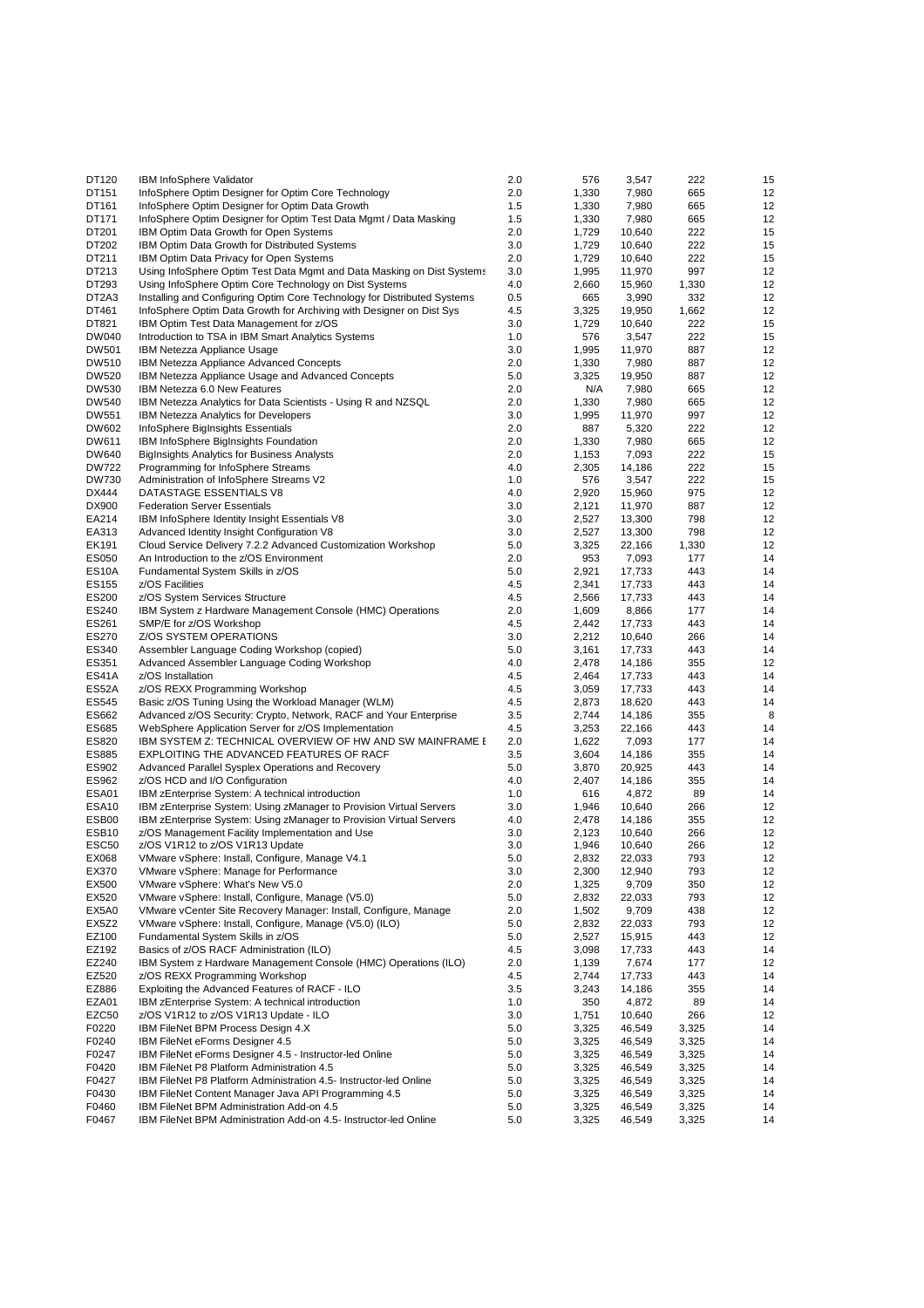| DT120 | IBM InfoSphere Validator | 2.0 | 576 | 3,547 | 222 | 15 |
|---|---|---|---|---|---|---|
| DT151 | InfoSphere Optim Designer for Optim Core Technology | 2.0 | 1,330 | 7,980 | 665 | 12 |
| DT161 | InfoSphere Optim Designer for Optim Data Growth | 1.5 | 1,330 | 7,980 | 665 | 12 |
| DT171 | InfoSphere Optim Designer for Optim Test Data Mgmt / Data Masking | 1.5 | 1,330 | 7,980 | 665 | 12 |
| DT201 | IBM Optim Data Growth for Open Systems | 2.0 | 1,729 | 10,640 | 222 | 15 |
| DT202 | IBM Optim Data Growth for Distributed Systems | 3.0 | 1,729 | 10,640 | 222 | 15 |
| DT211 | IBM Optim Data Privacy for Open Systems | 2.0 | 1,729 | 10,640 | 222 | 15 |
| DT213 | Using InfoSphere Optim Test Data Mgmt and Data Masking on Dist Systems | 3.0 | 1,995 | 11,970 | 997 | 12 |
| DT293 | Using InfoSphere Optim Core Technology on Dist Systems | 4.0 | 2,660 | 15,960 | 1,330 | 12 |
| DT2A3 | Installing and Configuring Optim Core Technology for Distributed Systems | 0.5 | 665 | 3,990 | 332 | 12 |
| DT461 | InfoSphere Optim Data Growth for Archiving with Designer on Dist Sys | 4.5 | 3,325 | 19,950 | 1,662 | 12 |
| DT821 | IBM Optim Test Data Management for z/OS | 3.0 | 1,729 | 10,640 | 222 | 15 |
| DW040 | Introduction to TSA in IBM Smart Analytics Systems | 1.0 | 576 | 3,547 | 222 | 15 |
| DW501 | IBM Netezza Appliance Usage | 3.0 | 1,995 | 11,970 | 887 | 12 |
| DW510 | IBM Netezza Appliance Advanced Concepts | 2.0 | 1,330 | 7,980 | 887 | 12 |
| DW520 | IBM Netezza Appliance Usage and Advanced Concepts | 5.0 | 3,325 | 19,950 | 887 | 12 |
| DW530 | IBM Netezza 6.0 New Features | 2.0 | N/A | 7,980 | 665 | 12 |
| DW540 | IBM Netezza Analytics for Data Scientists - Using R and NZSQL | 2.0 | 1,330 | 7,980 | 665 | 12 |
| DW551 | IBM Netezza Analytics for Developers | 3.0 | 1,995 | 11,970 | 997 | 12 |
| DW602 | InfoSphere BigInsights Essentials | 2.0 | 887 | 5,320 | 222 | 12 |
| DW611 | IBM InfoSphere BigInsights Foundation | 2.0 | 1,330 | 7,980 | 665 | 12 |
| DW640 | BigInsights Analytics for Business Analysts | 2.0 | 1,153 | 7,093 | 222 | 15 |
| DW722 | Programming for InfoSphere Streams | 4.0 | 2,305 | 14,186 | 222 | 15 |
| DW730 | Administration of InfoSphere Streams V2 | 1.0 | 576 | 3,547 | 222 | 15 |
| DX444 | DATASTAGE ESSENTIALS V8 | 4.0 | 2,920 | 15,960 | 975 | 12 |
| DX900 | Federation Server Essentials | 3.0 | 2,121 | 11,970 | 887 | 12 |
| EA214 | IBM InfoSphere Identity Insight Essentials V8 | 3.0 | 2,527 | 13,300 | 798 | 12 |
| EA313 | Advanced Identity Insight Configuration V8 | 3.0 | 2,527 | 13,300 | 798 | 12 |
| EK191 | Cloud Service Delivery 7.2.2 Advanced Customization Workshop | 5.0 | 3,325 | 22,166 | 1,330 | 12 |
| ES050 | An Introduction to the z/OS Environment | 2.0 | 953 | 7,093 | 177 | 14 |
| ES10A | Fundamental System Skills in z/OS | 5.0 | 2,921 | 17,733 | 443 | 14 |
| ES155 | z/OS Facilities | 4.5 | 2,341 | 17,733 | 443 | 14 |
| ES200 | z/OS System Services Structure | 4.5 | 2,566 | 17,733 | 443 | 14 |
| ES240 | IBM System z Hardware Management Console (HMC) Operations | 2.0 | 1,609 | 8,866 | 177 | 14 |
| ES261 | SMP/E for z/OS Workshop | 4.5 | 2,442 | 17,733 | 443 | 14 |
| ES270 | Z/OS SYSTEM OPERATIONS | 3.0 | 2,212 | 10,640 | 266 | 14 |
| ES340 | Assembler Language Coding Workshop (copied) | 5.0 | 3,161 | 17,733 | 443 | 14 |
| ES351 | Advanced Assembler Language Coding Workshop | 4.0 | 2,478 | 14,186 | 355 | 12 |
| ES41A | z/OS Installation | 4.5 | 2,464 | 17,733 | 443 | 14 |
| ES52A | z/OS REXX Programming Workshop | 4.5 | 3,059 | 17,733 | 443 | 14 |
| ES545 | Basic z/OS Tuning Using the Workload Manager (WLM) | 4.5 | 2,873 | 18,620 | 443 | 14 |
| ES662 | Advanced z/OS Security: Crypto, Network, RACF and Your Enterprise | 3.5 | 2,744 | 14,186 | 355 | 8 |
| ES685 | WebSphere Application Server for z/OS Implementation | 4.5 | 3,253 | 22,166 | 443 | 14 |
| ES820 | IBM SYSTEM Z: TECHNICAL OVERVIEW OF HW AND SW MAINFRAME E | 2.0 | 1,622 | 7,093 | 177 | 14 |
| ES885 | EXPLOITING THE ADVANCED FEATURES OF RACF | 3.5 | 3,604 | 14,186 | 355 | 14 |
| ES902 | Advanced Parallel Sysplex Operations and Recovery | 5.0 | 3,870 | 20,925 | 443 | 14 |
| ES962 | z/OS HCD and I/O Configuration | 4.0 | 2,407 | 14,186 | 355 | 14 |
| ESA01 | IBM zEnterprise System: A technical introduction | 1.0 | 616 | 4,872 | 89 | 14 |
| ESA10 | IBM zEnterprise System: Using zManager to Provision Virtual Servers | 3.0 | 1,946 | 10,640 | 266 | 12 |
| ESB00 | IBM zEnterprise System: Using zManager to Provision Virtual Servers | 4.0 | 2,478 | 14,186 | 355 | 12 |
| ESB10 | z/OS Management Facility Implementation and Use | 3.0 | 2,123 | 10,640 | 266 | 12 |
| ESC50 | z/OS V1R12 to z/OS V1R13 Update | 3.0 | 1,946 | 10,640 | 266 | 12 |
| EX068 | VMware vSphere: Install, Configure, Manage V4.1 | 5.0 | 2,832 | 22,033 | 793 | 12 |
| EX370 | VMware vSphere: Manage for Performance | 3.0 | 2,300 | 12,940 | 793 | 12 |
| EX500 | VMware vSphere: What's New V5.0 | 2.0 | 1,325 | 9,709 | 350 | 12 |
| EX520 | VMware vSphere: Install, Configure, Manage (V5.0) | 5.0 | 2,832 | 22,033 | 793 | 12 |
| EX5A0 | VMware vCenter Site Recovery Manager: Install, Configure, Manage | 2.0 | 1,502 | 9,709 | 438 | 12 |
| EX5Z2 | VMware vSphere: Install, Configure, Manage (V5.0) (ILO) | 5.0 | 2,832 | 22,033 | 793 | 12 |
| EZ100 | Fundamental System Skills in z/OS | 5.0 | 2,527 | 15,915 | 443 | 12 |
| EZ192 | Basics of z/OS RACF Administration (ILO) | 4.5 | 3,098 | 17,733 | 443 | 14 |
| EZ240 | IBM System z Hardware Management Console (HMC) Operations (ILO) | 2.0 | 1,139 | 7,674 | 177 | 12 |
| EZ520 | z/OS REXX Programming Workshop | 4.5 | 2,744 | 17,733 | 443 | 14 |
| EZ886 | Exploiting the Advanced Features of RACF - ILO | 3.5 | 3,243 | 14,186 | 355 | 14 |
| EZA01 | IBM zEnterprise System: A technical introduction | 1.0 | 350 | 4,872 | 89 | 14 |
| EZC50 | z/OS V1R12 to z/OS V1R13 Update - ILO | 3.0 | 1,751 | 10,640 | 266 | 12 |
| F0220 | IBM FileNet BPM Process Design 4.X | 5.0 | 3,325 | 46,549 | 3,325 | 14 |
| F0240 | IBM FileNet eForms Designer 4.5 | 5.0 | 3,325 | 46,549 | 3,325 | 14 |
| F0247 | IBM FileNet eForms Designer 4.5 - Instructor-led Online | 5.0 | 3,325 | 46,549 | 3,325 | 14 |
| F0420 | IBM FileNet P8 Platform Administration 4.5 | 5.0 | 3,325 | 46,549 | 3,325 | 14 |
| F0427 | IBM FileNet P8 Platform Administration 4.5- Instructor-led Online | 5.0 | 3,325 | 46,549 | 3,325 | 14 |
| F0430 | IBM FileNet Content Manager Java API Programming 4.5 | 5.0 | 3,325 | 46,549 | 3,325 | 14 |
| F0460 | IBM FileNet BPM Administration Add-on 4.5 | 5.0 | 3,325 | 46,549 | 3,325 | 14 |
| F0467 | IBM FileNet BPM Administration Add-on 4.5- Instructor-led Online | 5.0 | 3,325 | 46,549 | 3,325 | 14 |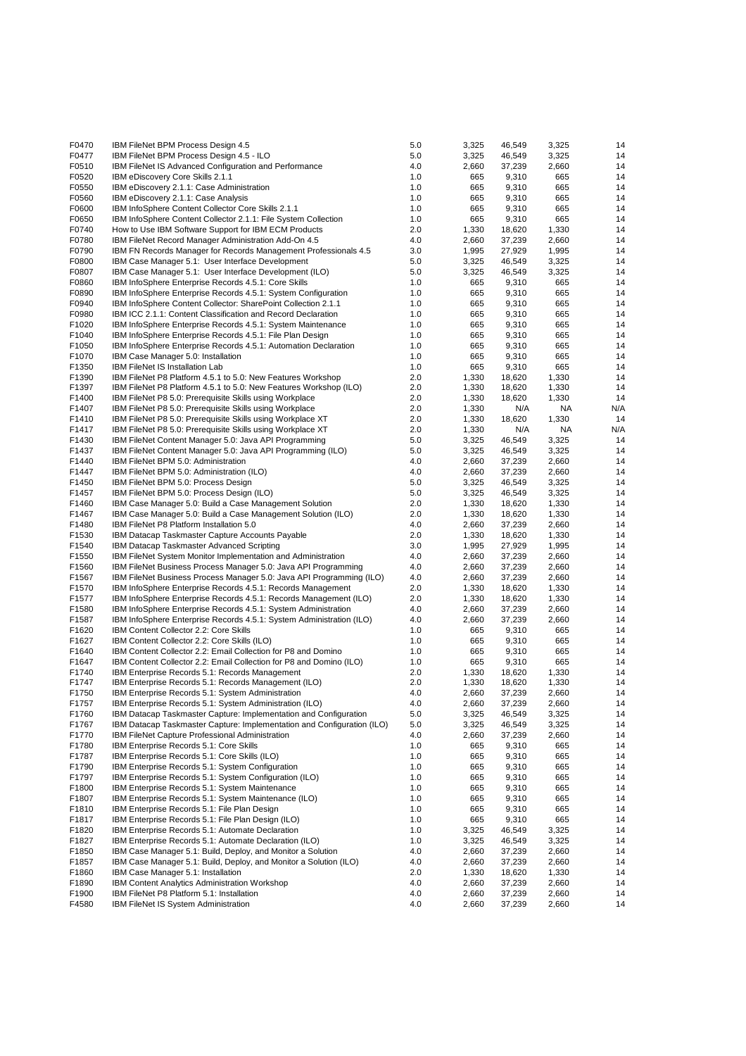| | | | | | | |
|---|---|---|---|---|---|---|
| F0470 | IBM FileNet BPM Process Design 4.5 | 5.0 | 3,325 | 46,549 | 3,325 | 14 |
| F0477 | IBM FileNet BPM Process Design 4.5 - ILO | 5.0 | 3,325 | 46,549 | 3,325 | 14 |
| F0510 | IBM FileNet IS Advanced Configuration and Performance | 4.0 | 2,660 | 37,239 | 2,660 | 14 |
| F0520 | IBM eDiscovery Core Skills 2.1.1 | 1.0 | 665 | 9,310 | 665 | 14 |
| F0550 | IBM eDiscovery 2.1.1: Case Administration | 1.0 | 665 | 9,310 | 665 | 14 |
| F0560 | IBM eDiscovery 2.1.1: Case Analysis | 1.0 | 665 | 9,310 | 665 | 14 |
| F0600 | IBM InfoSphere Content Collector Core Skills 2.1.1 | 1.0 | 665 | 9,310 | 665 | 14 |
| F0650 | IBM InfoSphere Content Collector 2.1.1: File System Collection | 1.0 | 665 | 9,310 | 665 | 14 |
| F0740 | How to Use IBM Software Support for IBM ECM Products | 2.0 | 1,330 | 18,620 | 1,330 | 14 |
| F0780 | IBM FileNet Record Manager Administration Add-On 4.5 | 4.0 | 2,660 | 37,239 | 2,660 | 14 |
| F0790 | IBM FN Records Manager for Records Management Professionals 4.5 | 3.0 | 1,995 | 27,929 | 1,995 | 14 |
| F0800 | IBM Case Manager 5.1: User Interface Development | 5.0 | 3,325 | 46,549 | 3,325 | 14 |
| F0807 | IBM Case Manager 5.1: User Interface Development (ILO) | 5.0 | 3,325 | 46,549 | 3,325 | 14 |
| F0860 | IBM InfoSphere Enterprise Records 4.5.1: Core Skills | 1.0 | 665 | 9,310 | 665 | 14 |
| F0890 | IBM InfoSphere Enterprise Records 4.5.1: System Configuration | 1.0 | 665 | 9,310 | 665 | 14 |
| F0940 | IBM InfoSphere Content Collector: SharePoint Collection 2.1.1 | 1.0 | 665 | 9,310 | 665 | 14 |
| F0980 | IBM ICC 2.1.1: Content Classification and Record Declaration | 1.0 | 665 | 9,310 | 665 | 14 |
| F1020 | IBM InfoSphere Enterprise Records 4.5.1: System Maintenance | 1.0 | 665 | 9,310 | 665 | 14 |
| F1040 | IBM InfoSphere Enterprise Records 4.5.1: File Plan Design | 1.0 | 665 | 9,310 | 665 | 14 |
| F1050 | IBM InfoSphere Enterprise Records 4.5.1: Automation Declaration | 1.0 | 665 | 9,310 | 665 | 14 |
| F1070 | IBM Case Manager 5.0: Installation | 1.0 | 665 | 9,310 | 665 | 14 |
| F1350 | IBM FileNet IS Installation Lab | 1.0 | 665 | 9,310 | 665 | 14 |
| F1390 | IBM FileNet P8 Platform 4.5.1 to 5.0: New Features Workshop | 2.0 | 1,330 | 18,620 | 1,330 | 14 |
| F1397 | IBM FileNet P8 Platform 4.5.1 to 5.0: New Features Workshop (ILO) | 2.0 | 1,330 | 18,620 | 1,330 | 14 |
| F1400 | IBM FileNet P8 5.0: Prerequisite Skills using Workplace | 2.0 | 1,330 | 18,620 | 1,330 | 14 |
| F1407 | IBM FileNet P8 5.0: Prerequisite Skills using Workplace | 2.0 | 1,330 | N/A | NA | N/A |
| F1410 | IBM FileNet P8 5.0: Prerequisite Skills using Workplace XT | 2.0 | 1,330 | 18,620 | 1,330 | 14 |
| F1417 | IBM FileNet P8 5.0: Prerequisite Skills using Workplace XT | 2.0 | 1,330 | N/A | NA | N/A |
| F1430 | IBM FileNet Content Manager 5.0: Java API Programming | 5.0 | 3,325 | 46,549 | 3,325 | 14 |
| F1437 | IBM FileNet Content Manager 5.0: Java API Programming (ILO) | 5.0 | 3,325 | 46,549 | 3,325 | 14 |
| F1440 | IBM FileNet BPM 5.0: Administration | 4.0 | 2,660 | 37,239 | 2,660 | 14 |
| F1447 | IBM FileNet BPM 5.0: Administration (ILO) | 4.0 | 2,660 | 37,239 | 2,660 | 14 |
| F1450 | IBM FileNet BPM 5.0: Process Design | 5.0 | 3,325 | 46,549 | 3,325 | 14 |
| F1457 | IBM FileNet BPM 5.0: Process Design (ILO) | 5.0 | 3,325 | 46,549 | 3,325 | 14 |
| F1460 | IBM Case Manager 5.0: Build a Case Management Solution | 2.0 | 1,330 | 18,620 | 1,330 | 14 |
| F1467 | IBM Case Manager 5.0: Build a Case Management Solution (ILO) | 2.0 | 1,330 | 18,620 | 1,330 | 14 |
| F1480 | IBM FileNet P8 Platform Installation 5.0 | 4.0 | 2,660 | 37,239 | 2,660 | 14 |
| F1530 | IBM Datacap Taskmaster Capture Accounts Payable | 2.0 | 1,330 | 18,620 | 1,330 | 14 |
| F1540 | IBM Datacap Taskmaster Advanced Scripting | 3.0 | 1,995 | 27,929 | 1,995 | 14 |
| F1550 | IBM FileNet System Monitor Implementation and Administration | 4.0 | 2,660 | 37,239 | 2,660 | 14 |
| F1560 | IBM FileNet Business Process Manager 5.0: Java API Programming | 4.0 | 2,660 | 37,239 | 2,660 | 14 |
| F1567 | IBM FileNet Business Process Manager 5.0: Java API Programming (ILO) | 4.0 | 2,660 | 37,239 | 2,660 | 14 |
| F1570 | IBM InfoSphere Enterprise Records 4.5.1: Records Management | 2.0 | 1,330 | 18,620 | 1,330 | 14 |
| F1577 | IBM InfoSphere Enterprise Records 4.5.1: Records Management (ILO) | 2.0 | 1,330 | 18,620 | 1,330 | 14 |
| F1580 | IBM InfoSphere Enterprise Records 4.5.1: System Administration | 4.0 | 2,660 | 37,239 | 2,660 | 14 |
| F1587 | IBM InfoSphere Enterprise Records 4.5.1: System Administration (ILO) | 4.0 | 2,660 | 37,239 | 2,660 | 14 |
| F1620 | IBM Content Collector 2.2: Core Skills | 1.0 | 665 | 9,310 | 665 | 14 |
| F1627 | IBM Content Collector 2.2: Core Skills (ILO) | 1.0 | 665 | 9,310 | 665 | 14 |
| F1640 | IBM Content Collector 2.2: Email Collection for P8 and Domino | 1.0 | 665 | 9,310 | 665 | 14 |
| F1647 | IBM Content Collector 2.2: Email Collection for P8 and Domino (ILO) | 1.0 | 665 | 9,310 | 665 | 14 |
| F1740 | IBM Enterprise Records 5.1: Records Management | 2.0 | 1,330 | 18,620 | 1,330 | 14 |
| F1747 | IBM Enterprise Records 5.1: Records Management (ILO) | 2.0 | 1,330 | 18,620 | 1,330 | 14 |
| F1750 | IBM Enterprise Records 5.1: System Administration | 4.0 | 2,660 | 37,239 | 2,660 | 14 |
| F1757 | IBM Enterprise Records 5.1: System Administration (ILO) | 4.0 | 2,660 | 37,239 | 2,660 | 14 |
| F1760 | IBM Datacap Taskmaster Capture: Implementation and Configuration | 5.0 | 3,325 | 46,549 | 3,325 | 14 |
| F1767 | IBM Datacap Taskmaster Capture: Implementation and Configuration (ILO) | 5.0 | 3,325 | 46,549 | 3,325 | 14 |
| F1770 | IBM FileNet Capture Professional Administration | 4.0 | 2,660 | 37,239 | 2,660 | 14 |
| F1780 | IBM Enterprise Records 5.1: Core Skills | 1.0 | 665 | 9,310 | 665 | 14 |
| F1787 | IBM Enterprise Records 5.1: Core Skills (ILO) | 1.0 | 665 | 9,310 | 665 | 14 |
| F1790 | IBM Enterprise Records 5.1: System Configuration | 1.0 | 665 | 9,310 | 665 | 14 |
| F1797 | IBM Enterprise Records 5.1: System Configuration (ILO) | 1.0 | 665 | 9,310 | 665 | 14 |
| F1800 | IBM Enterprise Records 5.1: System Maintenance | 1.0 | 665 | 9,310 | 665 | 14 |
| F1807 | IBM Enterprise Records 5.1: System Maintenance (ILO) | 1.0 | 665 | 9,310 | 665 | 14 |
| F1810 | IBM Enterprise Records 5.1: File Plan Design | 1.0 | 665 | 9,310 | 665 | 14 |
| F1817 | IBM Enterprise Records 5.1: File Plan Design (ILO) | 1.0 | 665 | 9,310 | 665 | 14 |
| F1820 | IBM Enterprise Records 5.1: Automate Declaration | 1.0 | 3,325 | 46,549 | 3,325 | 14 |
| F1827 | IBM Enterprise Records 5.1: Automate Declaration (ILO) | 1.0 | 3,325 | 46,549 | 3,325 | 14 |
| F1850 | IBM Case Manager 5.1: Build, Deploy, and Monitor a Solution | 4.0 | 2,660 | 37,239 | 2,660 | 14 |
| F1857 | IBM Case Manager 5.1: Build, Deploy, and Monitor a Solution (ILO) | 4.0 | 2,660 | 37,239 | 2,660 | 14 |
| F1860 | IBM Case Manager 5.1: Installation | 2.0 | 1,330 | 18,620 | 1,330 | 14 |
| F1890 | IBM Content Analytics Administration Workshop | 4.0 | 2,660 | 37,239 | 2,660 | 14 |
| F1900 | IBM FileNet P8 Platform 5.1: Installation | 4.0 | 2,660 | 37,239 | 2,660 | 14 |
| F4580 | IBM FileNet IS System Administration | 4.0 | 2,660 | 37,239 | 2,660 | 14 |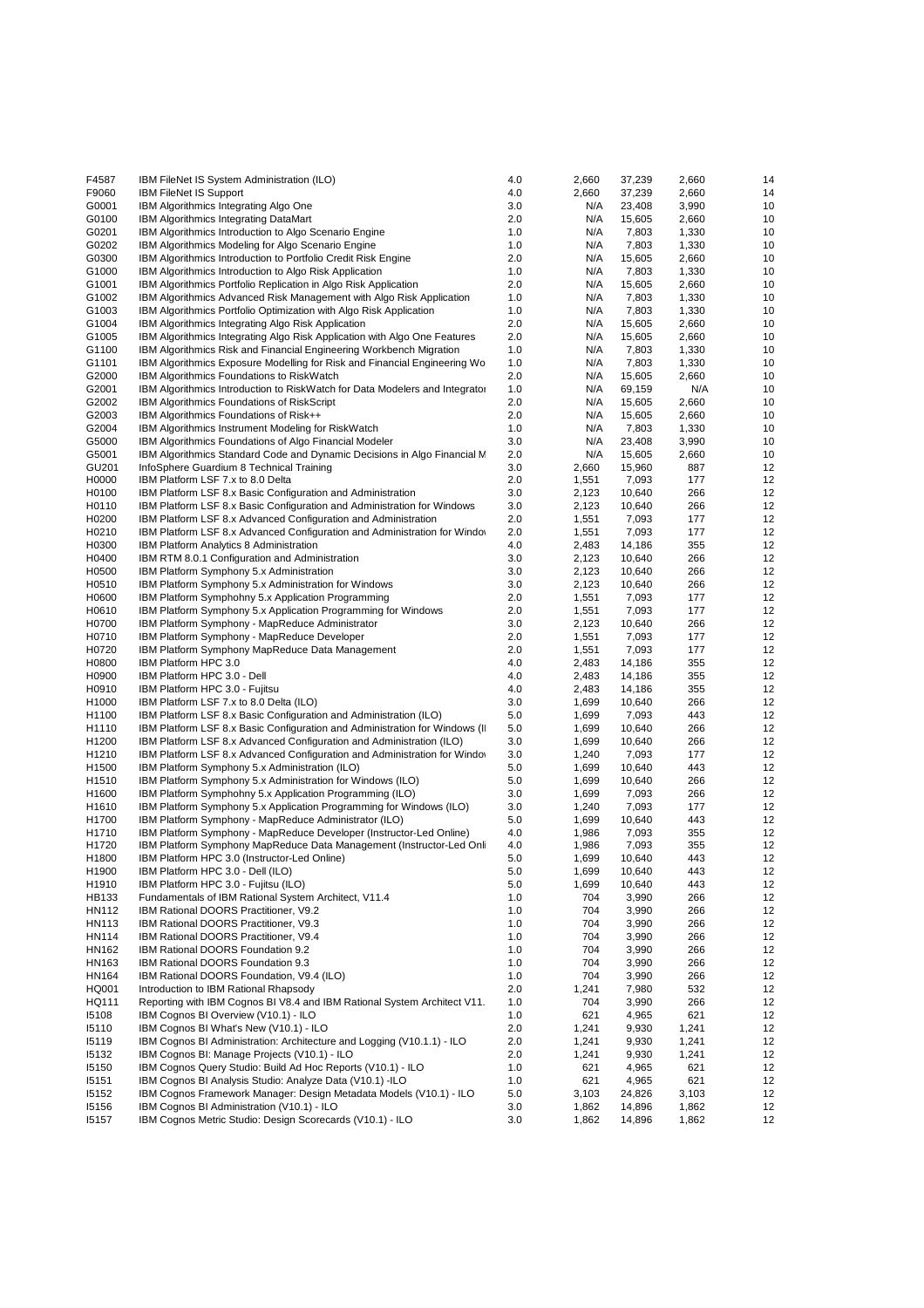| | | | | | | |
|---|---|---|---|---|---|---|
| F4587 | IBM FileNet IS System Administration (ILO) | 4.0 | 2,660 | 37,239 | 2,660 | 14 |
| F9060 | IBM FileNet IS Support | 4.0 | 2,660 | 37,239 | 2,660 | 14 |
| G0001 | IBM Algorithmics Integrating Algo One | 3.0 | N/A | 23,408 | 3,990 | 10 |
| G0100 | IBM Algorithmics Integrating DataMart | 2.0 | N/A | 15,605 | 2,660 | 10 |
| G0201 | IBM Algorithmics Introduction to Algo Scenario Engine | 1.0 | N/A | 7,803 | 1,330 | 10 |
| G0202 | IBM Algorithmics Modeling for Algo Scenario Engine | 1.0 | N/A | 7,803 | 1,330 | 10 |
| G0300 | IBM Algorithmics Introduction to Portfolio Credit Risk Engine | 2.0 | N/A | 15,605 | 2,660 | 10 |
| G1000 | IBM Algorithmics Introduction to Algo Risk Application | 1.0 | N/A | 7,803 | 1,330 | 10 |
| G1001 | IBM Algorithmics Portfolio Replication in Algo Risk Application | 2.0 | N/A | 15,605 | 2,660 | 10 |
| G1002 | IBM Algorithmics Advanced Risk Management with Algo Risk Application | 1.0 | N/A | 7,803 | 1,330 | 10 |
| G1003 | IBM Algorithmics Portfolio Optimization with Algo Risk Application | 1.0 | N/A | 7,803 | 1,330 | 10 |
| G1004 | IBM Algorithmics Integrating Algo Risk Application | 2.0 | N/A | 15,605 | 2,660 | 10 |
| G1005 | IBM Algorithmics Integrating Algo Risk Application with Algo One Features | 2.0 | N/A | 15,605 | 2,660 | 10 |
| G1100 | IBM Algorithmics Risk and Financial Engineering Workbench Migration | 1.0 | N/A | 7,803 | 1,330 | 10 |
| G1101 | IBM Algorithmics Exposure Modelling for Risk and Financial Engineering Wo | 1.0 | N/A | 7,803 | 1,330 | 10 |
| G2000 | IBM Algorithmics Foundations to RiskWatch | 2.0 | N/A | 15,605 | 2,660 | 10 |
| G2001 | IBM Algorithmics Introduction to RiskWatch for Data Modelers and Integrator | 1.0 | N/A | 69,159 | N/A | 10 |
| G2002 | IBM Algorithmics Foundations of RiskScript | 2.0 | N/A | 15,605 | 2,660 | 10 |
| G2003 | IBM Algorithmics Foundations of Risk++ | 2.0 | N/A | 15,605 | 2,660 | 10 |
| G2004 | IBM Algorithmics Instrument Modeling for RiskWatch | 1.0 | N/A | 7,803 | 1,330 | 10 |
| G5000 | IBM Algorithmics Foundations of Algo Financial Modeler | 3.0 | N/A | 23,408 | 3,990 | 10 |
| G5001 | IBM Algorithmics Standard Code and Dynamic Decisions in Algo Financial M | 2.0 | N/A | 15,605 | 2,660 | 10 |
| GU201 | InfoSphere Guardium 8 Technical Training | 3.0 | 2,660 | 15,960 | 887 | 12 |
| H0000 | IBM Platform LSF 7.x to 8.0 Delta | 2.0 | 1,551 | 7,093 | 177 | 12 |
| H0100 | IBM Platform LSF 8.x Basic Configuration and Administration | 3.0 | 2,123 | 10,640 | 266 | 12 |
| H0110 | IBM Platform LSF 8.x Basic Configuration and Administration for Windows | 3.0 | 2,123 | 10,640 | 266 | 12 |
| H0200 | IBM Platform LSF 8.x Advanced Configuration and Administration | 2.0 | 1,551 | 7,093 | 177 | 12 |
| H0210 | IBM Platform LSF 8.x Advanced Configuration and Administration for Windo | 2.0 | 1,551 | 7,093 | 177 | 12 |
| H0300 | IBM Platform Analytics 8 Administration | 4.0 | 2,483 | 14,186 | 355 | 12 |
| H0400 | IBM RTM 8.0.1 Configuration and Administration | 3.0 | 2,123 | 10,640 | 266 | 12 |
| H0500 | IBM Platform Symphony 5.x Administration | 3.0 | 2,123 | 10,640 | 266 | 12 |
| H0510 | IBM Platform Symphony 5.x Administration for Windows | 3.0 | 2,123 | 10,640 | 266 | 12 |
| H0600 | IBM Platform Symphohny 5.x Application Programming | 2.0 | 1,551 | 7,093 | 177 | 12 |
| H0610 | IBM Platform Symphony 5.x Application Programming for Windows | 2.0 | 1,551 | 7,093 | 177 | 12 |
| H0700 | IBM Platform Symphony - MapReduce Administrator | 3.0 | 2,123 | 10,640 | 266 | 12 |
| H0710 | IBM Platform Symphony - MapReduce Developer | 2.0 | 1,551 | 7,093 | 177 | 12 |
| H0720 | IBM Platform Symphony MapReduce Data Management | 2.0 | 1,551 | 7,093 | 177 | 12 |
| H0800 | IBM Platform HPC 3.0 | 4.0 | 2,483 | 14,186 | 355 | 12 |
| H0900 | IBM Platform HPC 3.0 - Dell | 4.0 | 2,483 | 14,186 | 355 | 12 |
| H0910 | IBM Platform HPC 3.0 - Fujitsu | 4.0 | 2,483 | 14,186 | 355 | 12 |
| H1000 | IBM Platform LSF 7.x to 8.0 Delta (ILO) | 3.0 | 1,699 | 10,640 | 266 | 12 |
| H1100 | IBM Platform LSF 8.x Basic Configuration and Administration (ILO) | 5.0 | 1,699 | 7,093 | 443 | 12 |
| H1110 | IBM Platform LSF 8.x Basic Configuration and Administration for Windows (Il | 5.0 | 1,699 | 10,640 | 266 | 12 |
| H1200 | IBM Platform LSF 8.x Advanced Configuration and Administration (ILO) | 3.0 | 1,699 | 10,640 | 266 | 12 |
| H1210 | IBM Platform LSF 8.x Advanced Configuration and Administration for Windo | 3.0 | 1,240 | 7,093 | 177 | 12 |
| H1500 | IBM Platform Symphony 5.x Administration (ILO) | 5.0 | 1,699 | 10,640 | 443 | 12 |
| H1510 | IBM Platform Symphony 5.x Administration for Windows (ILO) | 5.0 | 1,699 | 10,640 | 266 | 12 |
| H1600 | IBM Platform Symphohny 5.x Application Programming (ILO) | 3.0 | 1,699 | 7,093 | 266 | 12 |
| H1610 | IBM Platform Symphony 5.x Application Programming for Windows (ILO) | 3.0 | 1,240 | 7,093 | 177 | 12 |
| H1700 | IBM Platform Symphony - MapReduce Administrator (ILO) | 5.0 | 1,699 | 10,640 | 443 | 12 |
| H1710 | IBM Platform Symphony - MapReduce Developer (Instructor-Led Online) | 4.0 | 1,986 | 7,093 | 355 | 12 |
| H1720 | IBM Platform Symphony MapReduce Data Management (Instructor-Led Onli | 4.0 | 1,986 | 7,093 | 355 | 12 |
| H1800 | IBM Platform HPC 3.0 (Instructor-Led Online) | 5.0 | 1,699 | 10,640 | 443 | 12 |
| H1900 | IBM Platform HPC 3.0 - Dell (ILO) | 5.0 | 1,699 | 10,640 | 443 | 12 |
| H1910 | IBM Platform HPC 3.0 - Fujitsu (ILO) | 5.0 | 1,699 | 10,640 | 443 | 12 |
| HB133 | Fundamentals of IBM Rational System Architect, V11.4 | 1.0 | 704 | 3,990 | 266 | 12 |
| HN112 | IBM Rational DOORS Practitioner, V9.2 | 1.0 | 704 | 3,990 | 266 | 12 |
| HN113 | IBM Rational DOORS Practitioner, V9.3 | 1.0 | 704 | 3,990 | 266 | 12 |
| HN114 | IBM Rational DOORS Practitioner, V9.4 | 1.0 | 704 | 3,990 | 266 | 12 |
| HN162 | IBM Rational DOORS Foundation 9.2 | 1.0 | 704 | 3,990 | 266 | 12 |
| HN163 | IBM Rational DOORS Foundation 9.3 | 1.0 | 704 | 3,990 | 266 | 12 |
| HN164 | IBM Rational DOORS Foundation, V9.4 (ILO) | 1.0 | 704 | 3,990 | 266 | 12 |
| HQ001 | Introduction to IBM Rational Rhapsody | 2.0 | 1,241 | 7,980 | 532 | 12 |
| HQ111 | Reporting with IBM Cognos BI V8.4 and IBM Rational System Architect V11. | 1.0 | 704 | 3,990 | 266 | 12 |
| I5108 | IBM Cognos BI Overview (V10.1) - ILO | 1.0 | 621 | 4,965 | 621 | 12 |
| I5110 | IBM Cognos BI What's New (V10.1) - ILO | 2.0 | 1,241 | 9,930 | 1,241 | 12 |
| I5119 | IBM Cognos BI Administration: Architecture and Logging (V10.1.1) - ILO | 2.0 | 1,241 | 9,930 | 1,241 | 12 |
| I5132 | IBM Cognos BI: Manage Projects (V10.1) - ILO | 2.0 | 1,241 | 9,930 | 1,241 | 12 |
| I5150 | IBM Cognos Query Studio: Build Ad Hoc Reports (V10.1) - ILO | 1.0 | 621 | 4,965 | 621 | 12 |
| I5151 | IBM Cognos BI Analysis Studio: Analyze Data (V10.1) -ILO | 1.0 | 621 | 4,965 | 621 | 12 |
| I5152 | IBM Cognos Framework Manager: Design Metadata Models (V10.1) - ILO | 5.0 | 3,103 | 24,826 | 3,103 | 12 |
| I5156 | IBM Cognos BI Administration (V10.1) - ILO | 3.0 | 1,862 | 14,896 | 1,862 | 12 |
| I5157 | IBM Cognos Metric Studio: Design Scorecards (V10.1) - ILO | 3.0 | 1,862 | 14,896 | 1,862 | 12 |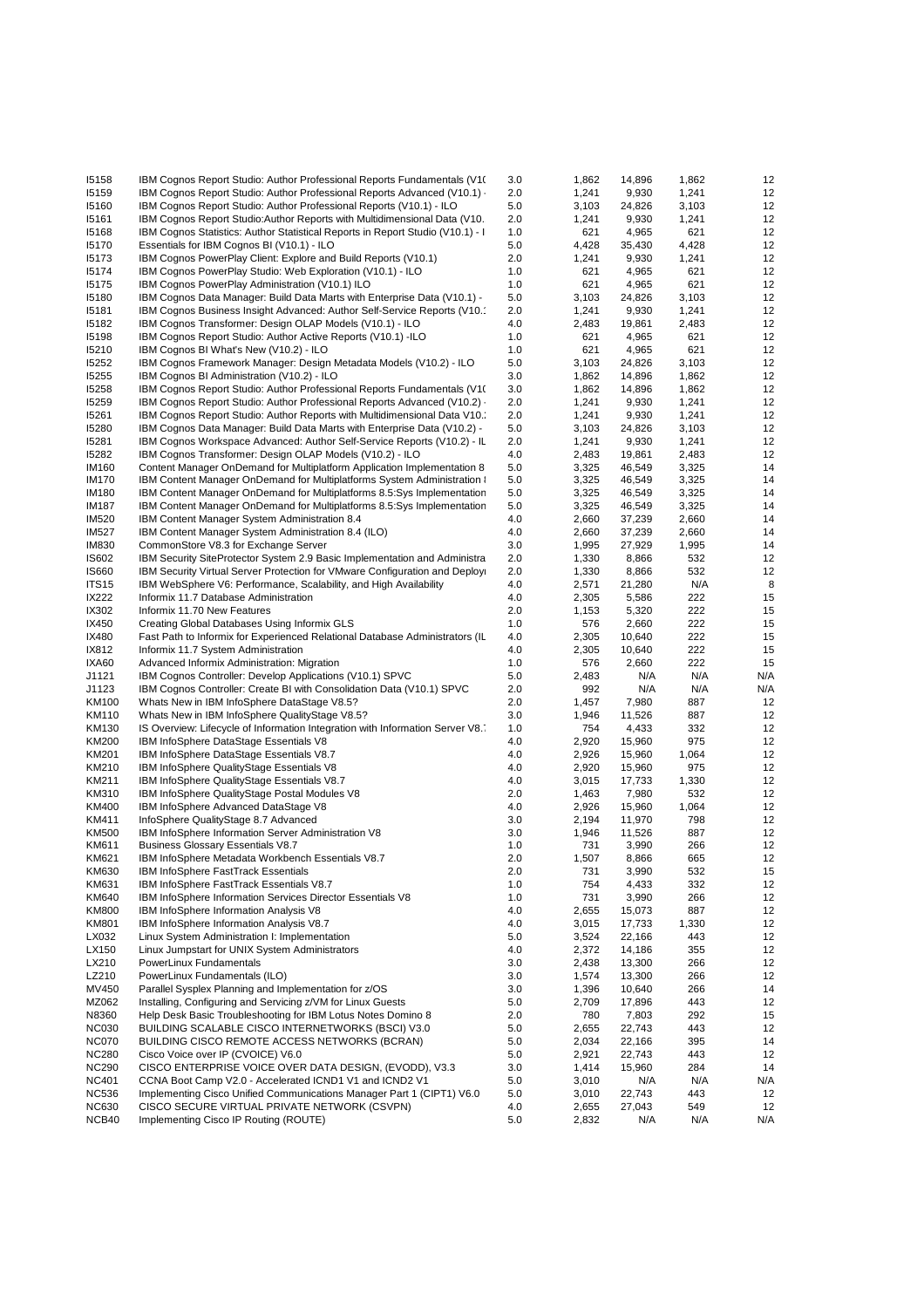| | | | | | | |
|---|---|---|---|---|---|---|
| I5158 | IBM Cognos Report Studio: Author Professional Reports Fundamentals (V1( | 3.0 | 1,862 | 14,896 | 1,862 | 12 |
| I5159 | IBM Cognos Report Studio: Author Professional Reports Advanced (V10.1) · | 2.0 | 1,241 | 9,930 | 1,241 | 12 |
| I5160 | IBM Cognos Report Studio: Author Professional Reports (V10.1) - ILO | 5.0 | 3,103 | 24,826 | 3,103 | 12 |
| I5161 | IBM Cognos Report Studio:Author Reports with Multidimensional Data (V10. | 2.0 | 1,241 | 9,930 | 1,241 | 12 |
| I5168 | IBM Cognos Statistics: Author Statistical Reports in Report Studio (V10.1) - I | 1.0 | 621 | 4,965 | 621 | 12 |
| I5170 | Essentials for IBM Cognos BI (V10.1) - ILO | 5.0 | 4,428 | 35,430 | 4,428 | 12 |
| I5173 | IBM Cognos PowerPlay Client: Explore and Build Reports (V10.1) | 2.0 | 1,241 | 9,930 | 1,241 | 12 |
| I5174 | IBM Cognos PowerPlay Studio: Web Exploration (V10.1) - ILO | 1.0 | 621 | 4,965 | 621 | 12 |
| I5175 | IBM Cognos PowerPlay Administration (V10.1) ILO | 1.0 | 621 | 4,965 | 621 | 12 |
| I5180 | IBM Cognos Data Manager: Build Data Marts with Enterprise Data (V10.1) - | 5.0 | 3,103 | 24,826 | 3,103 | 12 |
| I5181 | IBM Cognos Business Insight Advanced: Author Self-Service Reports (V10.: | 2.0 | 1,241 | 9,930 | 1,241 | 12 |
| I5182 | IBM Cognos Transformer: Design OLAP Models (V10.1) - ILO | 4.0 | 2,483 | 19,861 | 2,483 | 12 |
| I5198 | IBM Cognos Report Studio: Author Active Reports (V10.1) -ILO | 1.0 | 621 | 4,965 | 621 | 12 |
| I5210 | IBM Cognos BI What's New (V10.2) - ILO | 1.0 | 621 | 4,965 | 621 | 12 |
| I5252 | IBM Cognos Framework Manager: Design Metadata Models (V10.2) - ILO | 5.0 | 3,103 | 24,826 | 3,103 | 12 |
| I5255 | IBM Cognos BI Administration (V10.2) - ILO | 3.0 | 1,862 | 14,896 | 1,862 | 12 |
| I5258 | IBM Cognos Report Studio: Author Professional Reports Fundamentals (V1( | 3.0 | 1,862 | 14,896 | 1,862 | 12 |
| I5259 | IBM Cognos Report Studio: Author Professional Reports Advanced (V10.2) · | 2.0 | 1,241 | 9,930 | 1,241 | 12 |
| I5261 | IBM Cognos Report Studio: Author Reports with Multidimensional Data (V10.: | 2.0 | 1,241 | 9,930 | 1,241 | 12 |
| I5280 | IBM Cognos Data Manager: Build Data Marts with Enterprise Data (V10.2) - | 5.0 | 3,103 | 24,826 | 3,103 | 12 |
| I5281 | IBM Cognos Workspace Advanced: Author Self-Service Reports (V10.2) - IL | 2.0 | 1,241 | 9,930 | 1,241 | 12 |
| I5282 | IBM Cognos Transformer: Design OLAP Models (V10.2) - ILO | 4.0 | 2,483 | 19,861 | 2,483 | 12 |
| IM160 | Content Manager OnDemand for Multiplatform Application Implementation 8 | 5.0 | 3,325 | 46,549 | 3,325 | 14 |
| IM170 | IBM Content Manager OnDemand for Multiplatforms System Administration I | 5.0 | 3,325 | 46,549 | 3,325 | 14 |
| IM180 | IBM Content Manager OnDemand for Multiplatforms 8.5:Sys Implementation | 5.0 | 3,325 | 46,549 | 3,325 | 14 |
| IM187 | IBM Content Manager OnDemand for Multiplatforms 8.5:Sys Implementation | 5.0 | 3,325 | 46,549 | 3,325 | 14 |
| IM520 | IBM Content Manager System Administration 8.4 | 4.0 | 2,660 | 37,239 | 2,660 | 14 |
| IM527 | IBM Content Manager System Administration 8.4 (ILO) | 4.0 | 2,660 | 37,239 | 2,660 | 14 |
| IM830 | CommonStore V8.3 for Exchange Server | 3.0 | 1,995 | 27,929 | 1,995 | 14 |
| IS602 | IBM Security SiteProtector System 2.9 Basic Implementation and Administra | 2.0 | 1,330 | 8,866 | 532 | 12 |
| IS660 | IBM Security Virtual Server Protection for VMware Configuration and Deploy | 2.0 | 1,330 | 8,866 | 532 | 12 |
| ITS15 | IBM WebSphere V6: Performance, Scalability, and High Availability | 4.0 | 2,571 | 21,280 | N/A | 8 |
| IX222 | Informix 11.7 Database Administration | 4.0 | 2,305 | 5,586 | 222 | 15 |
| IX302 | Informix 11.70 New Features | 2.0 | 1,153 | 5,320 | 222 | 15 |
| IX450 | Creating Global Databases Using Informix GLS | 1.0 | 576 | 2,660 | 222 | 15 |
| IX480 | Fast Path to Informix for Experienced Relational Database Administrators (IL | 4.0 | 2,305 | 10,640 | 222 | 15 |
| IX812 | Informix 11.7 System Administration | 4.0 | 2,305 | 10,640 | 222 | 15 |
| IXA60 | Advanced Informix Administration: Migration | 1.0 | 576 | 2,660 | 222 | 15 |
| J1121 | IBM Cognos Controller: Develop Applications (V10.1) SPVC | 5.0 | 2,483 | N/A | N/A | N/A |
| J1123 | IBM Cognos Controller: Create BI with Consolidation Data (V10.1) SPVC | 2.0 | 992 | N/A | N/A | N/A |
| KM100 | Whats New in IBM InfoSphere DataStage V8.5? | 2.0 | 1,457 | 7,980 | 887 | 12 |
| KM110 | Whats New in IBM InfoSphere QualityStage V8.5? | 3.0 | 1,946 | 11,526 | 887 | 12 |
| KM130 | IS Overview: Lifecycle of Information Integration with Information Server V8.7 | 1.0 | 754 | 4,433 | 332 | 12 |
| KM200 | IBM InfoSphere DataStage Essentials V8 | 4.0 | 2,920 | 15,960 | 975 | 12 |
| KM201 | IBM InfoSphere DataStage Essentials V8.7 | 4.0 | 2,926 | 15,960 | 1,064 | 12 |
| KM210 | IBM InfoSphere QualityStage Essentials V8 | 4.0 | 2,920 | 15,960 | 975 | 12 |
| KM211 | IBM InfoSphere QualityStage Essentials V8.7 | 4.0 | 3,015 | 17,733 | 1,330 | 12 |
| KM310 | IBM InfoSphere QualityStage Postal Modules V8 | 2.0 | 1,463 | 7,980 | 532 | 12 |
| KM400 | IBM InfoSphere Advanced DataStage V8 | 4.0 | 2,926 | 15,960 | 1,064 | 12 |
| KM411 | InfoSphere QualityStage 8.7 Advanced | 3.0 | 2,194 | 11,970 | 798 | 12 |
| KM500 | IBM InfoSphere Information Server Administration V8 | 3.0 | 1,946 | 11,526 | 887 | 12 |
| KM611 | Business Glossary Essentials V8.7 | 1.0 | 731 | 3,990 | 266 | 12 |
| KM621 | IBM InfoSphere Metadata Workbench Essentials V8.7 | 2.0 | 1,507 | 8,866 | 665 | 12 |
| KM630 | IBM InfoSphere FastTrack Essentials | 2.0 | 731 | 3,990 | 532 | 15 |
| KM631 | IBM InfoSphere FastTrack Essentials V8.7 | 1.0 | 754 | 4,433 | 332 | 12 |
| KM640 | IBM InfoSphere Information Services Director Essentials V8 | 1.0 | 731 | 3,990 | 266 | 12 |
| KM800 | IBM InfoSphere Information Analysis V8 | 4.0 | 2,655 | 15,073 | 887 | 12 |
| KM801 | IBM InfoSphere Information Analysis V8.7 | 4.0 | 3,015 | 17,733 | 1,330 | 12 |
| LX032 | Linux System Administration I: Implementation | 5.0 | 3,524 | 22,166 | 443 | 12 |
| LX150 | Linux Jumpstart for UNIX System Administrators | 4.0 | 2,372 | 14,186 | 355 | 12 |
| LX210 | PowerLinux Fundamentals | 3.0 | 2,438 | 13,300 | 266 | 12 |
| LZ210 | PowerLinux Fundamentals (ILO) | 3.0 | 1,574 | 13,300 | 266 | 12 |
| MV450 | Parallel Sysplex Planning and Implementation for z/OS | 3.0 | 1,396 | 10,640 | 266 | 14 |
| MZ062 | Installing, Configuring and Servicing z/VM for Linux Guests | 5.0 | 2,709 | 17,896 | 443 | 12 |
| N8360 | Help Desk Basic Troubleshooting for IBM Lotus Notes Domino 8 | 2.0 | 780 | 7,803 | 292 | 15 |
| NC030 | BUILDING SCALABLE CISCO INTERNETWORKS (BSCI) V3.0 | 5.0 | 2,655 | 22,743 | 443 | 12 |
| NC070 | BUILDING CISCO REMOTE ACCESS NETWORKS (BCRAN) | 5.0 | 2,034 | 22,166 | 395 | 14 |
| NC280 | Cisco Voice over IP (CVOICE) V6.0 | 5.0 | 2,921 | 22,743 | 443 | 12 |
| NC290 | CISCO ENTERPRISE VOICE OVER DATA DESIGN, (EVODD), V3.3 | 3.0 | 1,414 | 15,960 | 284 | 14 |
| NC401 | CCNA Boot Camp V2.0 - Accelerated ICND1 V1 and ICND2 V1 | 5.0 | 3,010 | N/A | N/A | N/A |
| NC536 | Implementing Cisco Unified Communications Manager Part 1 (CIPT1) V6.0 | 5.0 | 3,010 | 22,743 | 443 | 12 |
| NC630 | CISCO SECURE VIRTUAL PRIVATE NETWORK (CSVPN) | 4.0 | 2,655 | 27,043 | 549 | 12 |
| NCB40 | Implementing Cisco IP Routing (ROUTE) | 5.0 | 2,832 | N/A | N/A | N/A |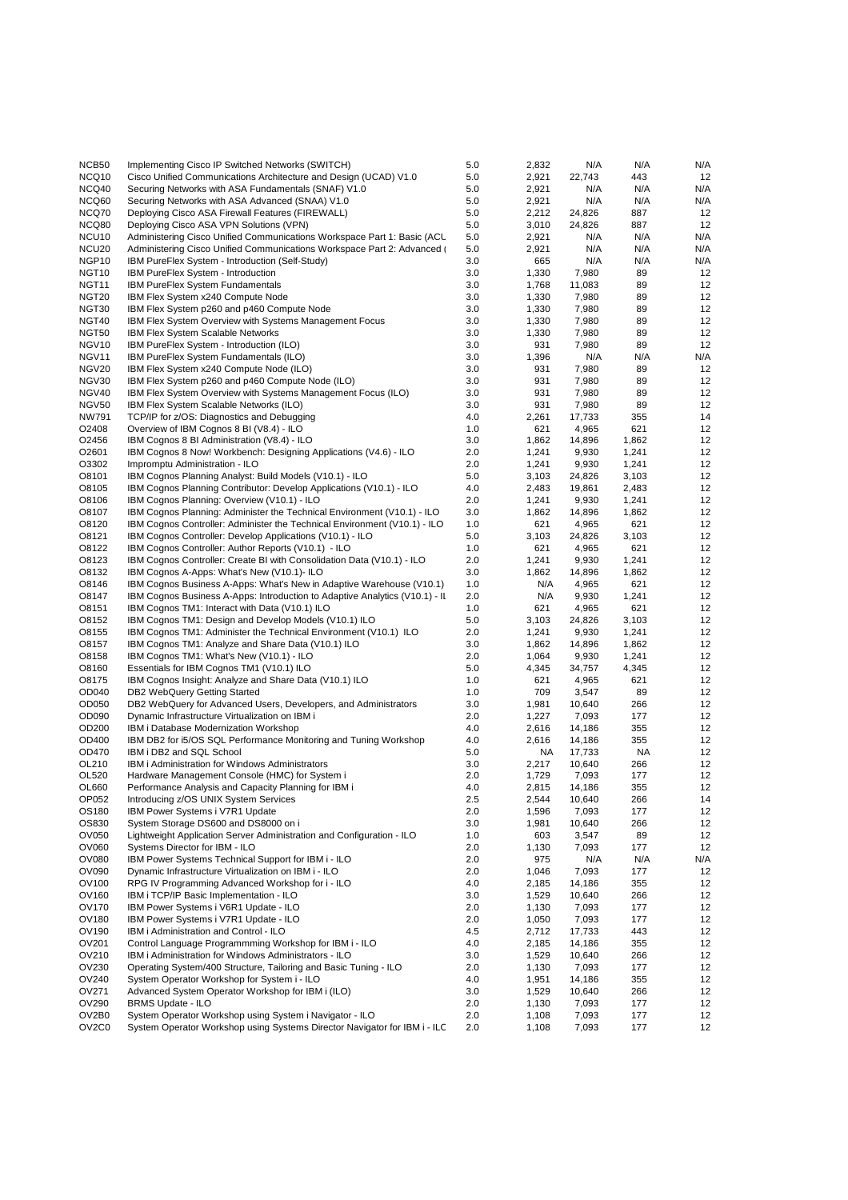| | | | | | | |
|---|---|---|---|---|---|---|
| NCB50 | Implementing Cisco IP Switched Networks (SWITCH) | 5.0 | 2,832 | N/A | N/A | N/A |
| NCQ10 | Cisco Unified Communications Architecture and Design (UCAD) V1.0 | 5.0 | 2,921 | 22,743 | 443 | 12 |
| NCQ40 | Securing Networks with ASA Fundamentals (SNAF) V1.0 | 5.0 | 2,921 | N/A | N/A | N/A |
| NCQ60 | Securing Networks with ASA Advanced (SNAA) V1.0 | 5.0 | 2,921 | N/A | N/A | N/A |
| NCQ70 | Deploying Cisco ASA Firewall Features (FIREWALL) | 5.0 | 2,212 | 24,826 | 887 | 12 |
| NCQ80 | Deploying Cisco ASA VPN Solutions (VPN) | 5.0 | 3,010 | 24,826 | 887 | 12 |
| NCU10 | Administering Cisco Unified Communications Workspace Part 1: Basic (ACU | 5.0 | 2,921 | N/A | N/A | N/A |
| NCU20 | Administering Cisco Unified Communications Workspace Part 2: Advanced ( | 5.0 | 2,921 | N/A | N/A | N/A |
| NGP10 | IBM PureFlex System - Introduction (Self-Study) | 3.0 | 665 | N/A | N/A | N/A |
| NGT10 | IBM PureFlex System - Introduction | 3.0 | 1,330 | 7,980 | 89 | 12 |
| NGT11 | IBM PureFlex System Fundamentals | 3.0 | 1,768 | 11,083 | 89 | 12 |
| NGT20 | IBM Flex System x240 Compute Node | 3.0 | 1,330 | 7,980 | 89 | 12 |
| NGT30 | IBM Flex System p260 and p460 Compute Node | 3.0 | 1,330 | 7,980 | 89 | 12 |
| NGT40 | IBM Flex System Overview with Systems Management Focus | 3.0 | 1,330 | 7,980 | 89 | 12 |
| NGT50 | IBM Flex System Scalable Networks | 3.0 | 1,330 | 7,980 | 89 | 12 |
| NGV10 | IBM PureFlex System - Introduction (ILO) | 3.0 | 931 | 7,980 | 89 | 12 |
| NGV11 | IBM PureFlex System Fundamentals (ILO) | 3.0 | 1,396 | N/A | N/A | N/A |
| NGV20 | IBM Flex System x240 Compute Node (ILO) | 3.0 | 931 | 7,980 | 89 | 12 |
| NGV30 | IBM Flex System p260 and p460 Compute Node (ILO) | 3.0 | 931 | 7,980 | 89 | 12 |
| NGV40 | IBM Flex System Overview with Systems Management Focus (ILO) | 3.0 | 931 | 7,980 | 89 | 12 |
| NGV50 | IBM Flex System Scalable Networks (ILO) | 3.0 | 931 | 7,980 | 89 | 12 |
| NW791 | TCP/IP for z/OS: Diagnostics and Debugging | 4.0 | 2,261 | 17,733 | 355 | 14 |
| O2408 | Overview of IBM Cognos 8 BI (V8.4) - ILO | 1.0 | 621 | 4,965 | 621 | 12 |
| O2456 | IBM Cognos 8 BI Administration (V8.4) - ILO | 3.0 | 1,862 | 14,896 | 1,862 | 12 |
| O2601 | IBM Cognos 8 Now! Workbench: Designing Applications (V4.6) - ILO | 2.0 | 1,241 | 9,930 | 1,241 | 12 |
| O3302 | Impromptu Administration - ILO | 2.0 | 1,241 | 9,930 | 1,241 | 12 |
| O8101 | IBM Cognos Planning Analyst: Build Models (V10.1) - ILO | 5.0 | 3,103 | 24,826 | 3,103 | 12 |
| O8105 | IBM Cognos Planning Contributor: Develop Applications (V10.1) - ILO | 4.0 | 2,483 | 19,861 | 2,483 | 12 |
| O8106 | IBM Cognos Planning: Overview (V10.1) - ILO | 2.0 | 1,241 | 9,930 | 1,241 | 12 |
| O8107 | IBM Cognos Planning: Administer the Technical Environment (V10.1) - ILO | 3.0 | 1,862 | 14,896 | 1,862 | 12 |
| O8120 | IBM Cognos Controller: Administer the Technical Environment (V10.1) - ILO | 1.0 | 621 | 4,965 | 621 | 12 |
| O8121 | IBM Cognos Controller: Develop Applications (V10.1) - ILO | 5.0 | 3,103 | 24,826 | 3,103 | 12 |
| O8122 | IBM Cognos Controller: Author Reports (V10.1) - ILO | 1.0 | 621 | 4,965 | 621 | 12 |
| O8123 | IBM Cognos Controller: Create BI with Consolidation Data (V10.1) - ILO | 2.0 | 1,241 | 9,930 | 1,241 | 12 |
| O8132 | IBM Cognos A-Apps: What's New (V10.1)- ILO | 3.0 | 1,862 | 14,896 | 1,862 | 12 |
| O8146 | IBM Cognos Business A-Apps: What's New in Adaptive Warehouse (V10.1) | 1.0 | N/A | 4,965 | 621 | 12 |
| O8147 | IBM Cognos Business A-Apps: Introduction to Adaptive Analytics (V10.1) - IL | 2.0 | N/A | 9,930 | 1,241 | 12 |
| O8151 | IBM Cognos TM1: Interact with Data (V10.1) ILO | 1.0 | 621 | 4,965 | 621 | 12 |
| O8152 | IBM Cognos TM1: Design and Develop Models (V10.1) ILO | 5.0 | 3,103 | 24,826 | 3,103 | 12 |
| O8155 | IBM Cognos TM1: Administer the Technical Environment (V10.1) ILO | 2.0 | 1,241 | 9,930 | 1,241 | 12 |
| O8157 | IBM Cognos TM1: Analyze and Share Data (V10.1) ILO | 3.0 | 1,862 | 14,896 | 1,862 | 12 |
| O8158 | IBM Cognos TM1: What's New (V10.1) - ILO | 2.0 | 1,064 | 9,930 | 1,241 | 12 |
| O8160 | Essentials for IBM Cognos TM1 (V10.1) ILO | 5.0 | 4,345 | 34,757 | 4,345 | 12 |
| O8175 | IBM Cognos Insight: Analyze and Share Data (V10.1) ILO | 1.0 | 621 | 4,965 | 621 | 12 |
| OD040 | DB2 WebQuery Getting Started | 1.0 | 709 | 3,547 | 89 | 12 |
| OD050 | DB2 WebQuery for Advanced Users, Developers, and Administrators | 3.0 | 1,981 | 10,640 | 266 | 12 |
| OD090 | Dynamic Infrastructure Virtualization on IBM i | 2.0 | 1,227 | 7,093 | 177 | 12 |
| OD200 | IBM i Database Modernization Workshop | 4.0 | 2,616 | 14,186 | 355 | 12 |
| OD400 | IBM DB2 for i5/OS SQL Performance Monitoring and Tuning Workshop | 4.0 | 2,616 | 14,186 | 355 | 12 |
| OD470 | IBM i DB2 and SQL School | 5.0 | NA | 17,733 | NA | 12 |
| OL210 | IBM i Administration for Windows Administrators | 3.0 | 2,217 | 10,640 | 266 | 12 |
| OL520 | Hardware Management Console (HMC) for System i | 2.0 | 1,729 | 7,093 | 177 | 12 |
| OL660 | Performance Analysis and Capacity Planning for IBM i | 4.0 | 2,815 | 14,186 | 355 | 12 |
| OP052 | Introducing z/OS UNIX System Services | 2.5 | 2,544 | 10,640 | 266 | 14 |
| OS180 | IBM Power Systems i V7R1 Update | 2.0 | 1,596 | 7,093 | 177 | 12 |
| OS830 | System Storage DS600 and DS8000 on i | 3.0 | 1,981 | 10,640 | 266 | 12 |
| OV050 | Lightweight Application Server Administration and Configuration - ILO | 1.0 | 603 | 3,547 | 89 | 12 |
| OV060 | Systems Director for IBM - ILO | 2.0 | 1,130 | 7,093 | 177 | 12 |
| OV080 | IBM Power Systems Technical Support for IBM i - ILO | 2.0 | 975 | N/A | N/A | N/A |
| OV090 | Dynamic Infrastructure Virtualization on IBM i - ILO | 2.0 | 1,046 | 7,093 | 177 | 12 |
| OV100 | RPG IV Programming Advanced Workshop for i - ILO | 4.0 | 2,185 | 14,186 | 355 | 12 |
| OV160 | IBM i TCP/IP Basic Implementation - ILO | 3.0 | 1,529 | 10,640 | 266 | 12 |
| OV170 | IBM Power Systems i V6R1 Update - ILO | 2.0 | 1,130 | 7,093 | 177 | 12 |
| OV180 | IBM Power Systems i V7R1 Update - ILO | 2.0 | 1,050 | 7,093 | 177 | 12 |
| OV190 | IBM i Administration and Control - ILO | 4.5 | 2,712 | 17,733 | 443 | 12 |
| OV201 | Control Language Programmming Workshop for IBM i - ILO | 4.0 | 2,185 | 14,186 | 355 | 12 |
| OV210 | IBM i Administration for Windows Administrators - ILO | 3.0 | 1,529 | 10,640 | 266 | 12 |
| OV230 | Operating System/400 Structure, Tailoring and Basic Tuning - ILO | 2.0 | 1,130 | 7,093 | 177 | 12 |
| OV240 | System Operator Workshop for System i - ILO | 4.0 | 1,951 | 14,186 | 355 | 12 |
| OV271 | Advanced System Operator Workshop for IBM i (ILO) | 3.0 | 1,529 | 10,640 | 266 | 12 |
| OV290 | BRMS Update - ILO | 2.0 | 1,130 | 7,093 | 177 | 12 |
| OV2B0 | System Operator Workshop using System i Navigator - ILO | 2.0 | 1,108 | 7,093 | 177 | 12 |
| OV2C0 | System Operator Workshop using Systems Director Navigator for IBM i - ILC | 2.0 | 1,108 | 7,093 | 177 | 12 |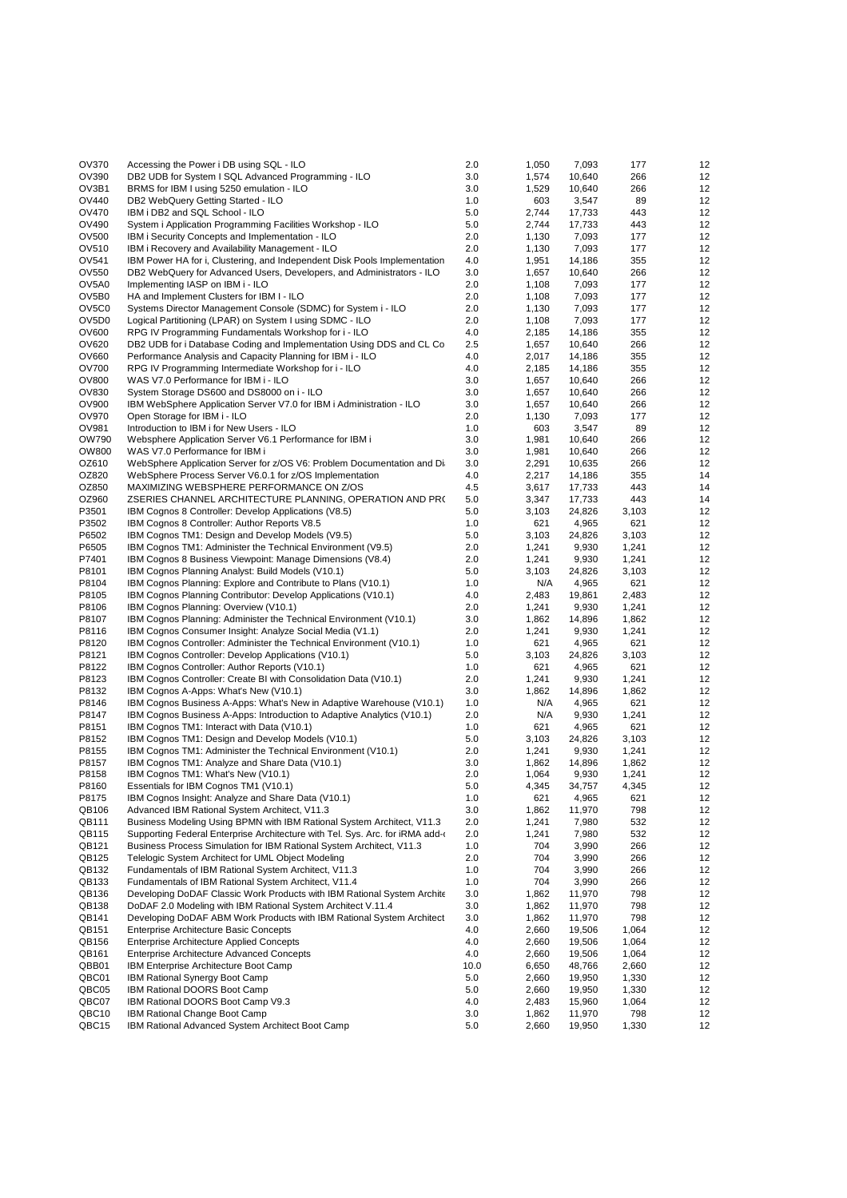| | | | | | | |
|---|---|---|---|---|---|---|
| OV370 | Accessing the Power i DB using SQL - ILO | 2.0 | 1,050 | 7,093 | 177 | 12 |
| OV390 | DB2 UDB for System I SQL Advanced Programming - ILO | 3.0 | 1,574 | 10,640 | 266 | 12 |
| OV3B1 | BRMS for IBM I using 5250 emulation - ILO | 3.0 | 1,529 | 10,640 | 266 | 12 |
| OV440 | DB2 WebQuery Getting Started - ILO | 1.0 | 603 | 3,547 | 89 | 12 |
| OV470 | IBM i DB2 and SQL School - ILO | 5.0 | 2,744 | 17,733 | 443 | 12 |
| OV490 | System i Application Programming Facilities Workshop - ILO | 5.0 | 2,744 | 17,733 | 443 | 12 |
| OV500 | IBM i Security Concepts and Implementation - ILO | 2.0 | 1,130 | 7,093 | 177 | 12 |
| OV510 | IBM i Recovery and Availability Management - ILO | 2.0 | 1,130 | 7,093 | 177 | 12 |
| OV541 | IBM Power HA for i, Clustering, and Independent Disk Pools Implementation | 4.0 | 1,951 | 14,186 | 355 | 12 |
| OV550 | DB2 WebQuery for Advanced Users, Developers, and Administrators - ILO | 3.0 | 1,657 | 10,640 | 266 | 12 |
| OV5A0 | Implementing IASP on IBM i - ILO | 2.0 | 1,108 | 7,093 | 177 | 12 |
| OV5B0 | HA and Implement Clusters for IBM I - ILO | 2.0 | 1,108 | 7,093 | 177 | 12 |
| OV5C0 | Systems Director Management Console (SDMC) for System i - ILO | 2.0 | 1,130 | 7,093 | 177 | 12 |
| OV5D0 | Logical Partitioning (LPAR) on System I using SDMC - ILO | 2.0 | 1,108 | 7,093 | 177 | 12 |
| OV600 | RPG IV Programming Fundamentals Workshop for i - ILO | 4.0 | 2,185 | 14,186 | 355 | 12 |
| OV620 | DB2 UDB for i Database Coding and Implementation Using DDS and CL Co | 2.5 | 1,657 | 10,640 | 266 | 12 |
| OV660 | Performance Analysis and Capacity Planning for IBM i - ILO | 4.0 | 2,017 | 14,186 | 355 | 12 |
| OV700 | RPG IV Programming Intermediate Workshop for i - ILO | 4.0 | 2,185 | 14,186 | 355 | 12 |
| OV800 | WAS V7.0 Performance for IBM i - ILO | 3.0 | 1,657 | 10,640 | 266 | 12 |
| OV830 | System Storage DS600 and DS8000 on i - ILO | 3.0 | 1,657 | 10,640 | 266 | 12 |
| OV900 | IBM WebSphere Application Server V7.0 for IBM i Administration - ILO | 3.0 | 1,657 | 10,640 | 266 | 12 |
| OV970 | Open Storage for IBM i - ILO | 2.0 | 1,130 | 7,093 | 177 | 12 |
| OV981 | Introduction to IBM i for New Users - ILO | 1.0 | 603 | 3,547 | 89 | 12 |
| OW790 | Websphere Application Server V6.1 Performance for IBM i | 3.0 | 1,981 | 10,640 | 266 | 12 |
| OW800 | WAS V7.0 Performance for IBM i | 3.0 | 1,981 | 10,640 | 266 | 12 |
| OZ610 | WebSphere Application Server for z/OS V6: Problem Documentation and Di | 3.0 | 2,291 | 10,635 | 266 | 12 |
| OZ820 | WebSphere Process Server V6.0.1 for z/OS Implementation | 4.0 | 2,217 | 14,186 | 355 | 14 |
| OZ850 | MAXIMIZING WEBSPHERE PERFORMANCE ON Z/OS | 4.5 | 3,617 | 17,733 | 443 | 14 |
| OZ960 | ZSERIES CHANNEL ARCHITECTURE PLANNING, OPERATION AND PR( | 5.0 | 3,347 | 17,733 | 443 | 14 |
| P3501 | IBM Cognos 8 Controller: Develop Applications (V8.5) | 5.0 | 3,103 | 24,826 | 3,103 | 12 |
| P3502 | IBM Cognos 8 Controller: Author Reports V8.5 | 1.0 | 621 | 4,965 | 621 | 12 |
| P6502 | IBM Cognos TM1: Design and Develop Models (V9.5) | 5.0 | 3,103 | 24,826 | 3,103 | 12 |
| P6505 | IBM Cognos TM1: Administer the Technical Environment (V9.5) | 2.0 | 1,241 | 9,930 | 1,241 | 12 |
| P7401 | IBM Cognos 8 Business Viewpoint: Manage Dimensions (V8.4) | 2.0 | 1,241 | 9,930 | 1,241 | 12 |
| P8101 | IBM Cognos Planning Analyst: Build Models (V10.1) | 5.0 | 3,103 | 24,826 | 3,103 | 12 |
| P8104 | IBM Cognos Planning: Explore and Contribute to Plans (V10.1) | 1.0 | N/A | 4,965 | 621 | 12 |
| P8105 | IBM Cognos Planning Contributor: Develop Applications (V10.1) | 4.0 | 2,483 | 19,861 | 2,483 | 12 |
| P8106 | IBM Cognos Planning: Overview (V10.1) | 2.0 | 1,241 | 9,930 | 1,241 | 12 |
| P8107 | IBM Cognos Planning: Administer the Technical Environment (V10.1) | 3.0 | 1,862 | 14,896 | 1,862 | 12 |
| P8116 | IBM Cognos Consumer Insight: Analyze Social Media (V1.1) | 2.0 | 1,241 | 9,930 | 1,241 | 12 |
| P8120 | IBM Cognos Controller: Administer the Technical Environment (V10.1) | 1.0 | 621 | 4,965 | 621 | 12 |
| P8121 | IBM Cognos Controller: Develop Applications (V10.1) | 5.0 | 3,103 | 24,826 | 3,103 | 12 |
| P8122 | IBM Cognos Controller: Author Reports (V10.1) | 1.0 | 621 | 4,965 | 621 | 12 |
| P8123 | IBM Cognos Controller: Create BI with Consolidation Data (V10.1) | 2.0 | 1,241 | 9,930 | 1,241 | 12 |
| P8132 | IBM Cognos A-Apps: What's New (V10.1) | 3.0 | 1,862 | 14,896 | 1,862 | 12 |
| P8146 | IBM Cognos Business A-Apps: What's New in Adaptive Warehouse (V10.1) | 1.0 | N/A | 4,965 | 621 | 12 |
| P8147 | IBM Cognos Business A-Apps: Introduction to Adaptive Analytics (V10.1) | 2.0 | N/A | 9,930 | 1,241 | 12 |
| P8151 | IBM Cognos TM1: Interact with Data (V10.1) | 1.0 | 621 | 4,965 | 621 | 12 |
| P8152 | IBM Cognos TM1: Design and Develop Models (V10.1) | 5.0 | 3,103 | 24,826 | 3,103 | 12 |
| P8155 | IBM Cognos TM1: Administer the Technical Environment (V10.1) | 2.0 | 1,241 | 9,930 | 1,241 | 12 |
| P8157 | IBM Cognos TM1: Analyze and Share Data (V10.1) | 3.0 | 1,862 | 14,896 | 1,862 | 12 |
| P8158 | IBM Cognos TM1: What's New (V10.1) | 2.0 | 1,064 | 9,930 | 1,241 | 12 |
| P8160 | Essentials for IBM Cognos TM1 (V10.1) | 5.0 | 4,345 | 34,757 | 4,345 | 12 |
| P8175 | IBM Cognos Insight: Analyze and Share Data (V10.1) | 1.0 | 621 | 4,965 | 621 | 12 |
| QB106 | Advanced IBM Rational System Architect, V11.3 | 3.0 | 1,862 | 11,970 | 798 | 12 |
| QB111 | Business Modeling Using BPMN with IBM Rational System Architect, V11.3 | 2.0 | 1,241 | 7,980 | 532 | 12 |
| QB115 | Supporting Federal Enterprise Architecture with Tel. Sys. Arc. for iRMA add-( | 2.0 | 1,241 | 7,980 | 532 | 12 |
| QB121 | Business Process Simulation for IBM Rational System Architect, V11.3 | 1.0 | 704 | 3,990 | 266 | 12 |
| QB125 | Telelogic System Architect for UML Object Modeling | 2.0 | 704 | 3,990 | 266 | 12 |
| QB132 | Fundamentals of IBM Rational System Architect, V11.3 | 1.0 | 704 | 3,990 | 266 | 12 |
| QB133 | Fundamentals of IBM Rational System Architect, V11.4 | 1.0 | 704 | 3,990 | 266 | 12 |
| QB136 | Developing DoDAF Classic Work Products with IBM Rational System Archite | 3.0 | 1,862 | 11,970 | 798 | 12 |
| QB138 | DoDAF 2.0 Modeling with IBM Rational System Architect V.11.4 | 3.0 | 1,862 | 11,970 | 798 | 12 |
| QB141 | Developing DoDAF ABM Work Products with IBM Rational System Architect | 3.0 | 1,862 | 11,970 | 798 | 12 |
| QB151 | Enterprise Architecture Basic Concepts | 4.0 | 2,660 | 19,506 | 1,064 | 12 |
| QB156 | Enterprise Architecture Applied Concepts | 4.0 | 2,660 | 19,506 | 1,064 | 12 |
| QB161 | Enterprise Architecture Advanced Concepts | 4.0 | 2,660 | 19,506 | 1,064 | 12 |
| QBB01 | IBM Enterprise Architecture Boot Camp | 10.0 | 6,650 | 48,766 | 2,660 | 12 |
| QBC01 | IBM Rational Synergy Boot Camp | 5.0 | 2,660 | 19,950 | 1,330 | 12 |
| QBC05 | IBM Rational DOORS Boot Camp | 5.0 | 2,660 | 19,950 | 1,330 | 12 |
| QBC07 | IBM Rational DOORS Boot Camp V9.3 | 4.0 | 2,483 | 15,960 | 1,064 | 12 |
| QBC10 | IBM Rational Change Boot Camp | 3.0 | 1,862 | 11,970 | 798 | 12 |
| QBC15 | IBM Rational Advanced System Architect Boot Camp | 5.0 | 2,660 | 19,950 | 1,330 | 12 |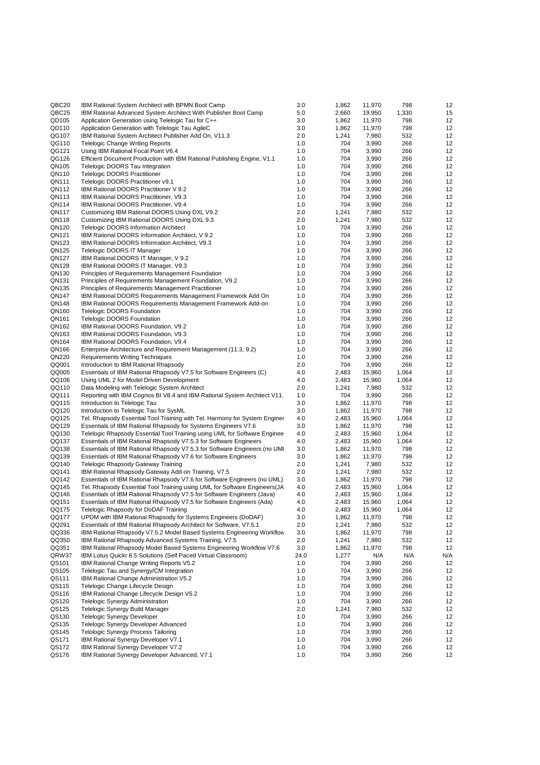| | | | | | | |
|---|---|---|---|---|---|---|
| QBC20 | IBM Rational System Architect with BPMN Boot Camp | 3.0 | 1,862 | 11,970 | 798 | 12 |
| QBC25 | IBM Rational Advanced System Architect With Publisher Boot Camp | 5.0 | 2,660 | 19,950 | 1,330 | 15 |
| QD105 | Application Generation using Telelogic Tau for C++ | 3.0 | 1,862 | 11,970 | 798 | 12 |
| QD110 | Application Generation with Telelogic Tau AgileC | 3.0 | 1,862 | 11,970 | 798 | 12 |
| QG107 | IBM Rational System Architect Publisher Add On, V11.3 | 2.0 | 1,241 | 7,980 | 532 | 12 |
| QG110 | Telelogic Change Writing Reports | 1.0 | 704 | 3,990 | 266 | 12 |
| QG121 | Using IBM Rational Focal Point V6.4 | 1.0 | 704 | 3,990 | 266 | 12 |
| QG126 | Efficient Document Production with IBM Rational Publishing Engine, V1.1 | 1.0 | 704 | 3,990 | 266 | 12 |
| QN105 | Telelogic DOORS Tau Integration | 1.0 | 704 | 3,990 | 266 | 12 |
| QN110 | Telelogic DOORS Practitioner | 1.0 | 704 | 3,990 | 266 | 12 |
| QN111 | Telelogic DOORS Practitioner v9.1 | 1.0 | 704 | 3,990 | 266 | 12 |
| QN112 | IBM Rational DOORS Practitioner V 9.2 | 1.0 | 704 | 3,990 | 266 | 12 |
| QN113 | IBM Rational DOORS Practitioner, V9.3 | 1.0 | 704 | 3,990 | 266 | 12 |
| QN114 | IBM Rational DOORS Practitioner, V9.4 | 1.0 | 704 | 3,990 | 266 | 12 |
| QN117 | Customizing IBM Rational DOORS Using DXL V9.2 | 2.0 | 1,241 | 7,980 | 532 | 12 |
| QN118 | Customizing IBM Rational DOORS Using DXL 9.3 | 2.0 | 1,241 | 7,980 | 532 | 12 |
| QN120 | Telelogic DOORS Information Architect | 1.0 | 704 | 3,990 | 266 | 12 |
| QN121 | IBM Rational DOORS Information Architect, V 9.2 | 1.0 | 704 | 3,990 | 266 | 12 |
| QN123 | IBM Rational DOORS Information Architect, V9.3 | 1.0 | 704 | 3,990 | 266 | 12 |
| QN125 | Telelogic DOORS IT Manager | 1.0 | 704 | 3,990 | 266 | 12 |
| QN127 | IBM Rational DOORS IT Manager, V 9.2 | 1.0 | 704 | 3,990 | 266 | 12 |
| QN128 | IBM Rational DOORS IT Manager, V9.3 | 1.0 | 704 | 3,990 | 266 | 12 |
| QN130 | Principles of Requirements Management Foundation | 1.0 | 704 | 3,990 | 266 | 12 |
| QN131 | Principles of Requirements Management Foundation, V9.2 | 1.0 | 704 | 3,990 | 266 | 12 |
| QN135 | Principles of Requirements Management Practitioner | 1.0 | 704 | 3,990 | 266 | 12 |
| QN147 | IBM Rational DOORS Requirements Management Framework Add On | 1.0 | 704 | 3,990 | 266 | 12 |
| QN148 | IBM Rational DOORS Requirements Management Framework Add-on | 1.0 | 704 | 3,990 | 266 | 12 |
| QN160 | Telelogic DOORS Foundation | 1.0 | 704 | 3,990 | 266 | 12 |
| QN161 | Telelogic DOORS Foundation | 1.0 | 704 | 3,990 | 266 | 12 |
| QN162 | IBM Rational DOORS Foundation, V9.2 | 1.0 | 704 | 3,990 | 266 | 12 |
| QN163 | IBM Rational DOORS Foundation, V9.3 | 1.0 | 704 | 3,990 | 266 | 12 |
| QN164 | IBM Rational DOORS Foundation, V9.4 | 1.0 | 704 | 3,990 | 266 | 12 |
| QN166 | Enterprise Architecture and Requirement Management (11.3, 9.2) | 1.0 | 704 | 3,990 | 266 | 12 |
| QN220 | Requirements Writing Techniques | 1.0 | 704 | 3,990 | 266 | 12 |
| QQ001 | Introduction to IBM Rational Rhapsody | 2.0 | 704 | 3,990 | 266 | 12 |
| QQ005 | Essentials of IBM Rational Rhapsody V7.5 for Software Engineers (C) | 4.0 | 2,483 | 15,960 | 1,064 | 12 |
| QQ106 | Using UML 2 for Model Driven Development | 4.0 | 2,483 | 15,960 | 1,064 | 12 |
| QQ110 | Data Modeling with Telelogic System Architect | 2.0 | 1,241 | 7,980 | 532 | 12 |
| QQ111 | Reporting with IBM Cognos BI V8.4 and IBM Rational System Architect V11. | 1.0 | 704 | 3,990 | 266 | 12 |
| QQ115 | Introduction to Telelogic Tau | 3.0 | 1,862 | 11,970 | 798 | 12 |
| QQ120 | Introduction to Telelogic Tau for SysML | 3.0 | 1,862 | 11,970 | 798 | 12 |
| QQ125 | Tel. Rhapsody Essential Tool Training with Tel. Harmony for System Engine | 4.0 | 2,483 | 15,960 | 1,064 | 12 |
| QQ129 | Essentials of IBM Rational Rhapsody for Systems Engineers V7.6 | 3.0 | 1,862 | 11,970 | 798 | 12 |
| QQ130 | Telelogic Rhapsody Essential Tool Training using UML for Software Enginee | 4.0 | 2,483 | 15,960 | 1,064 | 12 |
| QQ137 | Essentials of IBM Rational Rhapsody V7.5.3 for Software Engineers | 4.0 | 2,483 | 15,960 | 1,064 | 12 |
| QQ138 | Essentials of IBM Rational Rhapsody V7.5.3 for Software Engineers (no UMI | 3.0 | 1,862 | 11,970 | 798 | 12 |
| QQ139 | Essentials of IBM Rational Rhapsody V7.6 for Software Engineers | 3.0 | 1,862 | 11,970 | 798 | 12 |
| QQ140 | Telelogic Rhapsody Gateway Training | 2.0 | 1,241 | 7,980 | 532 | 12 |
| QQ141 | IBM Rational Rhapsody Gateway Add-on Training, V7.5 | 2.0 | 1,241 | 7,980 | 532 | 12 |
| QQ142 | Essentials of IBM Rational Rhapsody V7.6 for Software Engineers (no UML) | 3.0 | 1,862 | 11,970 | 798 | 12 |
| QQ145 | Tel. Rhapsody Essential Tool Training using UML for Software Engineers(JA | 4.0 | 2,483 | 15,960 | 1,064 | 12 |
| QQ146 | Essentials of IBM Rational Rhapsody V7.5 for Software Engineers (Java) | 4.0 | 2,483 | 15,960 | 1,064 | 12 |
| QQ151 | Essentials of IBM Rational Rhapsody V7.5 for Software Engineers (Ada) | 4.0 | 2,483 | 15,960 | 1,064 | 12 |
| QQ175 | Telelogic Rhapsody for DoDAF Training | 4.0 | 2,483 | 15,960 | 1,064 | 12 |
| QQ177 | UPDM with IBM Rational Rhapsody for Systems Engineers (DoDAF) | 3.0 | 1,862 | 11,970 | 798 | 12 |
| QQ291 | Essentials of IBM Rational Rhapsody Architect for Software, V7.5.1 | 2.0 | 1,241 | 7,980 | 532 | 12 |
| QQ336 | IBM Rational Rhapsody V7.5.2 Model Based Systems Engineering Workflow | 3.0 | 1,862 | 11,970 | 798 | 12 |
| QQ350 | IBM Rational Rhapsody Advanced Systems Training, V7.5 | 2.0 | 1,241 | 7,980 | 532 | 12 |
| QQ351 | IBM Rational Rhapsody Model Based Systems Engineering Workflow V7.6 | 3.0 | 1,862 | 11,970 | 798 | 12 |
| QRW37 | IBM Lotus Quickr 8.5 Solutions (Self Paced Virtual Classroom) | 24.0 | 1,277 | N/A | N/A | N/A |
| QS101 | IBM Rational Change Writing Reports V5.2 | 1.0 | 704 | 3,990 | 266 | 12 |
| QS105 | Telelogic Tau and Synergy/CM Integration | 1.0 | 704 | 3,990 | 266 | 12 |
| QS111 | IBM Rational Change Administration V5.2 | 1.0 | 704 | 3,990 | 266 | 12 |
| QS115 | Telelogic Change Lifecycle Design | 1.0 | 704 | 3,990 | 266 | 12 |
| QS116 | IBM Rational Change Lifecycle Design V5.2 | 1.0 | 704 | 3,990 | 266 | 12 |
| QS120 | Telelogic Synergy Administration | 1.0 | 704 | 3,990 | 266 | 12 |
| QS125 | Telelogic Synergy Build Manager | 2.0 | 1,241 | 7,980 | 532 | 12 |
| QS130 | Telelogic Synergy Developer | 1.0 | 704 | 3,990 | 266 | 12 |
| QS135 | Telelogic Synergy Developer Advanced | 1.0 | 704 | 3,990 | 266 | 12 |
| QS145 | Telelogic Synergy Process Tailoring | 1.0 | 704 | 3,990 | 266 | 12 |
| QS171 | IBM Rational Synergy Developer V7.1 | 1.0 | 704 | 3,990 | 266 | 12 |
| QS172 | IBM Rational Synergy Developer V7.2 | 1.0 | 704 | 3,990 | 266 | 12 |
| QS176 | IBM Rational Synergy Developer Advanced, V7.1 | 1.0 | 704 | 3,990 | 266 | 12 |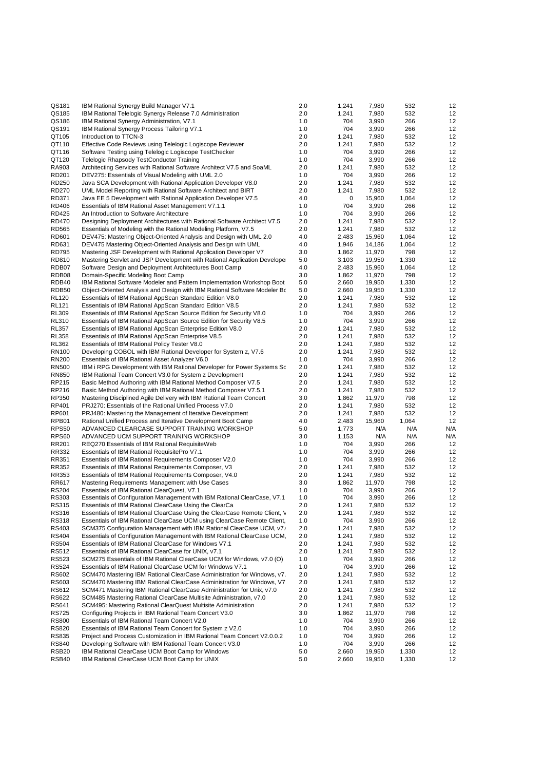| | | | | | | |
|---|---|---|---|---|---|---|
| QS181 | IBM Rational Synergy Build Manager V7.1 | 2.0 | 1,241 | 7,980 | 532 | 12 |
| QS185 | IBM Rational Telelogic Synergy Release 7.0 Administration | 2.0 | 1,241 | 7,980 | 532 | 12 |
| QS186 | IBM Rational Synergy Administration, V7.1 | 1.0 | 704 | 3,990 | 266 | 12 |
| QS191 | IBM Rational Synergy Process Tailoring V7.1 | 1.0 | 704 | 3,990 | 266 | 12 |
| QT105 | Introduction to TTCN-3 | 2.0 | 1,241 | 7,980 | 532 | 12 |
| QT110 | Effective Code Reviews using Telelogic Logiscope Reviewer | 2.0 | 1,241 | 7,980 | 532 | 12 |
| QT116 | Software Testing using Telelogic Logiscope TestChecker | 1.0 | 704 | 3,990 | 266 | 12 |
| QT120 | Telelogic Rhapsody TestConductor Training | 1.0 | 704 | 3,990 | 266 | 12 |
| RA903 | Architecting Services with Rational Software Architect V7.5 and SoaML | 2.0 | 1,241 | 7,980 | 532 | 12 |
| RD201 | DEV275: Essentials of Visual Modeling with UML 2.0 | 1.0 | 704 | 3,990 | 266 | 12 |
| RD250 | Java SCA Development with Rational Application Developer V8.0 | 2.0 | 1,241 | 7,980 | 532 | 12 |
| RD270 | UML Model Reporting with Rational Software Architect and BIRT | 2.0 | 1,241 | 7,980 | 532 | 12 |
| RD371 | Java EE 5 Development with Rational Application Developer V7.5 | 4.0 | 0 | 15,960 | 1,064 | 12 |
| RD406 | Essentials of IBM Rational Asset Management V7.1.1 | 1.0 | 704 | 3,990 | 266 | 12 |
| RD425 | An Introduction to Software Architecture | 1.0 | 704 | 3,990 | 266 | 12 |
| RD470 | Designing Deployment Architectures with Rational Software Architect V7.5 | 2.0 | 1,241 | 7,980 | 532 | 12 |
| RD565 | Essentials of Modeling with the Rational Modeling Platform, V7.5 | 2.0 | 1,241 | 7,980 | 532 | 12 |
| RD601 | DEV475: Mastering Object-Oriented Analysis and Design with UML 2.0 | 4.0 | 2,483 | 15,960 | 1,064 | 12 |
| RD631 | DEV475 Mastering Object-Oriented Analysis and Design with UML | 4.0 | 1,946 | 14,186 | 1,064 | 12 |
| RD795 | Mastering JSF Development with Rational Application Developer V7 | 3.0 | 1,862 | 11,970 | 798 | 12 |
| RD810 | Mastering Servlet and JSP Development with Rational Application Develope | 5.0 | 3,103 | 19,950 | 1,330 | 12 |
| RDB07 | Software Design and Deployment Architectures Boot Camp | 4.0 | 2,483 | 15,960 | 1,064 | 12 |
| RDB08 | Domain-Specific Modeling Boot Camp | 3.0 | 1,862 | 11,970 | 798 | 12 |
| RDB40 | IBM Rational Software Modeler and Pattern Implementation Workshop Boot | 5.0 | 2,660 | 19,950 | 1,330 | 12 |
| RDB50 | Object-Oriented Analysis and Design with IBM Rational Software Modeler Bc | 5.0 | 2,660 | 19,950 | 1,330 | 12 |
| RL120 | Essentials of IBM Rational AppScan Standard Edition V8.0 | 2.0 | 1,241 | 7,980 | 532 | 12 |
| RL121 | Essentials of IBM Rational AppScan Standard Edition V8.5 | 2.0 | 1,241 | 7,980 | 532 | 12 |
| RL309 | Essentials of IBM Rational AppScan Source Edition for Security V8.0 | 1.0 | 704 | 3,990 | 266 | 12 |
| RL310 | Essentials of IBM Rational AppScan Source Edition for Security V8.5 | 1.0 | 704 | 3,990 | 266 | 12 |
| RL357 | Essentials of IBM Rational AppScan Enterprise Edition V8.0 | 2.0 | 1,241 | 7,980 | 532 | 12 |
| RL358 | Essentials of IBM Rational AppScan Enterprise V8.5 | 2.0 | 1,241 | 7,980 | 532 | 12 |
| RL362 | Essentials of IBM Rational Policy Tester V8.0 | 2.0 | 1,241 | 7,980 | 532 | 12 |
| RN100 | Developing COBOL with IBM Rational Developer for System z, V7.6 | 2.0 | 1,241 | 7,980 | 532 | 12 |
| RN200 | Essentials of IBM Rational Asset Analyzer V6.0 | 1.0 | 704 | 3,990 | 266 | 12 |
| RN500 | IBM i RPG Development with IBM Rational Developer for Power Systems Sc | 2.0 | 1,241 | 7,980 | 532 | 12 |
| RN850 | IBM Rational Team Concert V3.0 for System z Development | 2.0 | 1,241 | 7,980 | 532 | 12 |
| RP215 | Basic Method Authoring with IBM Rational Method Composer V7.5 | 2.0 | 1,241 | 7,980 | 532 | 12 |
| RP216 | Basic Method Authoring with IBM Rational Method Composer V7.5.1 | 2.0 | 1,241 | 7,980 | 532 | 12 |
| RP350 | Mastering Disciplined Agile Delivery with IBM Rational Team Concert | 3.0 | 1,862 | 11,970 | 798 | 12 |
| RP401 | PRJ270: Essentials of the Rational Unified Process V7.0 | 2.0 | 1,241 | 7,980 | 532 | 12 |
| RP601 | PRJ480: Mastering the Management of Iterative Development | 2.0 | 1,241 | 7,980 | 532 | 12 |
| RPB01 | Rational Unified Process and Iterative Development Boot Camp | 4.0 | 2,483 | 15,960 | 1,064 | 12 |
| RPS50 | ADVANCED CLEARCASE SUPPORT TRAINING WORKSHOP | 5.0 | 1,773 | N/A | N/A | N/A |
| RPS60 | ADVANCED UCM SUPPORT TRAINING WORKSHOP | 3.0 | 1,153 | N/A | N/A | N/A |
| RR201 | REQ270 Essentials of IBM Rational RequisiteWeb | 1.0 | 704 | 3,990 | 266 | 12 |
| RR332 | Essentials of IBM Rational RequisitePro V7.1 | 1.0 | 704 | 3,990 | 266 | 12 |
| RR351 | Essentials of IBM Rational Requirements Composer V2.0 | 1.0 | 704 | 3,990 | 266 | 12 |
| RR352 | Essentials of IBM Rational Requirements Composer, V3 | 2.0 | 1,241 | 7,980 | 532 | 12 |
| RR353 | Essentials of IBM Rational Requirements Composer, V4.0 | 2.0 | 1,241 | 7,980 | 532 | 12 |
| RR617 | Mastering Requirements Management with Use Cases | 3.0 | 1,862 | 11,970 | 798 | 12 |
| RS204 | Essentials of IBM Rational ClearQuest, V7.1 | 1.0 | 704 | 3,990 | 266 | 12 |
| RS303 | Essentials of Configuration Management with IBM Rational ClearCase, V7.1 | 1.0 | 704 | 3,990 | 266 | 12 |
| RS315 | Essentials of IBM Rational ClearCase Using the ClearCa | 2.0 | 1,241 | 7,980 | 532 | 12 |
| RS316 | Essentials of IBM Rational ClearCase Using the ClearCase Remote Client, V | 2.0 | 1,241 | 7,980 | 532 | 12 |
| RS318 | Essentials of IBM Rational ClearCase UCM using ClearCase Remote Client, | 1.0 | 704 | 3,990 | 266 | 12 |
| RS403 | SCM375 Configuration Management with IBM Rational ClearCase UCM, v7. | 2.0 | 1,241 | 7,980 | 532 | 12 |
| RS404 | Essentials of Configuration Management with IBM Rational ClearCase UCM, | 2.0 | 1,241 | 7,980 | 532 | 12 |
| RS504 | Essentials of IBM Rational ClearCase for Windows V7.1 | 2.0 | 1,241 | 7,980 | 532 | 12 |
| RS512 | Essentials of IBM Rational ClearCase for UNIX, v7.1 | 2.0 | 1,241 | 7,980 | 532 | 12 |
| RS523 | SCM275 Essentials of IBM Rational ClearCase UCM for Windows, v7.0 (O) | 1.0 | 704 | 3,990 | 266 | 12 |
| RS524 | Essentials of IBM Rational ClearCase UCM for Windows V7.1 | 1.0 | 704 | 3,990 | 266 | 12 |
| RS602 | SCM470 Mastering IBM Rational ClearCase Administration for Windows, v7. | 2.0 | 1,241 | 7,980 | 532 | 12 |
| RS603 | SCM470 Mastering IBM Rational ClearCase Administration for Windows, V7 | 2.0 | 1,241 | 7,980 | 532 | 12 |
| RS612 | SCM471 Mastering IBM Rational ClearCase Administration for Unix, v7.0 | 2.0 | 1,241 | 7,980 | 532 | 12 |
| RS622 | SCM485 Mastering Rational ClearCase Multisite Administration, v7.0 | 2.0 | 1,241 | 7,980 | 532 | 12 |
| RS641 | SCM495: Mastering Rational ClearQuest Multisite Administration | 2.0 | 1,241 | 7,980 | 532 | 12 |
| RS725 | Configuring Projects in IBM Rational Team Concert V3.0 | 3.0 | 1,862 | 11,970 | 798 | 12 |
| RS800 | Essentials of IBM Rational Team Concert V2.0 | 1.0 | 704 | 3,990 | 266 | 12 |
| RS820 | Essentials of IBM Rational Team Concert for System z V2.0 | 1.0 | 704 | 3,990 | 266 | 12 |
| RS835 | Project and Process Customization in IBM Rational Team Concert V2.0.0.2 | 1.0 | 704 | 3,990 | 266 | 12 |
| RS840 | Developing Software with IBM Rational Team Concert V3.0 | 1.0 | 704 | 3,990 | 266 | 12 |
| RSB20 | IBM Rational ClearCase UCM Boot Camp for Windows | 5.0 | 2,660 | 19,950 | 1,330 | 12 |
| RSB40 | IBM Rational ClearCase UCM Boot Camp for UNIX | 5.0 | 2,660 | 19,950 | 1,330 | 12 |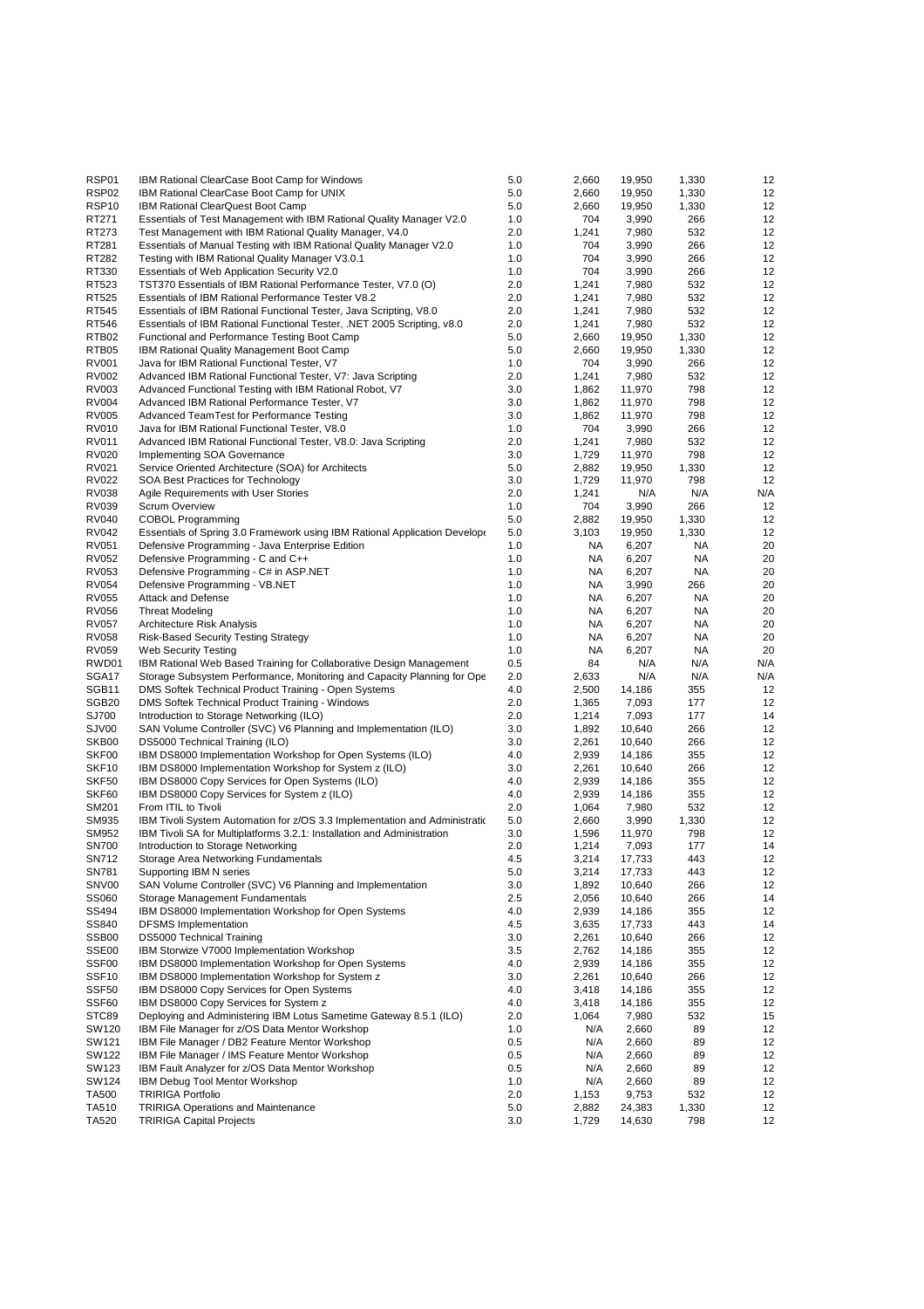| | | | | | | |
|---|---|---|---|---|---|---|
| RSP01 | IBM Rational ClearCase Boot Camp for Windows | 5.0 | 2,660 | 19,950 | 1,330 | 12 |
| RSP02 | IBM Rational ClearCase Boot Camp for UNIX | 5.0 | 2,660 | 19,950 | 1,330 | 12 |
| RSP10 | IBM Rational ClearQuest Boot Camp | 5.0 | 2,660 | 19,950 | 1,330 | 12 |
| RT271 | Essentials of Test Management with IBM Rational Quality Manager V2.0 | 1.0 | 704 | 3,990 | 266 | 12 |
| RT273 | Test Management with IBM Rational Quality Manager, V4.0 | 2.0 | 1,241 | 7,980 | 532 | 12 |
| RT281 | Essentials of Manual Testing with IBM Rational Quality Manager V2.0 | 1.0 | 704 | 3,990 | 266 | 12 |
| RT282 | Testing with IBM Rational Quality Manager V3.0.1 | 1.0 | 704 | 3,990 | 266 | 12 |
| RT330 | Essentials of Web Application Security V2.0 | 1.0 | 704 | 3,990 | 266 | 12 |
| RT523 | TST370 Essentials of IBM Rational Performance Tester, V7.0 (O) | 2.0 | 1,241 | 7,980 | 532 | 12 |
| RT525 | Essentials of IBM Rational Performance Tester V8.2 | 2.0 | 1,241 | 7,980 | 532 | 12 |
| RT545 | Essentials of IBM Rational Functional Tester, Java Scripting, V8.0 | 2.0 | 1,241 | 7,980 | 532 | 12 |
| RT546 | Essentials of IBM Rational Functional Tester, .NET 2005 Scripting, v8.0 | 2.0 | 1,241 | 7,980 | 532 | 12 |
| RTB02 | Functional and Performance Testing Boot Camp | 5.0 | 2,660 | 19,950 | 1,330 | 12 |
| RTB05 | IBM Rational Quality Management Boot Camp | 5.0 | 2,660 | 19,950 | 1,330 | 12 |
| RV001 | Java for IBM Rational Functional Tester, V7 | 1.0 | 704 | 3,990 | 266 | 12 |
| RV002 | Advanced IBM Rational Functional Tester, V7: Java Scripting | 2.0 | 1,241 | 7,980 | 532 | 12 |
| RV003 | Advanced Functional Testing with IBM Rational Robot, V7 | 3.0 | 1,862 | 11,970 | 798 | 12 |
| RV004 | Advanced IBM Rational Performance Tester, V7 | 3.0 | 1,862 | 11,970 | 798 | 12 |
| RV005 | Advanced TeamTest for Performance Testing | 3.0 | 1,862 | 11,970 | 798 | 12 |
| RV010 | Java for IBM Rational Functional Tester, V8.0 | 1.0 | 704 | 3,990 | 266 | 12 |
| RV011 | Advanced IBM Rational Functional Tester, V8.0: Java Scripting | 2.0 | 1,241 | 7,980 | 532 | 12 |
| RV020 | Implementing SOA Governance | 3.0 | 1,729 | 11,970 | 798 | 12 |
| RV021 | Service Oriented Architecture (SOA) for Architects | 5.0 | 2,882 | 19,950 | 1,330 | 12 |
| RV022 | SOA Best Practices for Technology | 3.0 | 1,729 | 11,970 | 798 | 12 |
| RV038 | Agile Requirements with User Stories | 2.0 | 1,241 | N/A | N/A | N/A |
| RV039 | Scrum Overview | 1.0 | 704 | 3,990 | 266 | 12 |
| RV040 | COBOL Programming | 5.0 | 2,882 | 19,950 | 1,330 | 12 |
| RV042 | Essentials of Spring 3.0 Framework using IBM Rational Application Develope | 5.0 | 3,103 | 19,950 | 1,330 | 12 |
| RV051 | Defensive Programming - Java Enterprise Edition | 1.0 | NA | 6,207 | NA | 20 |
| RV052 | Defensive Programming - C and C++ | 1.0 | NA | 6,207 | NA | 20 |
| RV053 | Defensive Programming - C# in ASP.NET | 1.0 | NA | 6,207 | NA | 20 |
| RV054 | Defensive Programming - VB.NET | 1.0 | NA | 3,990 | 266 | 20 |
| RV055 | Attack and Defense | 1.0 | NA | 6,207 | NA | 20 |
| RV056 | Threat Modeling | 1.0 | NA | 6,207 | NA | 20 |
| RV057 | Architecture Risk Analysis | 1.0 | NA | 6,207 | NA | 20 |
| RV058 | Risk-Based Security Testing Strategy | 1.0 | NA | 6,207 | NA | 20 |
| RV059 | Web Security Testing | 1.0 | NA | 6,207 | NA | 20 |
| RWD01 | IBM Rational Web Based Training for Collaborative Design Management | 0.5 | 84 | N/A | N/A | N/A |
| SGA17 | Storage Subsystem Performance, Monitoring and Capacity Planning for Ope | 2.0 | 2,633 | N/A | N/A | N/A |
| SGB11 | DMS Softek Technical Product Training - Open Systems | 4.0 | 2,500 | 14,186 | 355 | 12 |
| SGB20 | DMS Softek Technical Product Training - Windows | 2.0 | 1,365 | 7,093 | 177 | 12 |
| SJ700 | Introduction to Storage Networking (ILO) | 2.0 | 1,214 | 7,093 | 177 | 14 |
| SJV00 | SAN Volume Controller (SVC) V6 Planning and Implementation (ILO) | 3.0 | 1,892 | 10,640 | 266 | 12 |
| SKB00 | DS5000 Technical Training (ILO) | 3.0 | 2,261 | 10,640 | 266 | 12 |
| SKF00 | IBM DS8000 Implementation Workshop for Open Systems (ILO) | 4.0 | 2,939 | 14,186 | 355 | 12 |
| SKF10 | IBM DS8000 Implementation Workshop for System z (ILO) | 3.0 | 2,261 | 10,640 | 266 | 12 |
| SKF50 | IBM DS8000 Copy Services for Open Systems (ILO) | 4.0 | 2,939 | 14,186 | 355 | 12 |
| SKF60 | IBM DS8000 Copy Services for System z (ILO) | 4.0 | 2,939 | 14,186 | 355 | 12 |
| SM201 | From ITIL to Tivoli | 2.0 | 1,064 | 7,980 | 532 | 12 |
| SM935 | IBM Tivoli System Automation for z/OS 3.3 Implementation and Administratic | 5.0 | 2,660 | 3,990 | 1,330 | 12 |
| SM952 | IBM Tivoli SA for Multiplatforms 3.2.1: Installation and Administration | 3.0 | 1,596 | 11,970 | 798 | 12 |
| SN700 | Introduction to Storage Networking | 2.0 | 1,214 | 7,093 | 177 | 14 |
| SN712 | Storage Area Networking Fundamentals | 4.5 | 3,214 | 17,733 | 443 | 12 |
| SN781 | Supporting IBM N series | 5.0 | 3,214 | 17,733 | 443 | 12 |
| SNV00 | SAN Volume Controller (SVC) V6 Planning and Implementation | 3.0 | 1,892 | 10,640 | 266 | 12 |
| SS060 | Storage Management Fundamentals | 2.5 | 2,056 | 10,640 | 266 | 14 |
| SS494 | IBM DS8000 Implementation Workshop for Open Systems | 4.0 | 2,939 | 14,186 | 355 | 12 |
| SS840 | DFSMS Implementation | 4.5 | 3,635 | 17,733 | 443 | 14 |
| SSB00 | DS5000 Technical Training | 3.0 | 2,261 | 10,640 | 266 | 12 |
| SSE00 | IBM Storwize V7000 Implementation Workshop | 3.5 | 2,762 | 14,186 | 355 | 12 |
| SSF00 | IBM DS8000 Implementation Workshop for Open Systems | 4.0 | 2,939 | 14,186 | 355 | 12 |
| SSF10 | IBM DS8000 Implementation Workshop for System z | 3.0 | 2,261 | 10,640 | 266 | 12 |
| SSF50 | IBM DS8000 Copy Services for Open Systems | 4.0 | 3,418 | 14,186 | 355 | 12 |
| SSF60 | IBM DS8000 Copy Services for System z | 4.0 | 3,418 | 14,186 | 355 | 12 |
| STC89 | Deploying and Administering IBM Lotus Sametime Gateway 8.5.1 (ILO) | 2.0 | 1,064 | 7,980 | 532 | 15 |
| SW120 | IBM File Manager for z/OS Data Mentor Workshop | 1.0 | N/A | 2,660 | 89 | 12 |
| SW121 | IBM File Manager / DB2 Feature Mentor Workshop | 0.5 | N/A | 2,660 | 89 | 12 |
| SW122 | IBM File Manager / IMS Feature Mentor Workshop | 0.5 | N/A | 2,660 | 89 | 12 |
| SW123 | IBM Fault Analyzer for z/OS Data Mentor Workshop | 0.5 | N/A | 2,660 | 89 | 12 |
| SW124 | IBM Debug Tool Mentor Workshop | 1.0 | N/A | 2,660 | 89 | 12 |
| TA500 | TRIRIGA Portfolio | 2.0 | 1,153 | 9,753 | 532 | 12 |
| TA510 | TRIRIGA Operations and Maintenance | 5.0 | 2,882 | 24,383 | 1,330 | 12 |
| TA520 | TRIRIGA Capital Projects | 3.0 | 1,729 | 14,630 | 798 | 12 |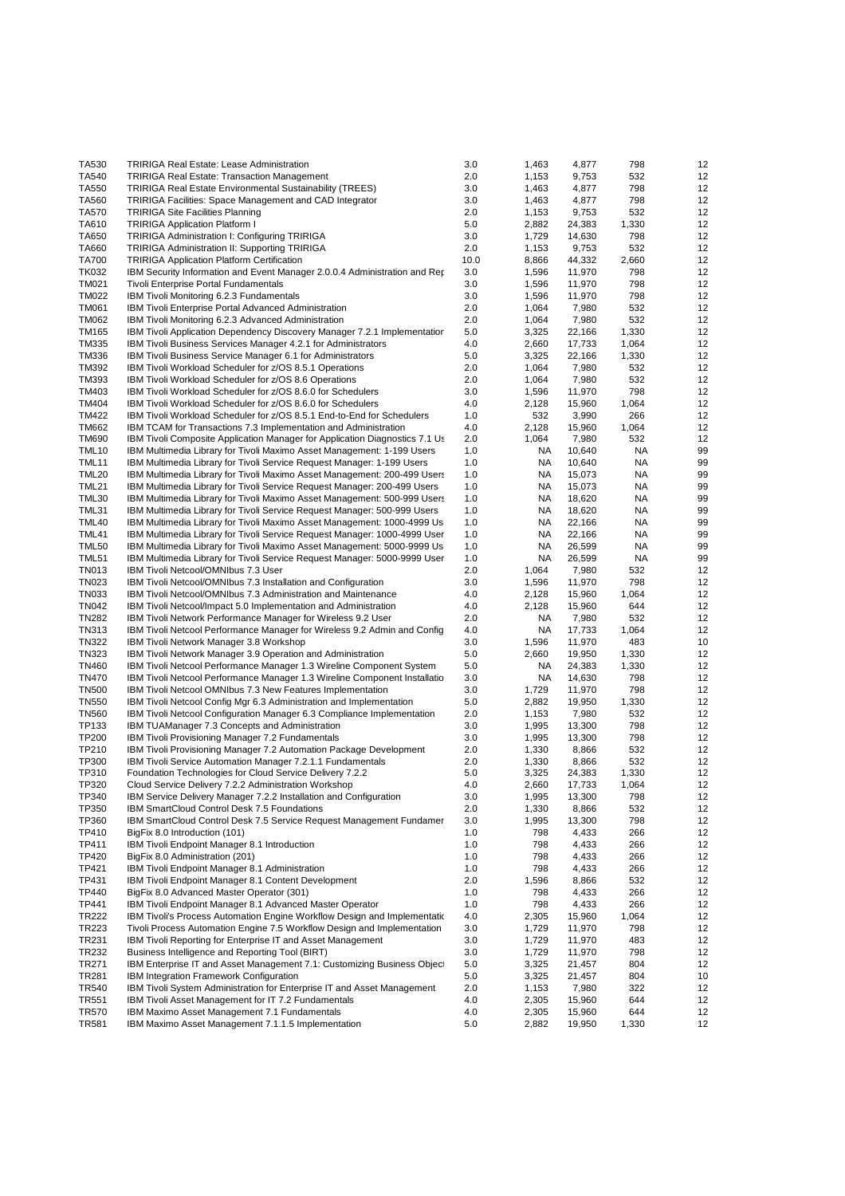| | | | | | | |
|---|---|---|---|---|---|---|
| TA530 | TRIRIGA Real Estate: Lease Administration | 3.0 | 1,463 | 4,877 | 798 | 12 |
| TA540 | TRIRIGA Real Estate: Transaction Management | 2.0 | 1,153 | 9,753 | 532 | 12 |
| TA550 | TRIRIGA Real Estate Environmental Sustainability (TREES) | 3.0 | 1,463 | 4,877 | 798 | 12 |
| TA560 | TRIRIGA Facilities: Space Management and CAD Integrator | 3.0 | 1,463 | 4,877 | 798 | 12 |
| TA570 | TRIRIGA Site Facilities Planning | 2.0 | 1,153 | 9,753 | 532 | 12 |
| TA610 | TRIRIGA Application Platform I | 5.0 | 2,882 | 24,383 | 1,330 | 12 |
| TA650 | TRIRIGA Administration I: Configuring TRIRIGA | 3.0 | 1,729 | 14,630 | 798 | 12 |
| TA660 | TRIRIGA Administration II: Supporting TRIRIGA | 2.0 | 1,153 | 9,753 | 532 | 12 |
| TA700 | TRIRIGA Application Platform Certification | 10.0 | 8,866 | 44,332 | 2,660 | 12 |
| TK032 | IBM Security Information and Event Manager 2.0.0.4 Administration and Rep | 3.0 | 1,596 | 11,970 | 798 | 12 |
| TM021 | Tivoli Enterprise Portal Fundamentals | 3.0 | 1,596 | 11,970 | 798 | 12 |
| TM022 | IBM Tivoli Monitoring 6.2.3 Fundamentals | 3.0 | 1,596 | 11,970 | 798 | 12 |
| TM061 | IBM Tivoli Enterprise Portal Advanced Administration | 2.0 | 1,064 | 7,980 | 532 | 12 |
| TM062 | IBM Tivoli Monitoring 6.2.3 Advanced Administration | 2.0 | 1,064 | 7,980 | 532 | 12 |
| TM165 | IBM Tivoli Application Dependency Discovery Manager 7.2.1 Implementation | 5.0 | 3,325 | 22,166 | 1,330 | 12 |
| TM335 | IBM Tivoli Business Services Manager 4.2.1 for Administrators | 4.0 | 2,660 | 17,733 | 1,064 | 12 |
| TM336 | IBM Tivoli Business Service Manager 6.1 for Administrators | 5.0 | 3,325 | 22,166 | 1,330 | 12 |
| TM392 | IBM Tivoli Workload Scheduler for z/OS 8.5.1 Operations | 2.0 | 1,064 | 7,980 | 532 | 12 |
| TM393 | IBM Tivoli Workload Scheduler for z/OS 8.6 Operations | 2.0 | 1,064 | 7,980 | 532 | 12 |
| TM403 | IBM Tivoli Workload Scheduler for z/OS 8.6.0 for Schedulers | 3.0 | 1,596 | 11,970 | 798 | 12 |
| TM404 | IBM Tivoli Workload Scheduler for z/OS 8.6.0 for Schedulers | 4.0 | 2,128 | 15,960 | 1,064 | 12 |
| TM422 | IBM Tivoli Workload Scheduler for z/OS 8.5.1 End-to-End for Schedulers | 1.0 | 532 | 3,990 | 266 | 12 |
| TM662 | IBM TCAM for Transactions 7.3 Implementation and Administration | 4.0 | 2,128 | 15,960 | 1,064 | 12 |
| TM690 | IBM Tivoli Composite Application Manager for Application Diagnostics 7.1 Us | 2.0 | 1,064 | 7,980 | 532 | 12 |
| TML10 | IBM Multimedia Library for Tivoli Maximo Asset Management: 1-199 Users | 1.0 | NA | 10,640 | NA | 99 |
| TML11 | IBM Multimedia Library for Tivoli Service Request Manager: 1-199 Users | 1.0 | NA | 10,640 | NA | 99 |
| TML20 | IBM Multimedia Library for Tivoli Maximo Asset Management: 200-499 Users | 1.0 | NA | 15,073 | NA | 99 |
| TML21 | IBM Multimedia Library for Tivoli Service Request Manager: 200-499 Users | 1.0 | NA | 15,073 | NA | 99 |
| TML30 | IBM Multimedia Library for Tivoli Maximo Asset Management: 500-999 Users | 1.0 | NA | 18,620 | NA | 99 |
| TML31 | IBM Multimedia Library for Tivoli Service Request Manager: 500-999 Users | 1.0 | NA | 18,620 | NA | 99 |
| TML40 | IBM Multimedia Library for Tivoli Maximo Asset Management: 1000-4999 Us | 1.0 | NA | 22,166 | NA | 99 |
| TML41 | IBM Multimedia Library for Tivoli Service Request Manager: 1000-4999 User | 1.0 | NA | 22,166 | NA | 99 |
| TML50 | IBM Multimedia Library for Tivoli Maximo Asset Management: 5000-9999 Us | 1.0 | NA | 26,599 | NA | 99 |
| TML51 | IBM Multimedia Library for Tivoli Service Request Manager: 5000-9999 User | 1.0 | NA | 26,599 | NA | 99 |
| TN013 | IBM Tivoli Netcool/OMNIbus 7.3 User | 2.0 | 1,064 | 7,980 | 532 | 12 |
| TN023 | IBM Tivoli Netcool/OMNIbus 7.3 Installation and Configuration | 3.0 | 1,596 | 11,970 | 798 | 12 |
| TN033 | IBM Tivoli Netcool/OMNIbus 7.3 Administration and Maintenance | 4.0 | 2,128 | 15,960 | 1,064 | 12 |
| TN042 | IBM Tivoli Netcool/Impact 5.0 Implementation and Administration | 4.0 | 2,128 | 15,960 | 644 | 12 |
| TN282 | IBM Tivoli Network Performance Manager for Wireless 9.2 User | 2.0 | NA | 7,980 | 532 | 12 |
| TN313 | IBM Tivoli Netcool Performance Manager for Wireless 9.2 Admin and Config | 4.0 | NA | 17,733 | 1,064 | 12 |
| TN322 | IBM Tivoli Network Manager 3.8 Workshop | 3.0 | 1,596 | 11,970 | 483 | 10 |
| TN323 | IBM Tivoli Network Manager 3.9 Operation and Administration | 5.0 | 2,660 | 19,950 | 1,330 | 12 |
| TN460 | IBM Tivoli Netcool Performance Manager 1.3 Wireline Component System | 5.0 | NA | 24,383 | 1,330 | 12 |
| TN470 | IBM Tivoli Netcool Performance Manager 1.3 Wireline Component Installatio | 3.0 | NA | 14,630 | 798 | 12 |
| TN500 | IBM Tivoli Netcool OMNIbus 7.3 New Features Implementation | 3.0 | 1,729 | 11,970 | 798 | 12 |
| TN550 | IBM Tivoli Netcool Config Mgr 6.3 Administration and Implementation | 5.0 | 2,882 | 19,950 | 1,330 | 12 |
| TN560 | IBM Tivoli Netcool Configuration Manager 6.3 Compliance Implementation | 2.0 | 1,153 | 7,980 | 532 | 12 |
| TP133 | IBM TUAManager 7.3 Concepts and Administration | 3.0 | 1,995 | 13,300 | 798 | 12 |
| TP200 | IBM Tivoli Provisioning Manager 7.2 Fundamentals | 3.0 | 1,995 | 13,300 | 798 | 12 |
| TP210 | IBM Tivoli Provisioning Manager 7.2 Automation Package Development | 2.0 | 1,330 | 8,866 | 532 | 12 |
| TP300 | IBM Tivoli Service Automation Manager 7.2.1.1 Fundamentals | 2.0 | 1,330 | 8,866 | 532 | 12 |
| TP310 | Foundation Technologies for Cloud Service Delivery 7.2.2 | 5.0 | 3,325 | 24,383 | 1,330 | 12 |
| TP320 | Cloud Service Delivery 7.2.2 Administration Workshop | 4.0 | 2,660 | 17,733 | 1,064 | 12 |
| TP340 | IBM Service Delivery Manager 7.2.2 Installation and Configuration | 3.0 | 1,995 | 13,300 | 798 | 12 |
| TP350 | IBM SmartCloud Control Desk 7.5 Foundations | 2.0 | 1,330 | 8,866 | 532 | 12 |
| TP360 | IBM SmartCloud Control Desk 7.5 Service Request Management Fundamer | 3.0 | 1,995 | 13,300 | 798 | 12 |
| TP410 | BigFix 8.0 Introduction (101) | 1.0 | 798 | 4,433 | 266 | 12 |
| TP411 | IBM Tivoli Endpoint Manager 8.1 Introduction | 1.0 | 798 | 4,433 | 266 | 12 |
| TP420 | BigFix 8.0 Administration (201) | 1.0 | 798 | 4,433 | 266 | 12 |
| TP421 | IBM Tivoli Endpoint Manager 8.1 Administration | 1.0 | 798 | 4,433 | 266 | 12 |
| TP431 | IBM Tivoli Endpoint Manager 8.1 Content Development | 2.0 | 1,596 | 8,866 | 532 | 12 |
| TP440 | BigFix 8.0 Advanced Master Operator (301) | 1.0 | 798 | 4,433 | 266 | 12 |
| TP441 | IBM Tivoli Endpoint Manager 8.1 Advanced Master Operator | 1.0 | 798 | 4,433 | 266 | 12 |
| TR222 | IBM Tivoli's Process Automation Engine Workflow Design and Implementatic | 4.0 | 2,305 | 15,960 | 1,064 | 12 |
| TR223 | Tivoli Process Automation Engine 7.5 Workflow Design and Implementation | 3.0 | 1,729 | 11,970 | 798 | 12 |
| TR231 | IBM Tivoli Reporting for Enterprise IT and Asset Management | 3.0 | 1,729 | 11,970 | 483 | 12 |
| TR232 | Business Intelligence and Reporting Tool (BIRT) | 3.0 | 1,729 | 11,970 | 798 | 12 |
| TR271 | IBM Enterprise IT and Asset Management 7.1: Customizing Business Object | 5.0 | 3,325 | 21,457 | 804 | 12 |
| TR281 | IBM Integration Framework Configuration | 5.0 | 3,325 | 21,457 | 804 | 10 |
| TR540 | IBM Tivoli System Administration for Enterprise IT and Asset Management | 2.0 | 1,153 | 7,980 | 322 | 12 |
| TR551 | IBM Tivoli Asset Management for IT 7.2 Fundamentals | 4.0 | 2,305 | 15,960 | 644 | 12 |
| TR570 | IBM Maximo Asset Management 7.1 Fundamentals | 4.0 | 2,305 | 15,960 | 644 | 12 |
| TR581 | IBM Maximo Asset Management 7.1.1.5 Implementation | 5.0 | 2,882 | 19,950 | 1,330 | 12 |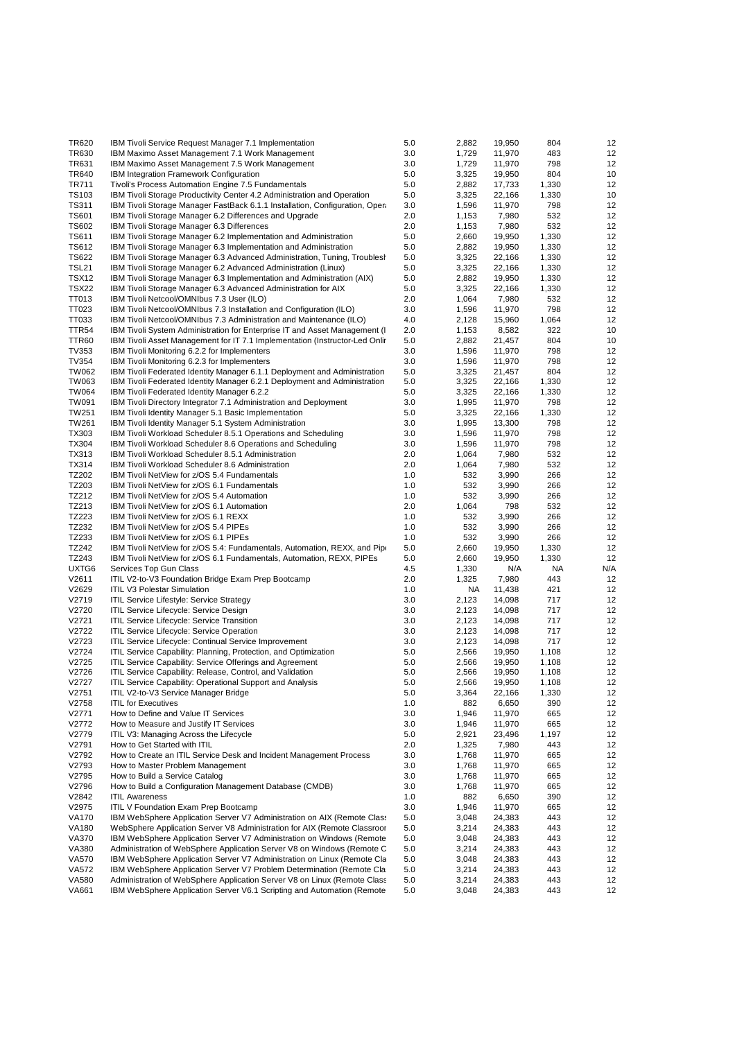| | | | | | | |
|---|---|---|---|---|---|---|
| TR620 | IBM Tivoli Service Request Manager 7.1 Implementation | 5.0 | 2,882 | 19,950 | 804 | 12 |
| TR630 | IBM Maximo Asset Management 7.1 Work Management | 3.0 | 1,729 | 11,970 | 483 | 12 |
| TR631 | IBM Maximo Asset Management 7.5 Work Management | 3.0 | 1,729 | 11,970 | 798 | 12 |
| TR640 | IBM Integration Framework Configuration | 5.0 | 3,325 | 19,950 | 804 | 10 |
| TR711 | Tivoli's Process Automation Engine 7.5 Fundamentals | 5.0 | 2,882 | 17,733 | 1,330 | 12 |
| TS103 | IBM Tivoli Storage Productivity Center 4.2 Administration and Operation | 5.0 | 3,325 | 22,166 | 1,330 | 10 |
| TS311 | IBM Tivoli Storage Manager FastBack 6.1.1 Installation, Configuration, Opera | 3.0 | 1,596 | 11,970 | 798 | 12 |
| TS601 | IBM Tivoli Storage Manager 6.2 Differences and Upgrade | 2.0 | 1,153 | 7,980 | 532 | 12 |
| TS602 | IBM Tivoli Storage Manager 6.3 Differences | 2.0 | 1,153 | 7,980 | 532 | 12 |
| TS611 | IBM Tivoli Storage Manager 6.2 Implementation and Administration | 5.0 | 2,660 | 19,950 | 1,330 | 12 |
| TS612 | IBM Tivoli Storage Manager 6.3 Implementation and Administration | 5.0 | 2,882 | 19,950 | 1,330 | 12 |
| TS622 | IBM Tivoli Storage Manager 6.3 Advanced Administration, Tuning, Troublesh | 5.0 | 3,325 | 22,166 | 1,330 | 12 |
| TSL21 | IBM Tivoli Storage Manager 6.2 Advanced Administration (Linux) | 5.0 | 3,325 | 22,166 | 1,330 | 12 |
| TSX12 | IBM Tivoli Storage Manager 6.3 Implementation and Administration (AIX) | 5.0 | 2,882 | 19,950 | 1,330 | 12 |
| TSX22 | IBM Tivoli Storage Manager 6.3 Advanced Administration for AIX | 5.0 | 3,325 | 22,166 | 1,330 | 12 |
| TT013 | IBM Tivoli Netcool/OMNIbus 7.3 User (ILO) | 2.0 | 1,064 | 7,980 | 532 | 12 |
| TT023 | IBM Tivoli Netcool/OMNIbus 7.3 Installation and Configuration (ILO) | 3.0 | 1,596 | 11,970 | 798 | 12 |
| TT033 | IBM Tivoli Netcool/OMNIbus 7.3 Administration and Maintenance (ILO) | 4.0 | 2,128 | 15,960 | 1,064 | 12 |
| TTR54 | IBM Tivoli System Administration for Enterprise IT and Asset Management (I | 2.0 | 1,153 | 8,582 | 322 | 10 |
| TTR60 | IBM Tivoli Asset Management for IT 7.1 Implementation (Instructor-Led Onlir | 5.0 | 2,882 | 21,457 | 804 | 10 |
| TV353 | IBM Tivoli Monitoring 6.2.2 for Implementers | 3.0 | 1,596 | 11,970 | 798 | 12 |
| TV354 | IBM Tivoli Monitoring 6.2.3 for Implementers | 3.0 | 1,596 | 11,970 | 798 | 12 |
| TW062 | IBM Tivoli Federated Identity Manager 6.1.1 Deployment and Administration | 5.0 | 3,325 | 21,457 | 804 | 12 |
| TW063 | IBM Tivoli Federated Identity Manager 6.2.1 Deployment and Administration | 5.0 | 3,325 | 22,166 | 1,330 | 12 |
| TW064 | IBM Tivoli Federated Identity Manager 6.2.2 | 5.0 | 3,325 | 22,166 | 1,330 | 12 |
| TW091 | IBM Tivoli Directory Integrator 7.1 Administration and Deployment | 3.0 | 1,995 | 11,970 | 798 | 12 |
| TW251 | IBM Tivoli Identity Manager 5.1 Basic Implementation | 5.0 | 3,325 | 22,166 | 1,330 | 12 |
| TW261 | IBM Tivoli Identity Manager 5.1 System Administration | 3.0 | 1,995 | 13,300 | 798 | 12 |
| TX303 | IBM Tivoli Workload Scheduler 8.5.1 Operations and Scheduling | 3.0 | 1,596 | 11,970 | 798 | 12 |
| TX304 | IBM Tivoli Workload Scheduler 8.6 Operations and Scheduling | 3.0 | 1,596 | 11,970 | 798 | 12 |
| TX313 | IBM Tivoli Workload Scheduler 8.5.1 Administration | 2.0 | 1,064 | 7,980 | 532 | 12 |
| TX314 | IBM Tivoli Workload Scheduler 8.6 Administration | 2.0 | 1,064 | 7,980 | 532 | 12 |
| TZ202 | IBM Tivoli NetView for z/OS 5.4 Fundamentals | 1.0 | 532 | 3,990 | 266 | 12 |
| TZ203 | IBM Tivoli NetView for z/OS 6.1 Fundamentals | 1.0 | 532 | 3,990 | 266 | 12 |
| TZ212 | IBM Tivoli NetView for z/OS 5.4 Automation | 1.0 | 532 | 3,990 | 266 | 12 |
| TZ213 | IBM Tivoli NetView for z/OS 6.1 Automation | 2.0 | 1,064 | 798 | 532 | 12 |
| TZ223 | IBM Tivoli NetView for z/OS 6.1 REXX | 1.0 | 532 | 3,990 | 266 | 12 |
| TZ232 | IBM Tivoli NetView for z/OS 5.4 PIPEs | 1.0 | 532 | 3,990 | 266 | 12 |
| TZ233 | IBM Tivoli NetView for z/OS 6.1 PIPEs | 1.0 | 532 | 3,990 | 266 | 12 |
| TZ242 | IBM Tivoli NetView for z/OS 5.4: Fundamentals, Automation, REXX, and Pipe | 5.0 | 2,660 | 19,950 | 1,330 | 12 |
| TZ243 | IBM Tivoli NetView for z/OS 6.1 Fundamentals, Automation, REXX, PIPEs | 5.0 | 2,660 | 19,950 | 1,330 | 12 |
| UXTG6 | Services Top Gun Class | 4.5 | 1,330 | N/A | NA | N/A |
| V2611 | ITIL V2-to-V3 Foundation Bridge Exam Prep Bootcamp | 2.0 | 1,325 | 7,980 | 443 | 12 |
| V2629 | ITIL V3 Polestar Simulation | 1.0 | NA | 11,438 | 421 | 12 |
| V2719 | ITIL Service Lifestyle: Service Strategy | 3.0 | 2,123 | 14,098 | 717 | 12 |
| V2720 | ITIL Service Lifecycle: Service Design | 3.0 | 2,123 | 14,098 | 717 | 12 |
| V2721 | ITIL Service Lifecycle: Service Transition | 3.0 | 2,123 | 14,098 | 717 | 12 |
| V2722 | ITIL Service Lifecycle: Service Operation | 3.0 | 2,123 | 14,098 | 717 | 12 |
| V2723 | ITIL Service Lifecycle: Continual Service Improvement | 3.0 | 2,123 | 14,098 | 717 | 12 |
| V2724 | ITIL Service Capability: Planning, Protection, and Optimization | 5.0 | 2,566 | 19,950 | 1,108 | 12 |
| V2725 | ITIL Service Capability: Service Offerings and Agreement | 5.0 | 2,566 | 19,950 | 1,108 | 12 |
| V2726 | ITIL Service Capability: Release, Control, and Validation | 5.0 | 2,566 | 19,950 | 1,108 | 12 |
| V2727 | ITIL Service Capability: Operational Support and Analysis | 5.0 | 2,566 | 19,950 | 1,108 | 12 |
| V2751 | ITIL V2-to-V3 Service Manager Bridge | 5.0 | 3,364 | 22,166 | 1,330 | 12 |
| V2758 | ITIL for Executives | 1.0 | 882 | 6,650 | 390 | 12 |
| V2771 | How to Define and Value IT Services | 3.0 | 1,946 | 11,970 | 665 | 12 |
| V2772 | How to Measure and Justify IT Services | 3.0 | 1,946 | 11,970 | 665 | 12 |
| V2779 | ITIL V3: Managing Across the Lifecycle | 5.0 | 2,921 | 23,496 | 1,197 | 12 |
| V2791 | How to Get Started with ITIL | 2.0 | 1,325 | 7,980 | 443 | 12 |
| V2792 | How to Create an ITIL Service Desk and Incident Management Process | 3.0 | 1,768 | 11,970 | 665 | 12 |
| V2793 | How to Master Problem Management | 3.0 | 1,768 | 11,970 | 665 | 12 |
| V2795 | How to Build a Service Catalog | 3.0 | 1,768 | 11,970 | 665 | 12 |
| V2796 | How to Build a Configuration Management Database (CMDB) | 3.0 | 1,768 | 11,970 | 665 | 12 |
| V2842 | ITIL Awareness | 1.0 | 882 | 6,650 | 390 | 12 |
| V2975 | ITIL V Foundation Exam Prep Bootcamp | 3.0 | 1,946 | 11,970 | 665 | 12 |
| VA170 | IBM WebSphere Application Server V7 Administration on AIX (Remote Class | 5.0 | 3,048 | 24,383 | 443 | 12 |
| VA180 | WebSphere Application Server V8 Administration for AIX (Remote Classroor | 5.0 | 3,214 | 24,383 | 443 | 12 |
| VA370 | IBM WebSphere Application Server V7 Administration on Windows (Remote | 5.0 | 3,048 | 24,383 | 443 | 12 |
| VA380 | Administration of WebSphere Application Server V8 on Windows (Remote C | 5.0 | 3,214 | 24,383 | 443 | 12 |
| VA570 | IBM WebSphere Application Server V7 Administration on Linux (Remote Cla | 5.0 | 3,048 | 24,383 | 443 | 12 |
| VA572 | IBM WebSphere Application Server V7 Problem Determination (Remote Cla | 5.0 | 3,214 | 24,383 | 443 | 12 |
| VA580 | Administration of WebSphere Application Server V8 on Linux (Remote Class | 5.0 | 3,214 | 24,383 | 443 | 12 |
| VA661 | IBM WebSphere Application Server V6.1 Scripting and Automation (Remote | 5.0 | 3,048 | 24,383 | 443 | 12 |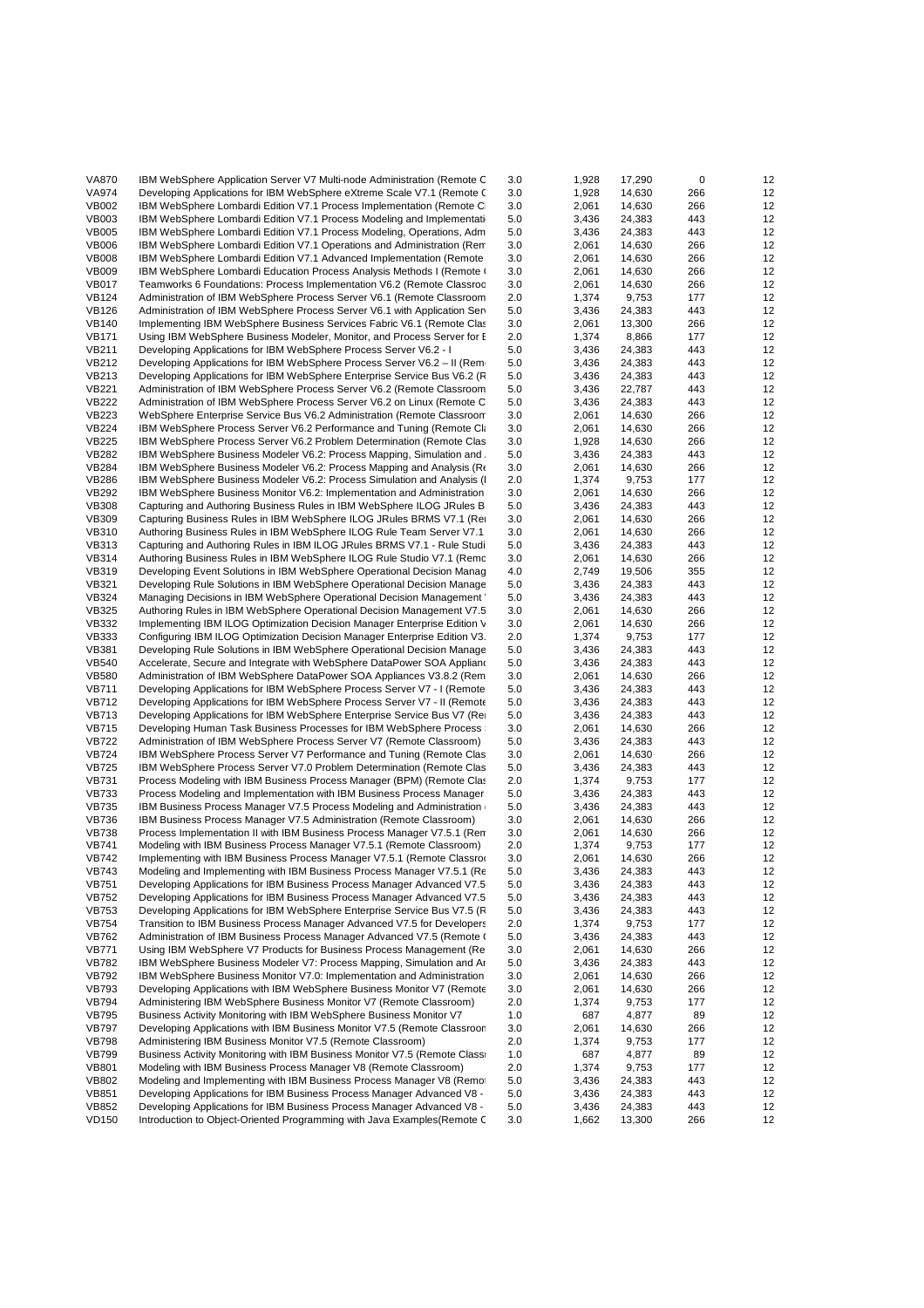| | | | | | | |
|---|---|---|---|---|---|---|
| VA870 | IBM WebSphere Application Server V7 Multi-node Administration (Remote C | 3.0 | 1,928 | 17,290 | 0 | 12 |
| VA974 | Developing Applications for IBM WebSphere eXtreme Scale V7.1 (Remote C | 3.0 | 1,928 | 14,630 | 266 | 12 |
| VB002 | IBM WebSphere Lombardi Edition V7.1 Process Implementation (Remote C | 3.0 | 2,061 | 14,630 | 266 | 12 |
| VB003 | IBM WebSphere Lombardi Edition V7.1 Process Modeling and Implementati | 5.0 | 3,436 | 24,383 | 443 | 12 |
| VB005 | IBM WebSphere Lombardi Edition V7.1 Process Modeling, Operations, Adm | 5.0 | 3,436 | 24,383 | 443 | 12 |
| VB006 | IBM WebSphere Lombardi Edition V7.1 Operations and Administration (Rem | 3.0 | 2,061 | 14,630 | 266 | 12 |
| VB008 | IBM WebSphere Lombardi Edition V7.1 Advanced Implementation (Remote | 3.0 | 2,061 | 14,630 | 266 | 12 |
| VB009 | IBM WebSphere Lombardi Education Process Analysis Methods I (Remote ( | 3.0 | 2,061 | 14,630 | 266 | 12 |
| VB017 | Teamworks 6 Foundations: Process Implementation V6.2 (Remote Classroo | 3.0 | 2,061 | 14,630 | 266 | 12 |
| VB124 | Administration of IBM WebSphere Process Server V6.1 (Remote Classroom | 2.0 | 1,374 | 9,753 | 177 | 12 |
| VB126 | Administration of IBM WebSphere Process Server V6.1 with Application Ser | 5.0 | 3,436 | 24,383 | 443 | 12 |
| VB140 | Implementing IBM WebSphere Business Services Fabric V6.1 (Remote Clas | 3.0 | 2,061 | 13,300 | 266 | 12 |
| VB171 | Using IBM WebSphere Business Modeler, Monitor, and Process Server for E | 2.0 | 1,374 | 8,866 | 177 | 12 |
| VB211 | Developing Applications for IBM WebSphere Process Server V6.2 - I | 5.0 | 3,436 | 24,383 | 443 | 12 |
| VB212 | Developing Applications for IBM WebSphere Process Server V6.2 – II (Rem | 5.0 | 3,436 | 24,383 | 443 | 12 |
| VB213 | Developing Applications for IBM WebSphere Enterprise Service Bus V6.2 (R | 5.0 | 3,436 | 24,383 | 443 | 12 |
| VB221 | Administration of IBM WebSphere Process Server V6.2 (Remote Classroom | 5.0 | 3,436 | 22,787 | 443 | 12 |
| VB222 | Administration of IBM WebSphere Process Server V6.2 on Linux (Remote C | 5.0 | 3,436 | 24,383 | 443 | 12 |
| VB223 | WebSphere Enterprise Service Bus V6.2 Administration (Remote Classroom | 3.0 | 2,061 | 14,630 | 266 | 12 |
| VB224 | IBM WebSphere Process Server V6.2 Performance and Tuning (Remote Cl | 3.0 | 2,061 | 14,630 | 266 | 12 |
| VB225 | IBM WebSphere Process Server V6.2 Problem Determination (Remote Clas | 3.0 | 1,928 | 14,630 | 266 | 12 |
| VB282 | IBM WebSphere Business Modeler V6.2: Process Mapping, Simulation and | 5.0 | 3,436 | 24,383 | 443 | 12 |
| VB284 | IBM WebSphere Business Modeler V6.2: Process Mapping and Analysis (Re | 3.0 | 2,061 | 14,630 | 266 | 12 |
| VB286 | IBM WebSphere Business Modeler V6.2: Process Simulation and Analysis (I | 2.0 | 1,374 | 9,753 | 177 | 12 |
| VB292 | IBM WebSphere Business Monitor V6.2: Implementation and Administration | 3.0 | 2,061 | 14,630 | 266 | 12 |
| VB308 | Capturing and Authoring Business Rules in IBM WebSphere ILOG JRules B | 5.0 | 3,436 | 24,383 | 443 | 12 |
| VB309 | Capturing Business Rules in IBM WebSphere ILOG JRules BRMS V7.1 (Re | 3.0 | 2,061 | 14,630 | 266 | 12 |
| VB310 | Authoring Business Rules in IBM WebSphere ILOG Rule Team Server V7.1 | 3.0 | 2,061 | 14,630 | 266 | 12 |
| VB313 | Capturing and Authoring Rules in IBM ILOG JRules BRMS V7.1 - Rule Studi | 5.0 | 3,436 | 24,383 | 443 | 12 |
| VB314 | Authoring Business Rules in IBM WebSphere ILOG Rule Studio V7.1 (Remo | 3.0 | 2,061 | 14,630 | 266 | 12 |
| VB319 | Developing Event Solutions in IBM WebSphere Operational Decision Manag | 4.0 | 2,749 | 19,506 | 355 | 12 |
| VB321 | Developing Rule Solutions in IBM WebSphere Operational Decision Manage | 5.0 | 3,436 | 24,383 | 443 | 12 |
| VB324 | Managing Decisions in IBM WebSphere Operational Decision Management | 5.0 | 3,436 | 24,383 | 443 | 12 |
| VB325 | Authoring Rules in IBM WebSphere Operational Decision Management V7.5 | 3.0 | 2,061 | 14,630 | 266 | 12 |
| VB332 | Implementing IBM ILOG Optimization Decision Manager Enterprise Edition V | 3.0 | 2,061 | 14,630 | 266 | 12 |
| VB333 | Configuring IBM ILOG Optimization Decision Manager Enterprise Edition V3. | 2.0 | 1,374 | 9,753 | 177 | 12 |
| VB381 | Developing Rule Solutions in IBM WebSphere Operational Decision Manage | 5.0 | 3,436 | 24,383 | 443 | 12 |
| VB540 | Accelerate, Secure and Integrate with WebSphere DataPower SOA Applianc | 5.0 | 3,436 | 24,383 | 443 | 12 |
| VB580 | Administration of IBM WebSphere DataPower SOA Appliances V3.8.2 (Rem | 3.0 | 2,061 | 14,630 | 266 | 12 |
| VB711 | Developing Applications for IBM WebSphere Process Server V7 - I (Remote | 5.0 | 3,436 | 24,383 | 443 | 12 |
| VB712 | Developing Applications for IBM WebSphere Process Server V7 - II (Remote | 5.0 | 3,436 | 24,383 | 443 | 12 |
| VB713 | Developing Applications for IBM WebSphere Enterprise Service Bus V7 (Re | 5.0 | 3,436 | 24,383 | 443 | 12 |
| VB715 | Developing Human Task Business Processes for IBM WebSphere Process | 3.0 | 2,061 | 14,630 | 266 | 12 |
| VB722 | Administration of IBM WebSphere Process Server V7 (Remote Classroom) | 5.0 | 3,436 | 24,383 | 443 | 12 |
| VB724 | IBM WebSphere Process Server V7 Performance and Tuning (Remote Clas | 3.0 | 2,061 | 14,630 | 266 | 12 |
| VB725 | IBM WebSphere Process Server V7.0 Problem Determination (Remote Clas | 5.0 | 3,436 | 24,383 | 443 | 12 |
| VB731 | Process Modeling with IBM Business Process Manager (BPM) (Remote Clas | 2.0 | 1,374 | 9,753 | 177 | 12 |
| VB733 | Process Modeling and Implementation with IBM Business Process Manager | 5.0 | 3,436 | 24,383 | 443 | 12 |
| VB735 | IBM Business Process Manager V7.5 Process Modeling and Administration | 5.0 | 3,436 | 24,383 | 443 | 12 |
| VB736 | IBM Business Process Manager V7.5 Administration (Remote Classroom) | 3.0 | 2,061 | 14,630 | 266 | 12 |
| VB738 | Process Implementation II with IBM Business Process Manager V7.5.1 (Ren | 3.0 | 2,061 | 14,630 | 266 | 12 |
| VB741 | Modeling with IBM Business Process Manager V7.5.1 (Remote Classroom) | 2.0 | 1,374 | 9,753 | 177 | 12 |
| VB742 | Implementing with IBM Business Process Manager V7.5.1 (Remote Classro | 3.0 | 2,061 | 14,630 | 266 | 12 |
| VB743 | Modeling and Implementing with IBM Business Process Manager V7.5.1 (Re | 5.0 | 3,436 | 24,383 | 443 | 12 |
| VB751 | Developing Applications for IBM Business Process Manager Advanced V7.5 | 5.0 | 3,436 | 24,383 | 443 | 12 |
| VB752 | Developing Applications for IBM Business Process Manager Advanced V7.5 | 5.0 | 3,436 | 24,383 | 443 | 12 |
| VB753 | Developing Applications for IBM WebSphere Enterprise Service Bus V7.5 (R | 5.0 | 3,436 | 24,383 | 443 | 12 |
| VB754 | Transition to IBM Business Process Manager Advanced V7.5 for Developers | 2.0 | 1,374 | 9,753 | 177 | 12 |
| VB762 | Administration of IBM Business Process Manager Advanced V7.5 (Remote ( | 5.0 | 3,436 | 24,383 | 443 | 12 |
| VB771 | Using IBM WebSphere V7 Products for Business Process Management (Re | 3.0 | 2,061 | 14,630 | 266 | 12 |
| VB782 | IBM WebSphere Business Modeler V7: Process Mapping, Simulation and Ar | 5.0 | 3,436 | 24,383 | 443 | 12 |
| VB792 | IBM WebSphere Business Monitor V7.0: Implementation and Administration | 3.0 | 2,061 | 14,630 | 266 | 12 |
| VB793 | Developing Applications with IBM WebSphere Business Monitor V7 (Remote | 3.0 | 2,061 | 14,630 | 266 | 12 |
| VB794 | Administering IBM WebSphere Business Monitor V7 (Remote Classroom) | 2.0 | 1,374 | 9,753 | 177 | 12 |
| VB795 | Business Activity Monitoring with IBM WebSphere Business Monitor V7 | 1.0 | 687 | 4,877 | 89 | 12 |
| VB797 | Developing Applications with IBM Business Monitor V7.5 (Remote Classroon | 3.0 | 2,061 | 14,630 | 266 | 12 |
| VB798 | Administering IBM Business Monitor V7.5 (Remote Classroom) | 2.0 | 1,374 | 9,753 | 177 | 12 |
| VB799 | Business Activity Monitoring with IBM Business Monitor V7.5 (Remote Class | 1.0 | 687 | 4,877 | 89 | 12 |
| VB801 | Modeling with IBM Business Process Manager V8 (Remote Classroom) | 2.0 | 1,374 | 9,753 | 177 | 12 |
| VB802 | Modeling and Implementing with IBM Business Process Manager V8 (Remo | 5.0 | 3,436 | 24,383 | 443 | 12 |
| VB851 | Developing Applications for IBM Business Process Manager Advanced V8 - | 5.0 | 3,436 | 24,383 | 443 | 12 |
| VB852 | Developing Applications for IBM Business Process Manager Advanced V8 - | 5.0 | 3,436 | 24,383 | 443 | 12 |
| VD150 | Introduction to Object-Oriented Programming with Java Examples(Remote C | 3.0 | 1,662 | 13,300 | 266 | 12 |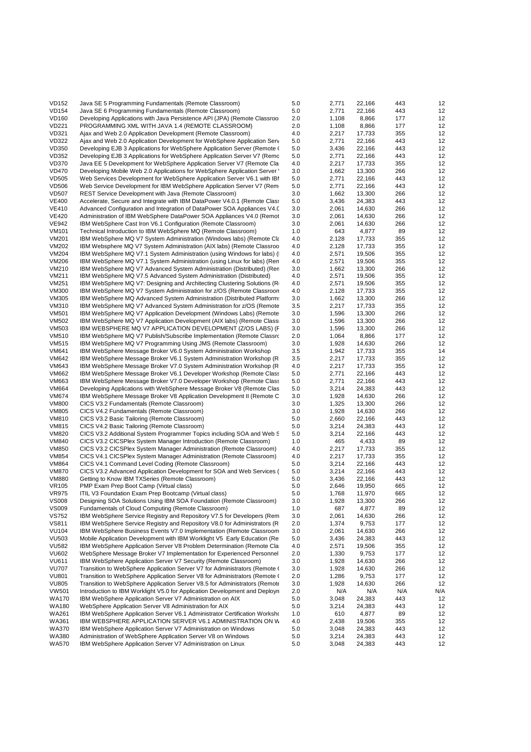| | | | | | | |
|---|---|---|---|---|---|---|
| VD152 | Java SE 5 Programming Fundamentals (Remote Classroom) | 5.0 | 2,771 | 22,166 | 443 | 12 |
| VD154 | Java SE 6 Programming Fundamentals (Remote Classroom) | 5.0 | 2,771 | 22,166 | 443 | 12 |
| VD160 | Developing Applications with Java Persistence API (JPA) (Remote Classroo | 2.0 | 1,108 | 8,866 | 177 | 12 |
| VD221 | PROGRAMMING XML WITH JAVA 1.4 (REMOTE CLASSROOM) | 2.0 | 1,108 | 8,866 | 177 | 12 |
| VD321 | Ajax and Web 2.0 Application Development (Remote Classroom) | 4.0 | 2,217 | 17,733 | 355 | 12 |
| VD322 | Ajax and Web 2.0 Application Development for WebSphere Application Serv | 5.0 | 2,771 | 22,166 | 443 | 12 |
| VD350 | Developing EJB 3 Applications for WebSphere Application Server (Remote ( | 5.0 | 3,436 | 22,166 | 443 | 12 |
| VD352 | Developing EJB 3 Applications for WebSphere Application Server V7 (Remo | 5.0 | 2,771 | 22,166 | 443 | 12 |
| VD370 | Java EE 5 Development for WebSphere Application Server V7 (Remote Cla | 4.0 | 2,217 | 17,733 | 355 | 12 |
| VD470 | Developing Mobile Web 2.0 Applications for WebSphere Application Server ' | 3.0 | 1,662 | 13,300 | 266 | 12 |
| VD505 | Web Services Development for WebSphere Application Server V6.1 with IBI | 5.0 | 2,771 | 22,166 | 443 | 12 |
| VD506 | Web Service Development for IBM WebSphere Application Server V7 (Rem | 5.0 | 2,771 | 22,166 | 443 | 12 |
| VD507 | REST Service Development with Java (Remote Classroom) | 3.0 | 1,662 | 13,300 | 266 | 12 |
| VE400 | Accelerate, Secure and Integrate with IBM DataPower V4.0.1 (Remote Class | 5.0 | 3,436 | 24,383 | 443 | 12 |
| VE410 | Advanced Configuration and Integration of DataPower SOA Appliances V4.0 | 3.0 | 2,061 | 14,630 | 266 | 12 |
| VE420 | Administration of IBM WebSphere DataPower SOA Appliances V4.0 (Remot | 3.0 | 2,061 | 14,630 | 266 | 12 |
| VE942 | IBM WebSphere Cast Iron V6.1 Configuration (Remote Classroom) | 3.0 | 2,061 | 14,630 | 266 | 12 |
| VM101 | Technical Introduction to IBM WebSphere MQ (Remote Classroom) | 1.0 | 643 | 4,877 | 89 | 12 |
| VM201 | IBM WebSphere MQ V7 System Administration (Windows labs) (Remote Cla | 4.0 | 2,128 | 17,733 | 355 | 12 |
| VM202 | IBM Websphere MQ V7 System Administration (AIX labs) (Remote Classroo | 4.0 | 2,128 | 17,733 | 355 | 12 |
| VM204 | IBM WebSphere MQ V7.1 System Administration (using Windows for labs) (I | 4.0 | 2,571 | 19,506 | 355 | 12 |
| VM206 | IBM WebSphere MQ V7.1 System Administration (using Linux for labs) (Ren | 4.0 | 2,571 | 19,506 | 355 | 12 |
| VM210 | IBM WebSphere MQ V7 Advanced System Administration (Distributed) (Ren | 3.0 | 1,662 | 13,300 | 266 | 12 |
| VM211 | IBM WebSphere MQ V7.5 Advanced System Administration (Distributed) | 4.0 | 2,571 | 19,506 | 355 | 12 |
| VM251 | IBM WebSphere MQ V7: Designing and Architecting Clustering Solutions (R | 4.0 | 2,571 | 19,506 | 355 | 12 |
| VM300 | IBM WebSphere MQ V7 System Administration for z/OS (Remote Classroon | 4.0 | 2,128 | 17,733 | 355 | 12 |
| VM305 | IBM WebSphere MQ Advanced System Administration (Distributed Platform: | 3.0 | 1,662 | 13,300 | 266 | 12 |
| VM310 | IBM WebSphere MQ V7 Advanced System Administration for z/OS (Remote | 3.5 | 2,217 | 17,733 | 355 | 12 |
| VM501 | IBM WebSphere MQ V7 Application Development (Windows Labs) (Remote | 3.0 | 1,596 | 13,300 | 266 | 12 |
| VM502 | IBM WebSphere MQ V7 Application Development (AIX labs) (Remote Class | 3.0 | 1,596 | 13,300 | 266 | 12 |
| VM503 | IBM WEBSPHERE MQ V7 APPLICATION DEVELOPMENT (Z/OS LABS) (F | 3.0 | 1,596 | 13,300 | 266 | 12 |
| VM510 | IBM WebSphere MQ V7 Publish/Subscribe Implementation (Remote Classrc | 2.0 | 1,064 | 8,866 | 177 | 12 |
| VM515 | IBM WebSphere MQ V7 Programming Using JMS (Remote Classroom) | 3.0 | 1,928 | 14,630 | 266 | 12 |
| VM641 | IBM WebSphere Message Broker V6.0 System Administration Workshop | 3.5 | 1,942 | 17,733 | 355 | 14 |
| VM642 | IBM WebSphere Message Broker V6.1 System Administration Workshop (R | 3.5 | 2,217 | 17,733 | 355 | 12 |
| VM643 | IBM WebSphere Message Broker V7.0 System Administration Workshop (R | 4.0 | 2,217 | 17,733 | 355 | 12 |
| VM662 | IBM WebSphere Message Broker V6.1 Developer Workshop (Remote Class | 5.0 | 2,771 | 22,166 | 443 | 12 |
| VM663 | IBM WebSphere Message Broker V7.0 Developer Workshop (Remote Class | 5.0 | 2,771 | 22,166 | 443 | 12 |
| VM664 | Developing Applications with WebSphere Message Broker V8 (Remote Clas | 5.0 | 3,214 | 24,383 | 443 | 12 |
| VM674 | IBM WebSphere Message Broker V8 Application Development II (Remote C | 3.0 | 1,928 | 14,630 | 266 | 12 |
| VM800 | CICS V3.2 Fundamentals (Remote Classroom) | 3.0 | 1,325 | 13,300 | 266 | 12 |
| VM805 | CICS V4.2 Fundamentals (Remote Classroom) | 3.0 | 1,928 | 14,630 | 266 | 12 |
| VM810 | CICS V3.2 Basic Tailoring (Remote Classroom) | 5.0 | 2,660 | 22,166 | 443 | 12 |
| VM815 | CICS V4.2 Basic Tailoring (Remote Classroom) | 5.0 | 3,214 | 24,383 | 443 | 12 |
| VM820 | CICS V3.2 Additional System Programmer Topics including SOA and Web S | 5.0 | 3,214 | 22,166 | 443 | 12 |
| VM840 | CICS V3.2 CICSPlex System Manager Introduction (Remote Classroom) | 1.0 | 465 | 4,433 | 89 | 12 |
| VM850 | CICS V3.2 CICSPlex System Manager Administration (Remote Classroom) | 4.0 | 2,217 | 17,733 | 355 | 12 |
| VM854 | CICS V4.1 CICSPlex System Manager Administration (Remote Classroom) | 4.0 | 2,217 | 17,733 | 355 | 12 |
| VM864 | CICS V4.1 Command Level Coding (Remote Classroom) | 5.0 | 3,214 | 22,166 | 443 | 12 |
| VM870 | CICS V3.2 Advanced Application Development for SOA and Web Services ( | 5.0 | 3,214 | 22,166 | 443 | 12 |
| VM880 | Getting to Know IBM TXSeries (Remote Classroom) | 5.0 | 3,436 | 22,166 | 443 | 12 |
| VR105 | PMP Exam Prep Boot Camp (Virtual class) | 5.0 | 2,646 | 19,950 | 665 | 12 |
| VR975 | ITIL V3 Foundation Exam Prep Bootcamp (Virtual class) | 5.0 | 1,768 | 11,970 | 665 | 12 |
| VS008 | Designing SOA Solutions Using IBM SOA Foundation (Remote Classroom) | 3.0 | 1,928 | 13,300 | 266 | 12 |
| VS009 | Fundamentals of Cloud Computing (Remote Classroom) | 1.0 | 687 | 4,877 | 89 | 12 |
| VS752 | IBM WebSphere Service Registry and Repository V7.5 for Developers (Rem | 3.0 | 2,061 | 14,630 | 266 | 12 |
| VS811 | IBM WebSphere Service Registry and Repository V8.0 for Administrators (R | 2.0 | 1,374 | 9,753 | 177 | 12 |
| VU104 | IBM WebSphere Business Events V7.0 Implementation (Remote Classroom | 3.0 | 2,061 | 14,630 | 266 | 12 |
| VU503 | Mobile Application Development with IBM Worklight V5 Early Education (Re | 5.0 | 3,436 | 24,383 | 443 | 12 |
| VU582 | IBM WebSphere Application Server V8 Problem Determination (Remote Cla | 4.0 | 2,571 | 19,506 | 355 | 12 |
| VU602 | WebSphere Message Broker V7 Implementation for Experienced Personnel | 2.0 | 1,330 | 9,753 | 177 | 12 |
| VU611 | IBM WebSphere Application Server V7 Security (Remote Classroom) | 3.0 | 1,928 | 14,630 | 266 | 12 |
| VU707 | Transition to WebSphere Application Server V7 for Administrators (Remote ( | 3.0 | 1,928 | 14,630 | 266 | 12 |
| VU801 | Transition to WebSphere Application Server V8 for Administrators (Remote ( | 2.0 | 1,286 | 9,753 | 177 | 12 |
| VU805 | Transition to WebSphere Application Server V8.5 for Administrators (Remote | 3.0 | 1,928 | 14,630 | 266 | 12 |
| VW501 | Introduction to IBM Worklight V5.0 for Application Development and Deployn | 2.0 | N/A | N/A | N/A | N/A |
| WA170 | IBM WebSphere Application Server V7 Administration on AIX | 5.0 | 3,048 | 24,383 | 443 | 12 |
| WA180 | WebSphere Application Server V8 Administration for AIX | 5.0 | 3,214 | 24,383 | 443 | 12 |
| WA261 | IBM WebSphere Application Server V6.1 Administrator Certification Worksho | 1.0 | 610 | 4,877 | 89 | 12 |
| WA361 | IBM WEBSPHERE APPLICATION SERVER V6.1 ADMINISTRATION ON W | 4.0 | 2,438 | 19,506 | 355 | 12 |
| WA370 | IBM WebSphere Application Server V7 Administration on Windows | 5.0 | 3,048 | 24,383 | 443 | 12 |
| WA380 | Administration of WebSphere Application Server V8 on Windows | 5.0 | 3,214 | 24,383 | 443 | 12 |
| WA570 | IBM WebSphere Application Server V7 Administration on Linux | 5.0 | 3,048 | 24,383 | 443 | 12 |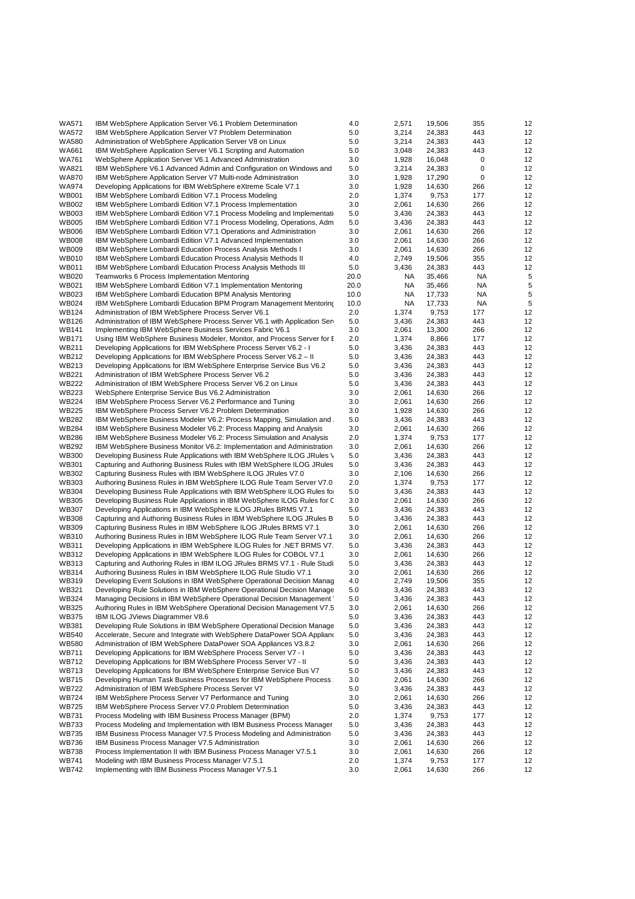| | | | | | | |
|---|---|---|---|---|---|---|
| WA571 | IBM WebSphere Application Server V6.1 Problem Determination | 4.0 | 2,571 | 19,506 | 355 | 12 |
| WA572 | IBM WebSphere Application Server V7 Problem Determination | 5.0 | 3,214 | 24,383 | 443 | 12 |
| WA580 | Administration of WebSphere Application Server V8 on Linux | 5.0 | 3,214 | 24,383 | 443 | 12 |
| WA661 | IBM WebSphere Application Server V6.1 Scripting and Automation | 5.0 | 3,048 | 24,383 | 443 | 12 |
| WA761 | WebSphere Application Server V6.1 Advanced Administration | 3.0 | 1,928 | 16,048 | 0 | 12 |
| WA821 | IBM WebSphere V6.1 Advanced Admin and Configuration on Windows and | 5.0 | 3,214 | 24,383 | 0 | 12 |
| WA870 | IBM WebSphere Application Server V7 Multi-node Administration | 3.0 | 1,928 | 17,290 | 0 | 12 |
| WA974 | Developing Applications for IBM WebSphere eXtreme Scale V7.1 | 3.0 | 1,928 | 14,630 | 266 | 12 |
| WB001 | IBM WebSphere Lombardi Edition V7.1 Process Modeling | 2.0 | 1,374 | 9,753 | 177 | 12 |
| WB002 | IBM WebSphere Lombardi Edition V7.1 Process Implementation | 3.0 | 2,061 | 14,630 | 266 | 12 |
| WB003 | IBM WebSphere Lombardi Edition V7.1 Process Modeling and Implementati | 5.0 | 3,436 | 24,383 | 443 | 12 |
| WB005 | IBM WebSphere Lombardi Edition V7.1 Process Modeling, Operations, Adm | 5.0 | 3,436 | 24,383 | 443 | 12 |
| WB006 | IBM WebSphere Lombardi Edition V7.1 Operations and Administration | 3.0 | 2,061 | 14,630 | 266 | 12 |
| WB008 | IBM WebSphere Lombardi Edition V7.1 Advanced Implementation | 3.0 | 2,061 | 14,630 | 266 | 12 |
| WB009 | IBM WebSphere Lombardi Education Process Analysis Methods I | 3.0 | 2,061 | 14,630 | 266 | 12 |
| WB010 | IBM WebSphere Lombardi Education Process Analysis Methods II | 4.0 | 2,749 | 19,506 | 355 | 12 |
| WB011 | IBM WebSphere Lombardi Education Process Analysis Methods III | 5.0 | 3,436 | 24,383 | 443 | 12 |
| WB020 | Teamworks 6 Process Implementation Mentoring | 20.0 | NA | 35,466 | NA | 5 |
| WB021 | IBM WebSphere Lombardi Edition V7.1 Implementation Mentoring | 20.0 | NA | 35,466 | NA | 5 |
| WB023 | IBM WebSphere Lombardi Education BPM Analysis Mentoring | 10.0 | NA | 17,733 | NA | 5 |
| WB024 | IBM WebSphere Lombardi Education BPM Program Management Mentoring | 10.0 | NA | 17,733 | NA | 5 |
| WB124 | Administration of IBM WebSphere Process Server V6.1 | 2.0 | 1,374 | 9,753 | 177 | 12 |
| WB126 | Administration of IBM WebSphere Process Server V6.1 with Application Serv | 5.0 | 3,436 | 24,383 | 443 | 12 |
| WB141 | Implementing IBM WebSphere Business Services Fabric V6.1 | 3.0 | 2,061 | 13,300 | 266 | 12 |
| WB171 | Using IBM WebSphere Business Modeler, Monitor, and Process Server for E | 2.0 | 1,374 | 8,866 | 177 | 12 |
| WB211 | Developing Applications for IBM WebSphere Process Server V6.2 - I | 5.0 | 3,436 | 24,383 | 443 | 12 |
| WB212 | Developing Applications for IBM WebSphere Process Server V6.2 – II | 5.0 | 3,436 | 24,383 | 443 | 12 |
| WB213 | Developing Applications for IBM WebSphere Enterprise Service Bus V6.2 | 5.0 | 3,436 | 24,383 | 443 | 12 |
| WB221 | Administration of IBM WebSphere Process Server V6.2 | 5.0 | 3,436 | 24,383 | 443 | 12 |
| WB222 | Administration of IBM WebSphere Process Server V6.2 on Linux | 5.0 | 3,436 | 24,383 | 443 | 12 |
| WB223 | WebSphere Enterprise Service Bus V6.2 Administration | 3.0 | 2,061 | 14,630 | 266 | 12 |
| WB224 | IBM WebSphere Process Server V6.2 Performance and Tuning | 3.0 | 2,061 | 14,630 | 266 | 12 |
| WB225 | IBM WebSphere Process Server V6.2 Problem Determination | 3.0 | 1,928 | 14,630 | 266 | 12 |
| WB282 | IBM WebSphere Business Modeler V6.2: Process Mapping, Simulation and | 5.0 | 3,436 | 24,383 | 443 | 12 |
| WB284 | IBM WebSphere Business Modeler V6.2: Process Mapping and Analysis | 3.0 | 2,061 | 14,630 | 266 | 12 |
| WB286 | IBM WebSphere Business Modeler V6.2: Process Simulation and Analysis | 2.0 | 1,374 | 9,753 | 177 | 12 |
| WB292 | IBM WebSphere Business Monitor V6.2: Implementation and Administration | 3.0 | 2,061 | 14,630 | 266 | 12 |
| WB300 | Developing Business Rule Applications with IBM WebSphere ILOG JRules V | 5.0 | 3,436 | 24,383 | 443 | 12 |
| WB301 | Capturing and Authoring Business Rules with IBM WebSphere ILOG JRules | 5.0 | 3,436 | 24,383 | 443 | 12 |
| WB302 | Capturing Business Rules with IBM WebSphere ILOG JRules V7.0 | 3.0 | 2,106 | 14,630 | 266 | 12 |
| WB303 | Authoring Business Rules in IBM WebSphere ILOG Rule Team Server V7.0 | 2.0 | 1,374 | 9,753 | 177 | 12 |
| WB304 | Developing Business Rule Applications with IBM WebSphere ILOG Rules for | 5.0 | 3,436 | 24,383 | 443 | 12 |
| WB305 | Developing Business Rule Applications in IBM WebSphere ILOG Rules for C | 3.0 | 2,061 | 14,630 | 266 | 12 |
| WB307 | Developing Applications in IBM WebSphere ILOG JRules BRMS V7.1 | 5.0 | 3,436 | 24,383 | 443 | 12 |
| WB308 | Capturing and Authoring Business Rules in IBM WebSphere ILOG JRules B | 5.0 | 3,436 | 24,383 | 443 | 12 |
| WB309 | Capturing Business Rules in IBM WebSphere ILOG JRules BRMS V7.1 | 3.0 | 2,061 | 14,630 | 266 | 12 |
| WB310 | Authoring Business Rules in IBM WebSphere ILOG Rule Team Server V7.1 | 3.0 | 2,061 | 14,630 | 266 | 12 |
| WB311 | Developing Applications in IBM WebSphere ILOG Rules for .NET BRMS V7. | 5.0 | 3,436 | 24,383 | 443 | 12 |
| WB312 | Developing Applications in IBM WebSphere ILOG Rules for COBOL V7.1 | 3.0 | 2,061 | 14,630 | 266 | 12 |
| WB313 | Capturing and Authoring Rules in IBM ILOG JRules BRMS V7.1 - Rule Studi | 5.0 | 3,436 | 24,383 | 443 | 12 |
| WB314 | Authoring Business Rules in IBM WebSphere ILOG Rule Studio V7.1 | 3.0 | 2,061 | 14,630 | 266 | 12 |
| WB319 | Developing Event Solutions in IBM WebSphere Operational Decision Manag | 4.0 | 2,749 | 19,506 | 355 | 12 |
| WB321 | Developing Rule Solutions in IBM WebSphere Operational Decision Manage | 5.0 | 3,436 | 24,383 | 443 | 12 |
| WB324 | Managing Decisions in IBM WebSphere Operational Decision Management ' | 5.0 | 3,436 | 24,383 | 443 | 12 |
| WB325 | Authoring Rules in IBM WebSphere Operational Decision Management V7.5 | 3.0 | 2,061 | 14,630 | 266 | 12 |
| WB375 | IBM ILOG JViews Diagrammer V8.6 | 5.0 | 3,436 | 24,383 | 443 | 12 |
| WB381 | Developing Rule Solutions in IBM WebSphere Operational Decision Manage | 5.0 | 3,436 | 24,383 | 443 | 12 |
| WB540 | Accelerate, Secure and Integrate with WebSphere DataPower SOA Applianc | 5.0 | 3,436 | 24,383 | 443 | 12 |
| WB580 | Administration of IBM WebSphere DataPower SOA Appliances V3.8.2 | 3.0 | 2,061 | 14,630 | 266 | 12 |
| WB711 | Developing Applications for IBM WebSphere Process Server V7 - I | 5.0 | 3,436 | 24,383 | 443 | 12 |
| WB712 | Developing Applications for IBM WebSphere Process Server V7 - II | 5.0 | 3,436 | 24,383 | 443 | 12 |
| WB713 | Developing Applications for IBM WebSphere Enterprise Service Bus V7 | 5.0 | 3,436 | 24,383 | 443 | 12 |
| WB715 | Developing Human Task Business Processes for IBM WebSphere Process | 3.0 | 2,061 | 14,630 | 266 | 12 |
| WB722 | Administration of IBM WebSphere Process Server V7 | 5.0 | 3,436 | 24,383 | 443 | 12 |
| WB724 | IBM WebSphere Process Server V7 Performance and Tuning | 3.0 | 2,061 | 14,630 | 266 | 12 |
| WB725 | IBM WebSphere Process Server V7.0 Problem Determination | 5.0 | 3,436 | 24,383 | 443 | 12 |
| WB731 | Process Modeling with IBM Business Process Manager (BPM) | 2.0 | 1,374 | 9,753 | 177 | 12 |
| WB733 | Process Modeling and Implementation with IBM Business Process Manager | 5.0 | 3,436 | 24,383 | 443 | 12 |
| WB735 | IBM Business Process Manager V7.5 Process Modeling and Administration | 5.0 | 3,436 | 24,383 | 443 | 12 |
| WB736 | IBM Business Process Manager V7.5 Administration | 3.0 | 2,061 | 14,630 | 266 | 12 |
| WB738 | Process Implementation II with IBM Business Process Manager V7.5.1 | 3.0 | 2,061 | 14,630 | 266 | 12 |
| WB741 | Modeling with IBM Business Process Manager V7.5.1 | 2.0 | 1,374 | 9,753 | 177 | 12 |
| WB742 | Implementing with IBM Business Process Manager V7.5.1 | 3.0 | 2,061 | 14,630 | 266 | 12 |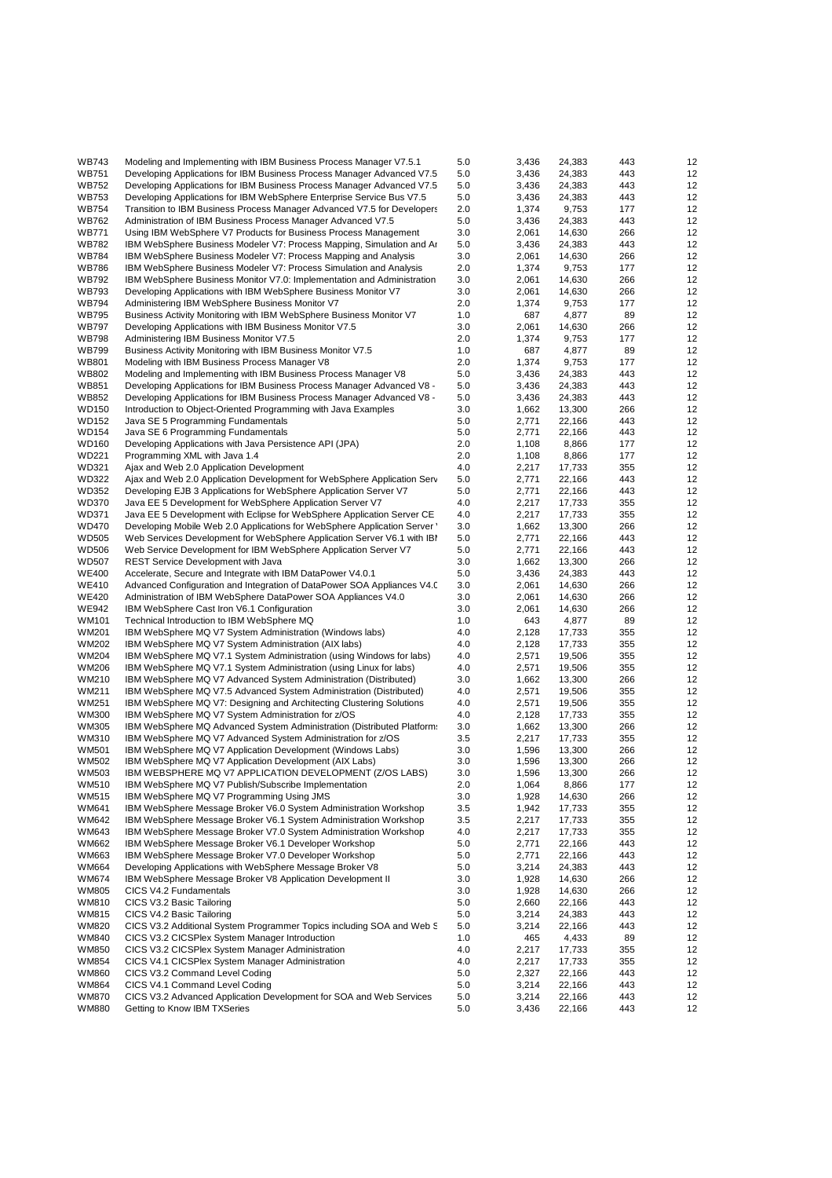| | | | | | | |
|---|---|---|---|---|---|---|
| WB743 | Modeling and Implementing with IBM Business Process Manager V7.5.1 | 5.0 | 3,436 | 24,383 | 443 | 12 |
| WB751 | Developing Applications for IBM Business Process Manager Advanced V7.5 | 5.0 | 3,436 | 24,383 | 443 | 12 |
| WB752 | Developing Applications for IBM Business Process Manager Advanced V7.5 | 5.0 | 3,436 | 24,383 | 443 | 12 |
| WB753 | Developing Applications for IBM WebSphere Enterprise Service Bus V7.5 | 5.0 | 3,436 | 24,383 | 443 | 12 |
| WB754 | Transition to IBM Business Process Manager Advanced V7.5 for Developers | 2.0 | 1,374 | 9,753 | 177 | 12 |
| WB762 | Administration of IBM Business Process Manager Advanced V7.5 | 5.0 | 3,436 | 24,383 | 443 | 12 |
| WB771 | Using IBM WebSphere V7 Products for Business Process Management | 3.0 | 2,061 | 14,630 | 266 | 12 |
| WB782 | IBM WebSphere Business Modeler V7: Process Mapping, Simulation and Ar | 5.0 | 3,436 | 24,383 | 443 | 12 |
| WB784 | IBM WebSphere Business Modeler V7: Process Mapping and Analysis | 3.0 | 2,061 | 14,630 | 266 | 12 |
| WB786 | IBM WebSphere Business Modeler V7: Process Simulation and Analysis | 2.0 | 1,374 | 9,753 | 177 | 12 |
| WB792 | IBM WebSphere Business Monitor V7.0: Implementation and Administration | 3.0 | 2,061 | 14,630 | 266 | 12 |
| WB793 | Developing Applications with IBM WebSphere Business Monitor V7 | 3.0 | 2,061 | 14,630 | 266 | 12 |
| WB794 | Administering IBM WebSphere Business Monitor V7 | 2.0 | 1,374 | 9,753 | 177 | 12 |
| WB795 | Business Activity Monitoring with IBM WebSphere Business Monitor V7 | 1.0 | 687 | 4,877 | 89 | 12 |
| WB797 | Developing Applications with IBM Business Monitor V7.5 | 3.0 | 2,061 | 14,630 | 266 | 12 |
| WB798 | Administering IBM Business Monitor V7.5 | 2.0 | 1,374 | 9,753 | 177 | 12 |
| WB799 | Business Activity Monitoring with IBM Business Monitor V7.5 | 1.0 | 687 | 4,877 | 89 | 12 |
| WB801 | Modeling with IBM Business Process Manager V8 | 2.0 | 1,374 | 9,753 | 177 | 12 |
| WB802 | Modeling and Implementing with IBM Business Process Manager V8 | 5.0 | 3,436 | 24,383 | 443 | 12 |
| WB851 | Developing Applications for IBM Business Process Manager Advanced V8 - | 5.0 | 3,436 | 24,383 | 443 | 12 |
| WB852 | Developing Applications for IBM Business Process Manager Advanced V8 - | 5.0 | 3,436 | 24,383 | 443 | 12 |
| WD150 | Introduction to Object-Oriented Programming with Java Examples | 3.0 | 1,662 | 13,300 | 266 | 12 |
| WD152 | Java SE 5 Programming Fundamentals | 5.0 | 2,771 | 22,166 | 443 | 12 |
| WD154 | Java SE 6 Programming Fundamentals | 5.0 | 2,771 | 22,166 | 443 | 12 |
| WD160 | Developing Applications with Java Persistence API (JPA) | 2.0 | 1,108 | 8,866 | 177 | 12 |
| WD221 | Programming XML with Java 1.4 | 2.0 | 1,108 | 8,866 | 177 | 12 |
| WD321 | Ajax and Web 2.0 Application Development | 4.0 | 2,217 | 17,733 | 355 | 12 |
| WD322 | Ajax and Web 2.0 Application Development for WebSphere Application Serv | 5.0 | 2,771 | 22,166 | 443 | 12 |
| WD352 | Developing EJB 3 Applications for WebSphere Application Server V7 | 5.0 | 2,771 | 22,166 | 443 | 12 |
| WD370 | Java EE 5 Development for WebSphere Application Server V7 | 4.0 | 2,217 | 17,733 | 355 | 12 |
| WD371 | Java EE 5 Development with Eclipse for WebSphere Application Server CE | 4.0 | 2,217 | 17,733 | 355 | 12 |
| WD470 | Developing Mobile Web 2.0 Applications for WebSphere Application Server ' | 3.0 | 1,662 | 13,300 | 266 | 12 |
| WD505 | Web Services Development for WebSphere Application Server V6.1 with IBI | 5.0 | 2,771 | 22,166 | 443 | 12 |
| WD506 | Web Service Development for IBM WebSphere Application Server V7 | 5.0 | 2,771 | 22,166 | 443 | 12 |
| WD507 | REST Service Development with Java | 3.0 | 1,662 | 13,300 | 266 | 12 |
| WE400 | Accelerate, Secure and Integrate with IBM DataPower V4.0.1 | 5.0 | 3,436 | 24,383 | 443 | 12 |
| WE410 | Advanced Configuration and Integration of DataPower SOA Appliances V4.C | 3.0 | 2,061 | 14,630 | 266 | 12 |
| WE420 | Administration of IBM WebSphere DataPower SOA Appliances V4.0 | 3.0 | 2,061 | 14,630 | 266 | 12 |
| WE942 | IBM WebSphere Cast Iron V6.1 Configuration | 3.0 | 2,061 | 14,630 | 266 | 12 |
| WM101 | Technical Introduction to IBM WebSphere MQ | 1.0 | 643 | 4,877 | 89 | 12 |
| WM201 | IBM WebSphere MQ V7 System Administration (Windows labs) | 4.0 | 2,128 | 17,733 | 355 | 12 |
| WM202 | IBM WebSphere MQ V7 System Administration (AIX labs) | 4.0 | 2,128 | 17,733 | 355 | 12 |
| WM204 | IBM WebSphere MQ V7.1 System Administration (using Windows for labs) | 4.0 | 2,571 | 19,506 | 355 | 12 |
| WM206 | IBM WebSphere MQ V7.1 System Administration (using Linux for labs) | 4.0 | 2,571 | 19,506 | 355 | 12 |
| WM210 | IBM WebSphere MQ V7 Advanced System Administration (Distributed) | 3.0 | 1,662 | 13,300 | 266 | 12 |
| WM211 | IBM WebSphere MQ V7.5 Advanced System Administration (Distributed) | 4.0 | 2,571 | 19,506 | 355 | 12 |
| WM251 | IBM WebSphere MQ V7: Designing and Architecting Clustering Solutions | 4.0 | 2,571 | 19,506 | 355 | 12 |
| WM300 | IBM WebSphere MQ V7 System Administration for z/OS | 4.0 | 2,128 | 17,733 | 355 | 12 |
| WM305 | IBM WebSphere MQ Advanced System Administration (Distributed Platform: | 3.0 | 1,662 | 13,300 | 266 | 12 |
| WM310 | IBM WebSphere MQ V7 Advanced System Administration for z/OS | 3.5 | 2,217 | 17,733 | 355 | 12 |
| WM501 | IBM WebSphere MQ V7 Application Development (Windows Labs) | 3.0 | 1,596 | 13,300 | 266 | 12 |
| WM502 | IBM WebSphere MQ V7 Application Development (AIX Labs) | 3.0 | 1,596 | 13,300 | 266 | 12 |
| WM503 | IBM WEBSPHERE MQ V7 APPLICATION DEVELOPMENT (Z/OS LABS) | 3.0 | 1,596 | 13,300 | 266 | 12 |
| WM510 | IBM WebSphere MQ V7 Publish/Subscribe Implementation | 2.0 | 1,064 | 8,866 | 177 | 12 |
| WM515 | IBM WebSphere MQ V7 Programming Using JMS | 3.0 | 1,928 | 14,630 | 266 | 12 |
| WM641 | IBM WebSphere Message Broker V6.0 System Administration Workshop | 3.5 | 1,942 | 17,733 | 355 | 12 |
| WM642 | IBM WebSphere Message Broker V6.1 System Administration Workshop | 3.5 | 2,217 | 17,733 | 355 | 12 |
| WM643 | IBM WebSphere Message Broker V7.0 System Administration Workshop | 4.0 | 2,217 | 17,733 | 355 | 12 |
| WM662 | IBM WebSphere Message Broker V6.1 Developer Workshop | 5.0 | 2,771 | 22,166 | 443 | 12 |
| WM663 | IBM WebSphere Message Broker V7.0 Developer Workshop | 5.0 | 2,771 | 22,166 | 443 | 12 |
| WM664 | Developing Applications with WebSphere Message Broker V8 | 5.0 | 3,214 | 24,383 | 443 | 12 |
| WM674 | IBM WebSphere Message Broker V8 Application Development II | 3.0 | 1,928 | 14,630 | 266 | 12 |
| WM805 | CICS V4.2 Fundamentals | 3.0 | 1,928 | 14,630 | 266 | 12 |
| WM810 | CICS V3.2 Basic Tailoring | 5.0 | 2,660 | 22,166 | 443 | 12 |
| WM815 | CICS V4.2 Basic Tailoring | 5.0 | 3,214 | 24,383 | 443 | 12 |
| WM820 | CICS V3.2 Additional System Programmer Topics including SOA and Web S | 5.0 | 3,214 | 22,166 | 443 | 12 |
| WM840 | CICS V3.2 CICSPlex System Manager Introduction | 1.0 | 465 | 4,433 | 89 | 12 |
| WM850 | CICS V3.2 CICSPlex System Manager Administration | 4.0 | 2,217 | 17,733 | 355 | 12 |
| WM854 | CICS V4.1 CICSPlex System Manager Administration | 4.0 | 2,217 | 17,733 | 355 | 12 |
| WM860 | CICS V3.2 Command Level Coding | 5.0 | 2,327 | 22,166 | 443 | 12 |
| WM864 | CICS V4.1 Command Level Coding | 5.0 | 3,214 | 22,166 | 443 | 12 |
| WM870 | CICS V3.2 Advanced Application Development for SOA and Web Services | 5.0 | 3,214 | 22,166 | 443 | 12 |
| WM880 | Getting to Know IBM TXSeries | 5.0 | 3,436 | 22,166 | 443 | 12 |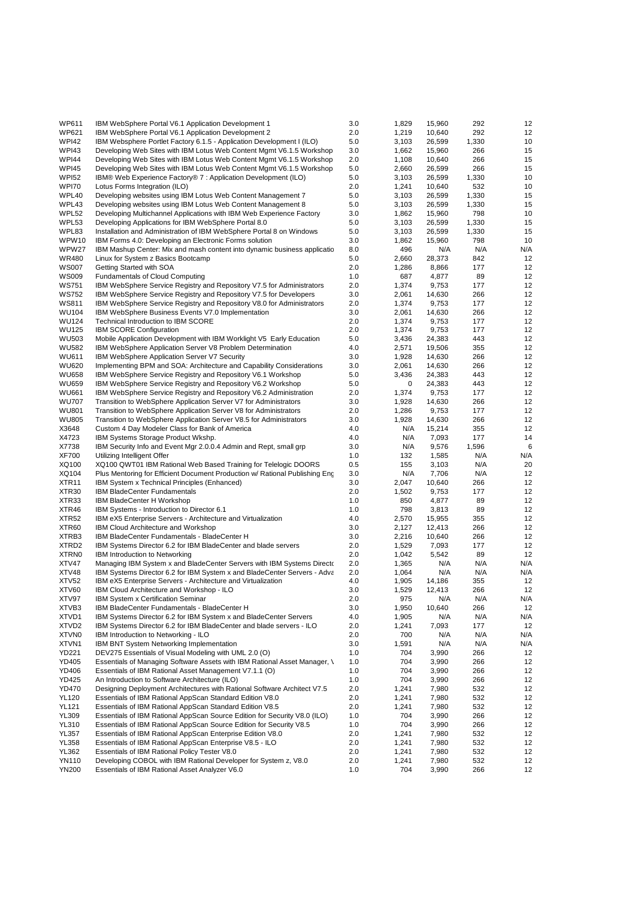| | | | | | | |
|---|---|---|---|---|---|---|
| WP611 | IBM WebSphere Portal V6.1 Application Development 1 | 3.0 | 1,829 | 15,960 | 292 | 12 |
| WP621 | IBM WebSphere Portal V6.1 Application Development 2 | 2.0 | 1,219 | 10,640 | 292 | 12 |
| WPI42 | IBM Websphere Portlet Factory 6.1.5 - Application Development I (ILO) | 5.0 | 3,103 | 26,599 | 1,330 | 10 |
| WPI43 | Developing Web Sites with IBM Lotus Web Content Mgmt V6.1.5 Workshop | 3.0 | 1,662 | 15,960 | 266 | 15 |
| WPI44 | Developing Web Sites with IBM Lotus Web Content Mgmt V6.1.5 Workshop | 2.0 | 1,108 | 10,640 | 266 | 15 |
| WPI45 | Developing Web Sites with IBM Lotus Web Content Mgmt V6.1.5 Workshop | 5.0 | 2,660 | 26,599 | 266 | 15 |
| WPI52 | IBM® Web Experience Factory® 7 : Application Development (ILO) | 5.0 | 3,103 | 26,599 | 1,330 | 10 |
| WPI70 | Lotus Forms Integration (ILO) | 2.0 | 1,241 | 10,640 | 532 | 10 |
| WPL40 | Developing websites using IBM Lotus Web Content Management 7 | 5.0 | 3,103 | 26,599 | 1,330 | 15 |
| WPL43 | Developing websites using IBM Lotus Web Content Management 8 | 5.0 | 3,103 | 26,599 | 1,330 | 15 |
| WPL52 | Developing Multichannel Applications with IBM Web Experience Factory | 3.0 | 1,862 | 15,960 | 798 | 10 |
| WPL53 | Developing Applications for IBM WebSphere Portal 8.0 | 5.0 | 3,103 | 26,599 | 1,330 | 15 |
| WPL83 | Installation and Administration of IBM WebSphere Portal 8 on Windows | 5.0 | 3,103 | 26,599 | 1,330 | 15 |
| WPW10 | IBM Forms 4.0: Developing an Electronic Forms solution | 3.0 | 1,862 | 15,960 | 798 | 10 |
| WPW27 | IBM Mashup Center: Mix and mash content into dynamic business applicatio | 8.0 | 496 | N/A | N/A | N/A |
| WR480 | Linux for System z Basics Bootcamp | 5.0 | 2,660 | 28,373 | 842 | 12 |
| WS007 | Getting Started with SOA | 2.0 | 1,286 | 8,866 | 177 | 12 |
| WS009 | Fundamentals of Cloud Computing | 1.0 | 687 | 4,877 | 89 | 12 |
| WS751 | IBM WebSphere Service Registry and Repository V7.5 for Administrators | 2.0 | 1,374 | 9,753 | 177 | 12 |
| WS752 | IBM WebSphere Service Registry and Repository V7.5 for Developers | 3.0 | 2,061 | 14,630 | 266 | 12 |
| WS811 | IBM WebSphere Service Registry and Repository V8.0 for Administrators | 2.0 | 1,374 | 9,753 | 177 | 12 |
| WU104 | IBM WebSphere Business Events V7.0 Implementation | 3.0 | 2,061 | 14,630 | 266 | 12 |
| WU124 | Technical Introduction to IBM SCORE | 2.0 | 1,374 | 9,753 | 177 | 12 |
| WU125 | IBM SCORE Configuration | 2.0 | 1,374 | 9,753 | 177 | 12 |
| WU503 | Mobile Application Development with IBM Worklight V5 Early Education | 5.0 | 3,436 | 24,383 | 443 | 12 |
| WU582 | IBM WebSphere Application Server V8 Problem Determination | 4.0 | 2,571 | 19,506 | 355 | 12 |
| WU611 | IBM WebSphere Application Server V7 Security | 3.0 | 1,928 | 14,630 | 266 | 12 |
| WU620 | Implementing BPM and SOA: Architecture and Capability Considerations | 3.0 | 2,061 | 14,630 | 266 | 12 |
| WU658 | IBM WebSphere Service Registry and Repository V6.1 Workshop | 5.0 | 3,436 | 24,383 | 443 | 12 |
| WU659 | IBM WebSphere Service Registry and Repository V6.2 Workshop | 5.0 | 0 | 24,383 | 443 | 12 |
| WU661 | IBM WebSphere Service Registry and Repository V6.2 Administration | 2.0 | 1,374 | 9,753 | 177 | 12 |
| WU707 | Transition to WebSphere Application Server V7 for Administrators | 3.0 | 1,928 | 14,630 | 266 | 12 |
| WU801 | Transition to WebSphere Application Server V8 for Administrators | 2.0 | 1,286 | 9,753 | 177 | 12 |
| WU805 | Transition to WebSphere Application Server V8.5 for Administrators | 3.0 | 1,928 | 14,630 | 266 | 12 |
| X3648 | Custom 4 Day Modeler Class for Bank of America | 4.0 | N/A | 15,214 | 355 | 12 |
| X4723 | IBM Systems Storage Product Wkshp. | 4.0 | N/A | 7,093 | 177 | 14 |
| X7738 | IBM Security Info and Event Mgr 2.0.0.4 Admin and Rept, small grp | 3.0 | N/A | 9,576 | 1,596 | 6 |
| XF700 | Utilizing Intelligent Offer | 1.0 | 132 | 1,585 | N/A | N/A |
| XQ100 | XQ100 QWT01 IBM Rational Web Based Training for Telelogic DOORS | 0.5 | 155 | 3,103 | N/A | 20 |
| XQ104 | Plus Mentoring for Efficient Document Production w/ Rational Publishing Eng | 3.0 | N/A | 7,706 | N/A | 12 |
| XTR11 | IBM System x Technical Principles (Enhanced) | 3.0 | 2,047 | 10,640 | 266 | 12 |
| XTR30 | IBM BladeCenter Fundamentals | 2.0 | 1,502 | 9,753 | 177 | 12 |
| XTR33 | IBM BladeCenter H Workshop | 1.0 | 850 | 4,877 | 89 | 12 |
| XTR46 | IBM Systems - Introduction to Director 6.1 | 1.0 | 798 | 3,813 | 89 | 12 |
| XTR52 | IBM eX5 Enterprise Servers - Architecture and Virtualization | 4.0 | 2,570 | 15,955 | 355 | 12 |
| XTR60 | IBM Cloud Architecture and Workshop | 3.0 | 2,127 | 12,413 | 266 | 12 |
| XTRB3 | IBM BladeCenter Fundamentals - BladeCenter H | 3.0 | 2,216 | 10,640 | 266 | 12 |
| XTRD2 | IBM Systems Director 6.2 for IBM BladeCenter and blade servers | 2.0 | 1,529 | 7,093 | 177 | 12 |
| XTRN0 | IBM Introduction to Networking | 2.0 | 1,042 | 5,542 | 89 | 12 |
| XTV47 | Managing IBM System x and BladeCenter Servers with IBM Systems Directo | 2.0 | 1,365 | N/A | N/A | N/A |
| XTV48 | IBM Systems Director 6.2 for IBM System x and BladeCenter Servers - Adva | 2.0 | 1,064 | N/A | N/A | N/A |
| XTV52 | IBM eX5 Enterprise Servers - Architecture and Virtualization | 4.0 | 1,905 | 14,186 | 355 | 12 |
| XTV60 | IBM Cloud Architecture and Workshop - ILO | 3.0 | 1,529 | 12,413 | 266 | 12 |
| XTV97 | IBM System x Certification Seminar | 2.0 | 975 | N/A | N/A | N/A |
| XTVB3 | IBM BladeCenter Fundamentals - BladeCenter H | 3.0 | 1,950 | 10,640 | 266 | 12 |
| XTVD1 | IBM Systems Director 6.2 for IBM System x and BladeCenter Servers | 4.0 | 1,905 | N/A | N/A | N/A |
| XTVD2 | IBM Systems Director 6.2 for IBM BladeCenter and blade servers - ILO | 2.0 | 1,241 | 7,093 | 177 | 12 |
| XTVN0 | IBM Introduction to Networking - ILO | 2.0 | 700 | N/A | N/A | N/A |
| XTVN1 | IBM BNT System Networking Implementation | 3.0 | 1,591 | N/A | N/A | N/A |
| YD221 | DEV275 Essentials of Visual Modeling with UML 2.0 (O) | 1.0 | 704 | 3,990 | 266 | 12 |
| YD405 | Essentials of Managing Software Assets with IBM Rational Asset Manager, \ | 1.0 | 704 | 3,990 | 266 | 12 |
| YD406 | Essentials of IBM Rational Asset Management V7.1.1 (O) | 1.0 | 704 | 3,990 | 266 | 12 |
| YD425 | An Introduction to Software Architecture (ILO) | 1.0 | 704 | 3,990 | 266 | 12 |
| YD470 | Designing Deployment Architectures with Rational Software Architect V7.5 | 2.0 | 1,241 | 7,980 | 532 | 12 |
| YL120 | Essentials of IBM Rational AppScan Standard Edition V8.0 | 2.0 | 1,241 | 7,980 | 532 | 12 |
| YL121 | Essentials of IBM Rational AppScan Standard Edition V8.5 | 2.0 | 1,241 | 7,980 | 532 | 12 |
| YL309 | Essentials of IBM Rational AppScan Source Edition for Security V8.0 (ILO) | 1.0 | 704 | 3,990 | 266 | 12 |
| YL310 | Essentials of IBM Rational AppScan Source Edition for Security V8.5 | 1.0 | 704 | 3,990 | 266 | 12 |
| YL357 | Essentials of IBM Rational AppScan Enterprise Edition V8.0 | 2.0 | 1,241 | 7,980 | 532 | 12 |
| YL358 | Essentials of IBM Rational AppScan Enterprise V8.5 - ILO | 2.0 | 1,241 | 7,980 | 532 | 12 |
| YL362 | Essentials of IBM Rational Policy Tester V8.0 | 2.0 | 1,241 | 7,980 | 532 | 12 |
| YN110 | Developing COBOL with IBM Rational Developer for System z, V8.0 | 2.0 | 1,241 | 7,980 | 532 | 12 |
| YN200 | Essentials of IBM Rational Asset Analyzer V6.0 | 1.0 | 704 | 3,990 | 266 | 12 |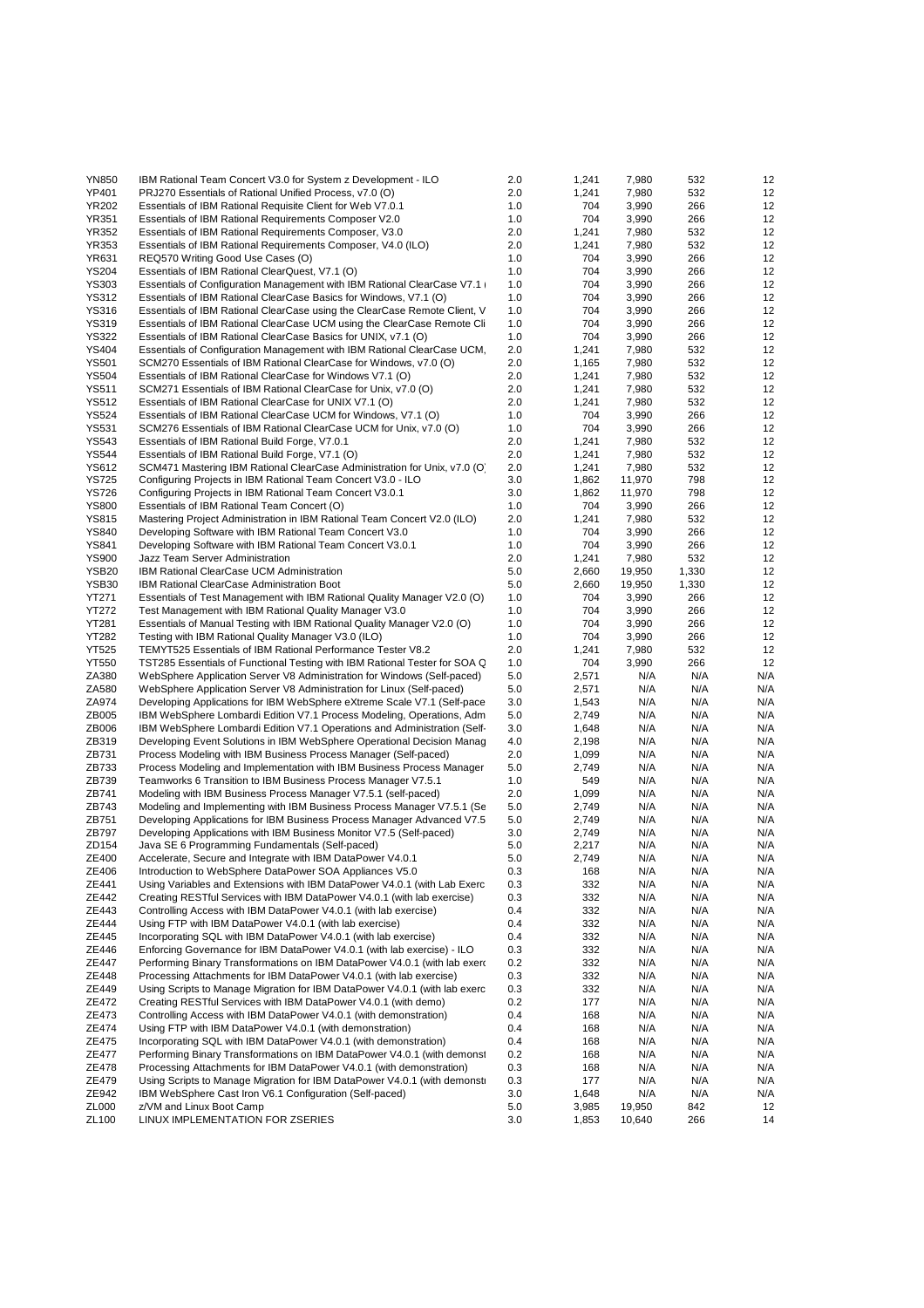| | | | | | | |
|---|---|---|---|---|---|---|
| YN850 | IBM Rational Team Concert V3.0 for System z Development - ILO | 2.0 | 1,241 | 7,980 | 532 | 12 |
| YP401 | PRJ270 Essentials of Rational Unified Process, v7.0 (O) | 2.0 | 1,241 | 7,980 | 532 | 12 |
| YR202 | Essentials of IBM Rational Requisite Client for Web V7.0.1 | 1.0 | 704 | 3,990 | 266 | 12 |
| YR351 | Essentials of IBM Rational Requirements Composer V2.0 | 1.0 | 704 | 3,990 | 266 | 12 |
| YR352 | Essentials of IBM Rational Requirements Composer, V3.0 | 2.0 | 1,241 | 7,980 | 532 | 12 |
| YR353 | Essentials of IBM Rational Requirements Composer, V4.0 (ILO) | 2.0 | 1,241 | 7,980 | 532 | 12 |
| YR631 | REQ570 Writing Good Use Cases (O) | 1.0 | 704 | 3,990 | 266 | 12 |
| YS204 | Essentials of IBM Rational ClearQuest, V7.1 (O) | 1.0 | 704 | 3,990 | 266 | 12 |
| YS303 | Essentials of Configuration Management with IBM Rational ClearCase V7.1 ( | 1.0 | 704 | 3,990 | 266 | 12 |
| YS312 | Essentials of IBM Rational ClearCase Basics for Windows, V7.1 (O) | 1.0 | 704 | 3,990 | 266 | 12 |
| YS316 | Essentials of IBM Rational ClearCase using the ClearCase Remote Client, V | 1.0 | 704 | 3,990 | 266 | 12 |
| YS319 | Essentials of IBM Rational ClearCase UCM using the ClearCase Remote Cli | 1.0 | 704 | 3,990 | 266 | 12 |
| YS322 | Essentials of IBM Rational ClearCase Basics for UNIX, v7.1 (O) | 1.0 | 704 | 3,990 | 266 | 12 |
| YS404 | Essentials of Configuration Management with IBM Rational ClearCase UCM, | 2.0 | 1,241 | 7,980 | 532 | 12 |
| YS501 | SCM270 Essentials of IBM Rational ClearCase for Windows, v7.0 (O) | 2.0 | 1,165 | 7,980 | 532 | 12 |
| YS504 | Essentials of IBM Rational ClearCase for Windows V7.1 (O) | 2.0 | 1,241 | 7,980 | 532 | 12 |
| YS511 | SCM271 Essentials of IBM Rational ClearCase for Unix, v7.0 (O) | 2.0 | 1,241 | 7,980 | 532 | 12 |
| YS512 | Essentials of IBM Rational ClearCase for UNIX V7.1 (O) | 2.0 | 1,241 | 7,980 | 532 | 12 |
| YS524 | Essentials of IBM Rational ClearCase UCM for Windows, V7.1 (O) | 1.0 | 704 | 3,990 | 266 | 12 |
| YS531 | SCM276 Essentials of IBM Rational ClearCase UCM for Unix, v7.0 (O) | 1.0 | 704 | 3,990 | 266 | 12 |
| YS543 | Essentials of IBM Rational Build Forge, V7.0.1 | 2.0 | 1,241 | 7,980 | 532 | 12 |
| YS544 | Essentials of IBM Rational Build Forge, V7.1 (O) | 2.0 | 1,241 | 7,980 | 532 | 12 |
| YS612 | SCM471 Mastering IBM Rational ClearCase Administration for Unix, v7.0 (O) | 2.0 | 1,241 | 7,980 | 532 | 12 |
| YS725 | Configuring Projects in IBM Rational Team Concert V3.0 - ILO | 3.0 | 1,862 | 11,970 | 798 | 12 |
| YS726 | Configuring Projects in IBM Rational Team Concert V3.0.1 | 3.0 | 1,862 | 11,970 | 798 | 12 |
| YS800 | Essentials of IBM Rational Team Concert (O) | 1.0 | 704 | 3,990 | 266 | 12 |
| YS815 | Mastering Project Administration in IBM Rational Team Concert V2.0 (ILO) | 2.0 | 1,241 | 7,980 | 532 | 12 |
| YS840 | Developing Software with IBM Rational Team Concert V3.0 | 1.0 | 704 | 3,990 | 266 | 12 |
| YS841 | Developing Software with IBM Rational Team Concert V3.0.1 | 1.0 | 704 | 3,990 | 266 | 12 |
| YS900 | Jazz Team Server Administration | 2.0 | 1,241 | 7,980 | 532 | 12 |
| YSB20 | IBM Rational ClearCase UCM Administration | 5.0 | 2,660 | 19,950 | 1,330 | 12 |
| YSB30 | IBM Rational ClearCase Administration Boot | 5.0 | 2,660 | 19,950 | 1,330 | 12 |
| YT271 | Essentials of Test Management with IBM Rational Quality Manager V2.0 (O) | 1.0 | 704 | 3,990 | 266 | 12 |
| YT272 | Test Management with IBM Rational Quality Manager V3.0 | 1.0 | 704 | 3,990 | 266 | 12 |
| YT281 | Essentials of Manual Testing with IBM Rational Quality Manager V2.0 (O) | 1.0 | 704 | 3,990 | 266 | 12 |
| YT282 | Testing with IBM Rational Quality Manager V3.0 (ILO) | 1.0 | 704 | 3,990 | 266 | 12 |
| YT525 | TEMYT525 Essentials of IBM Rational Performance Tester V8.2 | 2.0 | 1,241 | 7,980 | 532 | 12 |
| YT550 | TST285 Essentials of Functional Testing with IBM Rational Tester for SOA Q | 1.0 | 704 | 3,990 | 266 | 12 |
| ZA380 | WebSphere Application Server V8 Administration for Windows (Self-paced) | 5.0 | 2,571 | N/A | N/A | N/A |
| ZA580 | WebSphere Application Server V8 Administration for Linux (Self-paced) | 5.0 | 2,571 | N/A | N/A | N/A |
| ZA974 | Developing Applications for IBM WebSphere eXtreme Scale V7.1 (Self-pace | 3.0 | 1,543 | N/A | N/A | N/A |
| ZB005 | IBM WebSphere Lombardi Edition V7.1 Process Modeling, Operations, Adm | 5.0 | 2,749 | N/A | N/A | N/A |
| ZB006 | IBM WebSphere Lombardi Edition V7.1 Operations and Administration (Self- | 3.0 | 1,648 | N/A | N/A | N/A |
| ZB319 | Developing Event Solutions in IBM WebSphere Operational Decision Manag | 4.0 | 2,198 | N/A | N/A | N/A |
| ZB731 | Process Modeling with IBM Business Process Manager (Self-paced) | 2.0 | 1,099 | N/A | N/A | N/A |
| ZB733 | Process Modeling and Implementation with IBM Business Process Manager | 5.0 | 2,749 | N/A | N/A | N/A |
| ZB739 | Teamworks 6 Transition to IBM Business Process Manager V7.5.1 | 1.0 | 549 | N/A | N/A | N/A |
| ZB741 | Modeling with IBM Business Process Manager V7.5.1 (self-paced) | 2.0 | 1,099 | N/A | N/A | N/A |
| ZB743 | Modeling and Implementing with IBM Business Process Manager V7.5.1 (Se | 5.0 | 2,749 | N/A | N/A | N/A |
| ZB751 | Developing Applications for IBM Business Process Manager Advanced V7.5 | 5.0 | 2,749 | N/A | N/A | N/A |
| ZB797 | Developing Applications with IBM Business Monitor V7.5 (Self-paced) | 3.0 | 2,749 | N/A | N/A | N/A |
| ZD154 | Java SE 6 Programming Fundamentals (Self-paced) | 5.0 | 2,217 | N/A | N/A | N/A |
| ZE400 | Accelerate, Secure and Integrate with IBM DataPower V4.0.1 | 5.0 | 2,749 | N/A | N/A | N/A |
| ZE406 | Introduction to WebSphere DataPower SOA Appliances V5.0 | 0.3 | 168 | N/A | N/A | N/A |
| ZE441 | Using Variables and Extensions with IBM DataPower V4.0.1 (with Lab Exerc | 0.3 | 332 | N/A | N/A | N/A |
| ZE442 | Creating RESTful Services with IBM DataPower V4.0.1 (with lab exercise) | 0.3 | 332 | N/A | N/A | N/A |
| ZE443 | Controlling Access with IBM DataPower V4.0.1 (with lab exercise) | 0.4 | 332 | N/A | N/A | N/A |
| ZE444 | Using FTP with IBM DataPower V4.0.1 (with lab exercise) | 0.4 | 332 | N/A | N/A | N/A |
| ZE445 | Incorporating SQL with IBM DataPower V4.0.1 (with lab exercise) | 0.4 | 332 | N/A | N/A | N/A |
| ZE446 | Enforcing Governance for IBM DataPower V4.0.1 (with lab exercise) - ILO | 0.3 | 332 | N/A | N/A | N/A |
| ZE447 | Performing Binary Transformations on IBM DataPower V4.0.1 (with lab exerc | 0.2 | 332 | N/A | N/A | N/A |
| ZE448 | Processing Attachments for IBM DataPower V4.0.1 (with lab exercise) | 0.3 | 332 | N/A | N/A | N/A |
| ZE449 | Using Scripts to Manage Migration for IBM DataPower V4.0.1 (with lab exerc | 0.3 | 332 | N/A | N/A | N/A |
| ZE472 | Creating RESTful Services with IBM DataPower V4.0.1 (with demo) | 0.2 | 177 | N/A | N/A | N/A |
| ZE473 | Controlling Access with IBM DataPower V4.0.1 (with demonstration) | 0.4 | 168 | N/A | N/A | N/A |
| ZE474 | Using FTP with IBM DataPower V4.0.1 (with demonstration) | 0.4 | 168 | N/A | N/A | N/A |
| ZE475 | Incorporating SQL with IBM DataPower V4.0.1 (with demonstration) | 0.4 | 168 | N/A | N/A | N/A |
| ZE477 | Performing Binary Transformations on IBM DataPower V4.0.1 (with demonst | 0.2 | 168 | N/A | N/A | N/A |
| ZE478 | Processing Attachments for IBM DataPower V4.0.1 (with demonstration) | 0.3 | 168 | N/A | N/A | N/A |
| ZE479 | Using Scripts to Manage Migration for IBM DataPower V4.0.1 (with demonstr | 0.3 | 177 | N/A | N/A | N/A |
| ZE942 | IBM WebSphere Cast Iron V6.1 Configuration (Self-paced) | 3.0 | 1,648 | N/A | N/A | N/A |
| ZL000 | z/VM and Linux Boot Camp | 5.0 | 3,985 | 19,950 | 842 | 12 |
| ZL100 | LINUX IMPLEMENTATION FOR ZSERIES | 3.0 | 1,853 | 10,640 | 266 | 14 |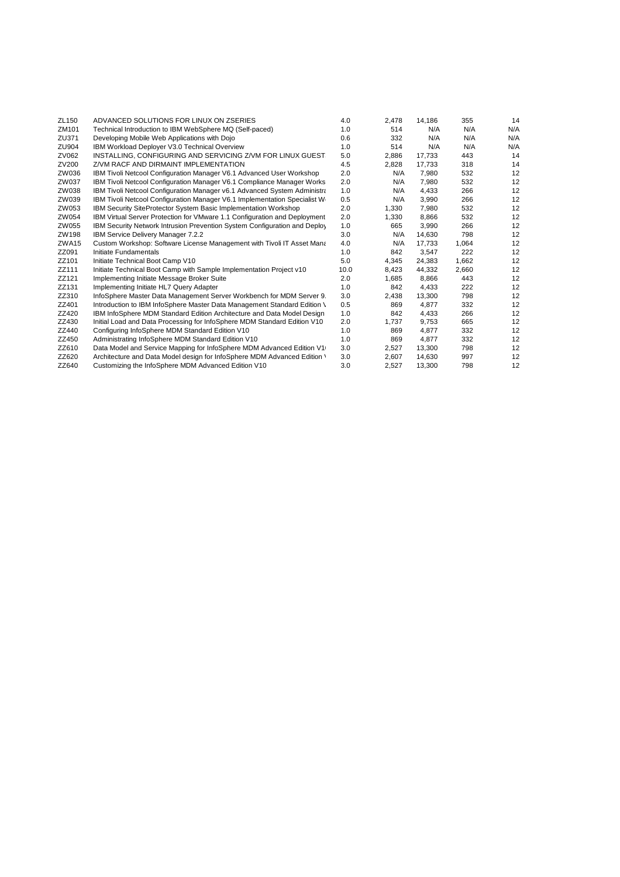| | | | | | | |
|---|---|---|---|---|---|---|
| ZL150 | ADVANCED SOLUTIONS FOR LINUX ON ZSERIES | 4.0 | 2,478 | 14,186 | 355 | 14 |
| ZM101 | Technical Introduction to IBM WebSphere MQ (Self-paced) | 1.0 | 514 | N/A | N/A | N/A |
| ZU371 | Developing Mobile Web Applications with Dojo | 0.6 | 332 | N/A | N/A | N/A |
| ZU904 | IBM Workload Deployer V3.0 Technical Overview | 1.0 | 514 | N/A | N/A | N/A |
| ZV062 | INSTALLING, CONFIGURING AND SERVICING Z/VM FOR LINUX GUEST | 5.0 | 2,886 | 17,733 | 443 | 14 |
| ZV200 | Z/VM RACF AND DIRMAINT IMPLEMENTATION | 4.5 | 2,828 | 17,733 | 318 | 14 |
| ZW036 | IBM Tivoli Netcool Configuration Manager V6.1 Advanced User Workshop | 2.0 | N/A | 7,980 | 532 | 12 |
| ZW037 | IBM Tivoli Netcool Configuration Manager V6.1 Compliance Manager Works | 2.0 | N/A | 7,980 | 532 | 12 |
| ZW038 | IBM Tivoli Netcool Configuration Manager v6.1 Advanced System Administra | 1.0 | N/A | 4,433 | 266 | 12 |
| ZW039 | IBM Tivoli Netcool Configuration Manager V6.1 Implementation Specialist W | 0.5 | N/A | 3,990 | 266 | 12 |
| ZW053 | IBM Security SiteProtector System Basic Implementation Workshop | 2.0 | 1,330 | 7,980 | 532 | 12 |
| ZW054 | IBM Virtual Server Protection for VMware 1.1 Configuration and Deployment | 2.0 | 1,330 | 8,866 | 532 | 12 |
| ZW055 | IBM Security Network Intrusion Prevention System Configuration and Deploy | 1.0 | 665 | 3,990 | 266 | 12 |
| ZW198 | IBM Service Delivery Manager 7.2.2 | 3.0 | N/A | 14,630 | 798 | 12 |
| ZWA15 | Custom Workshop: Software License Management with Tivoli IT Asset Mana | 4.0 | N/A | 17,733 | 1,064 | 12 |
| ZZ091 | Initiate Fundamentals | 1.0 | 842 | 3,547 | 222 | 12 |
| ZZ101 | Initiate Technical Boot Camp V10 | 5.0 | 4,345 | 24,383 | 1,662 | 12 |
| ZZ111 | Initiate Technical Boot Camp with Sample Implementation Project v10 | 10.0 | 8,423 | 44,332 | 2,660 | 12 |
| ZZ121 | Implementing Initiate Message Broker Suite | 2.0 | 1,685 | 8,866 | 443 | 12 |
| ZZ131 | Implementing Initiate HL7 Query Adapter | 1.0 | 842 | 4,433 | 222 | 12 |
| ZZ310 | InfoSphere Master Data Management Server Workbench for MDM Server 9. | 3.0 | 2,438 | 13,300 | 798 | 12 |
| ZZ401 | Introduction to IBM InfoSphere Master Data Management Standard Edition V | 0.5 | 869 | 4,877 | 332 | 12 |
| ZZ420 | IBM InfoSphere MDM Standard Edition Architecture and Data Model Design | 1.0 | 842 | 4,433 | 266 | 12 |
| ZZ430 | Initial Load and Data Processing for InfoSphere MDM Standard Edition V10 | 2.0 | 1,737 | 9,753 | 665 | 12 |
| ZZ440 | Configuring InfoSphere MDM Standard Edition V10 | 1.0 | 869 | 4,877 | 332 | 12 |
| ZZ450 | Administrating InfoSphere MDM Standard Edition V10 | 1.0 | 869 | 4,877 | 332 | 12 |
| ZZ610 | Data Model and Service Mapping for InfoSphere MDM Advanced Edition V1 | 3.0 | 2,527 | 13,300 | 798 | 12 |
| ZZ620 | Architecture and Data Model design for InfoSphere MDM Advanced Edition V | 3.0 | 2,607 | 14,630 | 997 | 12 |
| ZZ640 | Customizing the InfoSphere MDM Advanced Edition V10 | 3.0 | 2,527 | 13,300 | 798 | 12 |